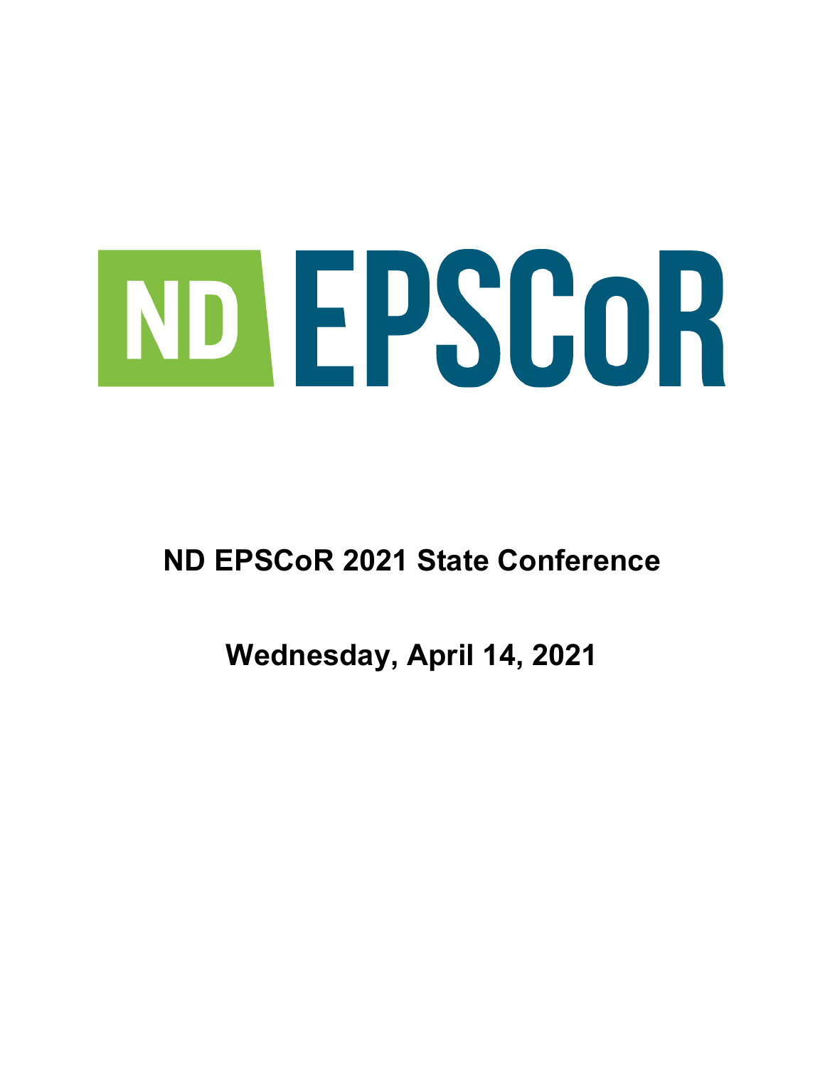ND EPSCoR

# ND EPSCoR 2021 State Conference

## Wednesday, April 14, 2021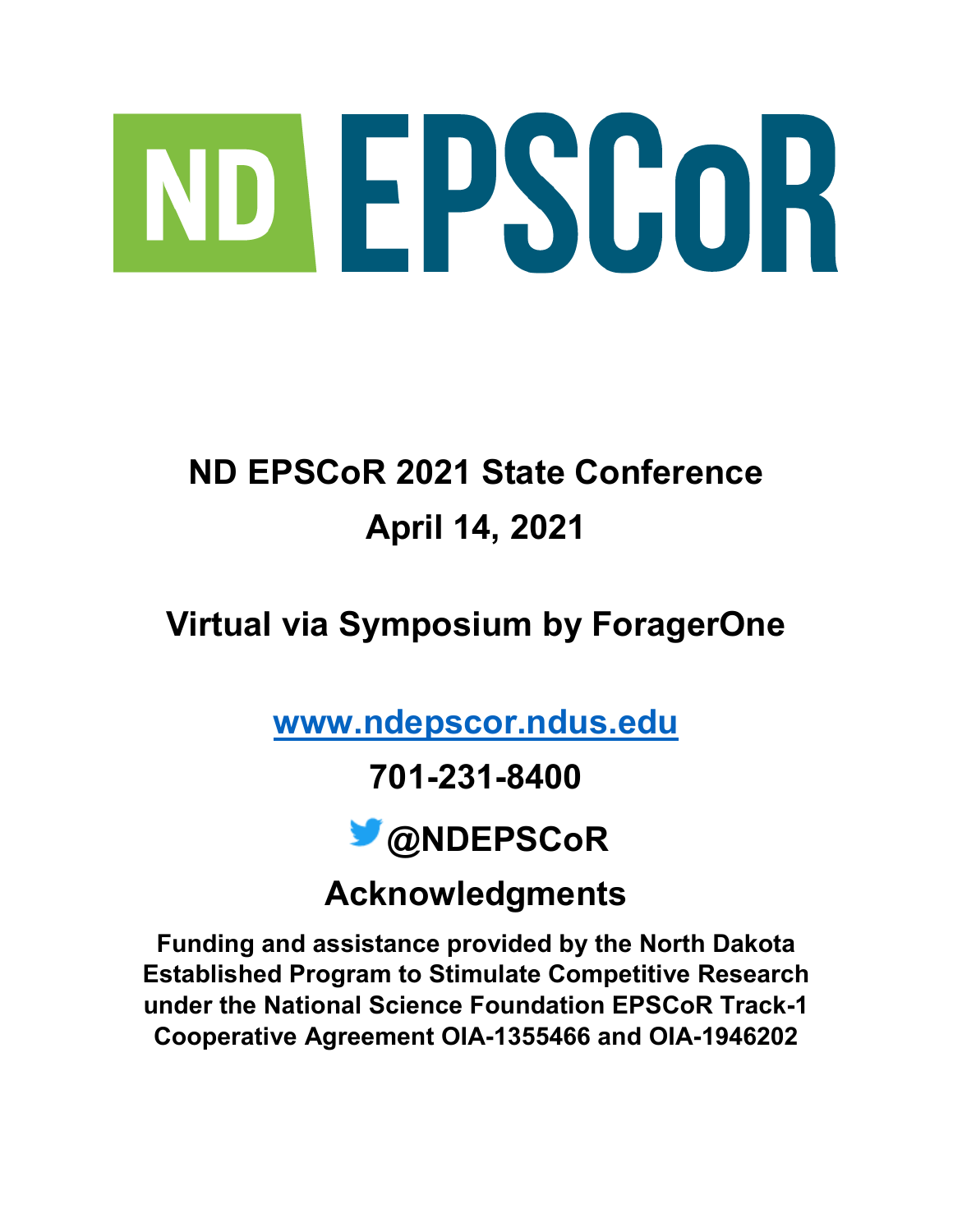# ND EPSCoR

## ND EPSCoR 2021 State Conference

## April 14, 2021

## Virtual via Symposium by ForagerOne

**www.ndepscor.ndus.edu**

**701-231-8400**

**@NDEPSCoR**

## Acknowledgments

**Funding and assistance provided by the North Dakota Established Program to Stimulate Competitive Research under the National Science Foundation EPSCoR Track-1 Cooperative Agreement OIA-1355466 and OIA-1946202**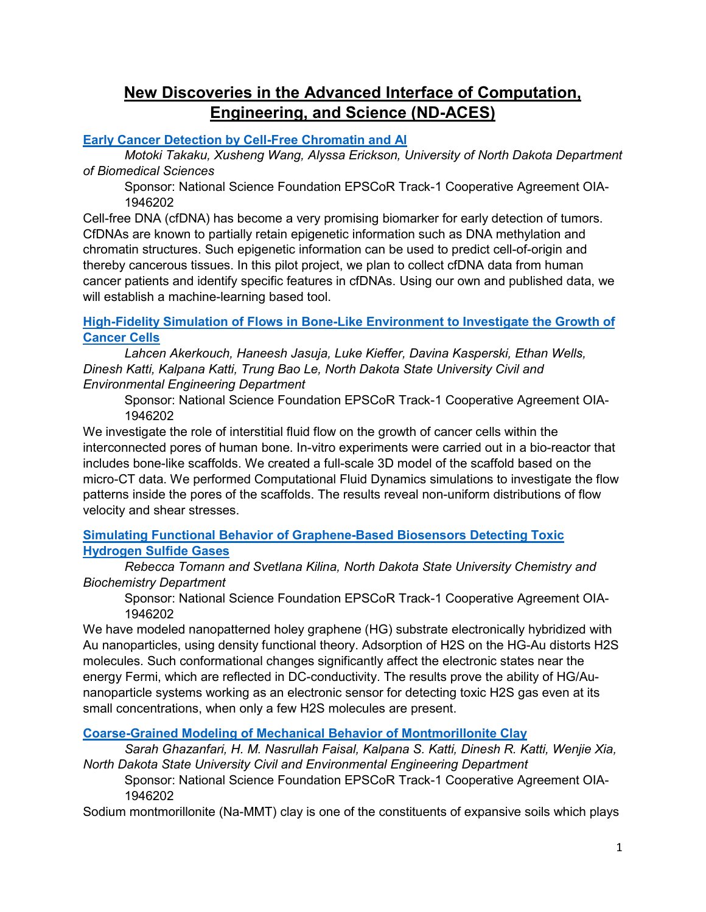# New Discoveries in the Advanced Interface of Computation, Engineering, and Science (ND-ACES)

## Early Cancer Detection by Cell-Free Chromatin and AI

*Motoki Takaku, Xusheng Wang, Alyssa Erickson, University of North Dakota Department of Biomedical Sciences*

Sponsor: National Science Foundation EPSCoR Track-1 Cooperative Agreement OIA-1946202

Cell-free DNA (cfDNA) has become a very promising biomarker for early detection of tumors. CfDNAs are known to partially retain epigenetic information such as DNA methylation and chromatin structures. Such epigenetic information can be used to predict cell-of-origin and thereby cancerous tissues. In this pilot project, we plan to collect cfDNA data from human cancer patients and identify specific features in cfDNAs. Using our own and published data, we will establish a machine-learning based tool.

## High-Fidelity Simulation of Flows in Bone-Like Environment to Investigate the Growth of Cancer Cells

*Lahcen Akerkouch, Haneesh Jasuja, Luke Kieffer, Davina Kasperski, Ethan Wells, Dinesh Katti, Kalpana Katti, Trung Bao Le, North Dakota State University Civil and Environmental Engineering Department*

Sponsor: National Science Foundation EPSCoR Track-1 Cooperative Agreement OIA-1946202

We investigate the role of interstitial fluid flow on the growth of cancer cells within the interconnected pores of human bone. In-vitro experiments were carried out in a bio-reactor that includes bone-like scaffolds. We created a full-scale 3D model of the scaffold based on the micro-CT data. We performed Computational Fluid Dynamics simulations to investigate the flow patterns inside the pores of the scaffolds. The results reveal non-uniform distributions of flow velocity and shear stresses.

## Simulating Functional Behavior of Graphene-Based Biosensors Detecting Toxic Hydrogen Sulfide Gases

*Rebecca Tomann and Svetlana Kilina, North Dakota State University Chemistry and Biochemistry Department*

Sponsor: National Science Foundation EPSCoR Track-1 Cooperative Agreement OIA-1946202

We have modeled nanopatterned holey graphene (HG) substrate electronically hybridized with Au nanoparticles, using density functional theory. Adsorption of $H_2S$ on the HG-Au distorts $H_2S$ molecules. Such conformational changes significantly affect the electronic states near the energy Fermi, which are reflected in DC-conductivity. The results prove the ability of HG/Au-nanoparticle systems working as an electronic sensor for detecting toxic $H_2S$ gas even at its small concentrations, when only a few $H_2S$ molecules are present.

## Coarse-Grained Modeling of Mechanical Behavior of Montmorillonite Clay

*Sarah Ghazanfari, H. M. Nasrullah Faisal, Kalpana S. Katti, Dinesh R. Katti, Wenjie Xia, North Dakota State University Civil and Environmental Engineering Department*

Sponsor: National Science Foundation EPSCoR Track-1 Cooperative Agreement OIA-1946202

Sodium montmorillonite (Na-MMT) clay is one of the constituents of expansive soils which plays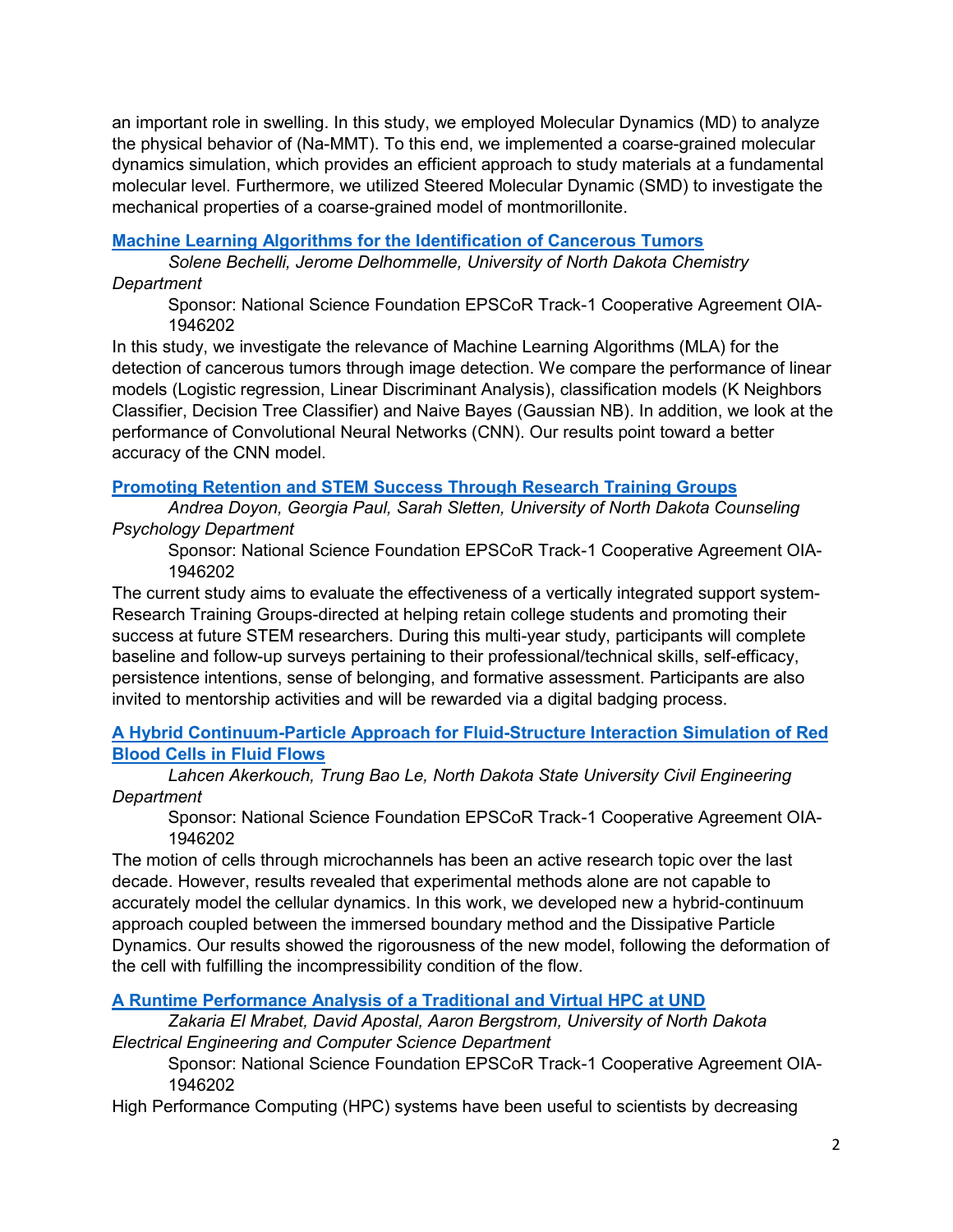an important role in swelling. In this study, we employed Molecular Dynamics (MD) to analyze the physical behavior of (Na-MMT). To this end, we implemented a coarse-grained molecular dynamics simulation, which provides an efficient approach to study materials at a fundamental molecular level. Furthermore, we utilized Steered Molecular Dynamic (SMD) to investigate the mechanical properties of a coarse-grained model of montmorillonite.

**Machine Learning Algorithms for the Identification of Cancerous Tumors**

*Solene Bechelli, Jerome Delhommelle, University of North Dakota Chemistry Department*

Sponsor: National Science Foundation EPSCoR Track-1 Cooperative Agreement OIA-1946202

In this study, we investigate the relevance of Machine Learning Algorithms (MLA) for the detection of cancerous tumors through image detection. We compare the performance of linear models (Logistic regression, Linear Discriminant Analysis), classification models (K Neighbors Classifier, Decision Tree Classifier) and Naive Bayes (Gaussian NB). In addition, we look at the performance of Convolutional Neural Networks (CNN). Our results point toward a better accuracy of the CNN model.

**Promoting Retention and STEM Success Through Research Training Groups**

*Andrea Doyon, Georgia Paul, Sarah Sletten, University of North Dakota Counseling Psychology Department*

Sponsor: National Science Foundation EPSCoR Track-1 Cooperative Agreement OIA-1946202

The current study aims to evaluate the effectiveness of a vertically integrated support system-Research Training Groups-directed at helping retain college students and promoting their success at future STEM researchers. During this multi-year study, participants will complete baseline and follow-up surveys pertaining to their professional/technical skills, self-efficacy, persistence intentions, sense of belonging, and formative assessment. Participants are also invited to mentorship activities and will be rewarded via a digital badging process.

**A Hybrid Continuum-Particle Approach for Fluid-Structure Interaction Simulation of Red Blood Cells in Fluid Flows**

*Lahcen Akerkouch, Trung Bao Le, North Dakota State University Civil Engineering Department*

Sponsor: National Science Foundation EPSCoR Track-1 Cooperative Agreement OIA-1946202

The motion of cells through microchannels has been an active research topic over the last decade. However, results revealed that experimental methods alone are not capable to accurately model the cellular dynamics. In this work, we developed new a hybrid-continuum approach coupled between the immersed boundary method and the Dissipative Particle Dynamics. Our results showed the rigorousness of the new model, following the deformation of the cell with fulfilling the incompressibility condition of the flow.

**A Runtime Performance Analysis of a Traditional and Virtual HPC at UND**

*Zakaria El Mrabet, David Apostal, Aaron Bergstrom, University of North Dakota Electrical Engineering and Computer Science Department*

Sponsor: National Science Foundation EPSCoR Track-1 Cooperative Agreement OIA-1946202

High Performance Computing (HPC) systems have been useful to scientists by decreasing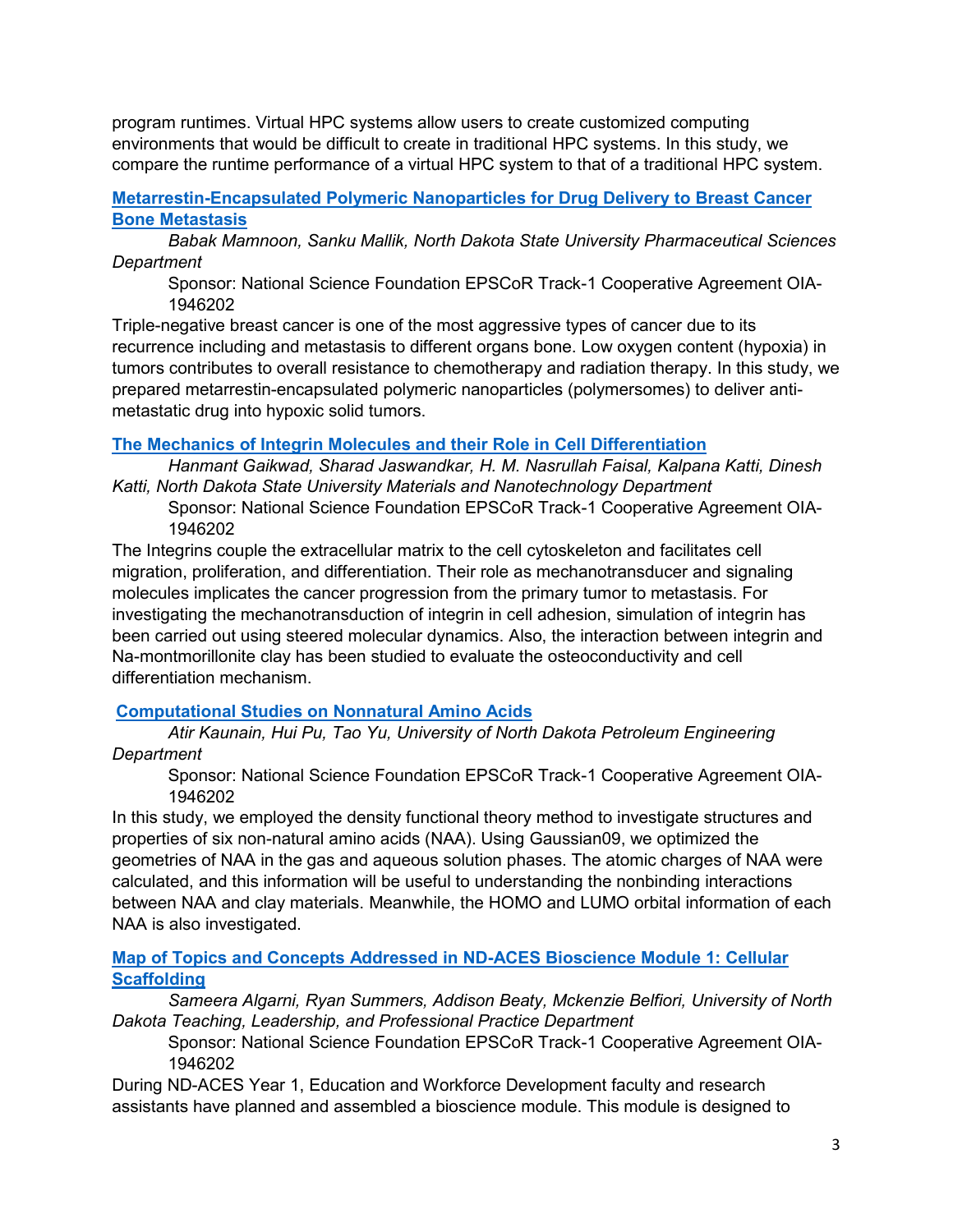program runtimes. Virtual HPC systems allow users to create customized computing environments that would be difficult to create in traditional HPC systems. In this study, we compare the runtime performance of a virtual HPC system to that of a traditional HPC system.

### Metarrestin-Encapsulated Polymeric Nanoparticles for Drug Delivery to Breast Cancer Bone Metastasis

*Babak Mamnoon, Sanku Mallik, North Dakota State University Pharmaceutical Sciences Department*

Sponsor: National Science Foundation EPSCoR Track-1 Cooperative Agreement OIA-1946202

Triple-negative breast cancer is one of the most aggressive types of cancer due to its recurrence including and metastasis to different organs bone. Low oxygen content (hypoxia) in tumors contributes to overall resistance to chemotherapy and radiation therapy. In this study, we prepared metarrestin-encapsulated polymeric nanoparticles (polymersomes) to deliver anti-metastatic drug into hypoxic solid tumors.

### The Mechanics of Integrin Molecules and their Role in Cell Differentiation

*Hanmant Gaikwad, Sharad Jaswandkar, H. M. Nasrullah Faisal, Kalpana Katti, Dinesh Katti, North Dakota State University Materials and Nanotechnology Department*

Sponsor: National Science Foundation EPSCoR Track-1 Cooperative Agreement OIA-1946202

The Integrins couple the extracellular matrix to the cell cytoskeleton and facilitates cell migration, proliferation, and differentiation. Their role as mechanotransducer and signaling molecules implicates the cancer progression from the primary tumor to metastasis. For investigating the mechanotransduction of integrin in cell adhesion, simulation of integrin has been carried out using steered molecular dynamics. Also, the interaction between integrin and Na-montmorillonite clay has been studied to evaluate the osteoconductivity and cell differentiation mechanism.

### Computational Studies on Nonnatural Amino Acids

*Atir Kaunain, Hui Pu, Tao Yu, University of North Dakota Petroleum Engineering Department*

Sponsor: National Science Foundation EPSCoR Track-1 Cooperative Agreement OIA-1946202

In this study, we employed the density functional theory method to investigate structures and properties of six non-natural amino acids (NAA). Using Gaussian09, we optimized the geometries of NAA in the gas and aqueous solution phases. The atomic charges of NAA were calculated, and this information will be useful to understanding the nonbinding interactions between NAA and clay materials. Meanwhile, the HOMO and LUMO orbital information of each NAA is also investigated.

### Map of Topics and Concepts Addressed in ND-ACES Bioscience Module 1: Cellular Scaffolding

*Sameera Algarni, Ryan Summers, Addison Beaty, Mckenzie Belfiori, University of North Dakota Teaching, Leadership, and Professional Practice Department*

Sponsor: National Science Foundation EPSCoR Track-1 Cooperative Agreement OIA-1946202

During ND-ACES Year 1, Education and Workforce Development faculty and research assistants have planned and assembled a bioscience module. This module is designed to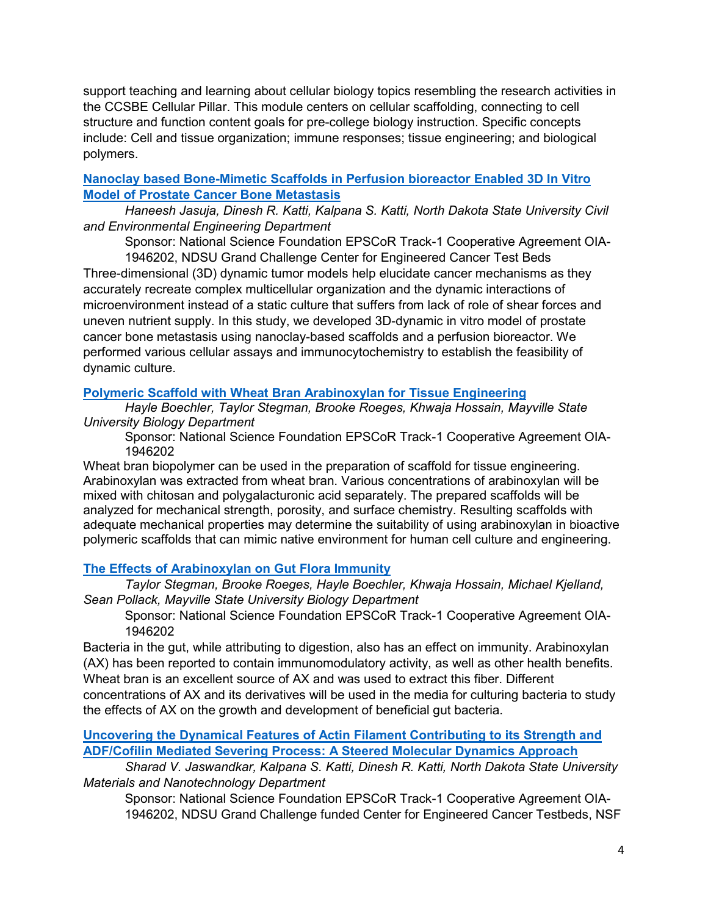support teaching and learning about cellular biology topics resembling the research activities in the CCSBE Cellular Pillar. This module centers on cellular scaffolding, connecting to cell structure and function content goals for pre-college biology instruction. Specific concepts include: Cell and tissue organization; immune responses; tissue engineering; and biological polymers.

**Nanoclay based Bone-Mimetic Scaffolds in Perfusion bioreactor Enabled 3D In Vitro Model of Prostate Cancer Bone Metastasis**

*Haneesh Jasuja, Dinesh R. Katti, Kalpana S. Katti, North Dakota State University Civil and Environmental Engineering Department*

Sponsor: National Science Foundation EPSCoR Track-1 Cooperative Agreement OIA-1946202, NDSU Grand Challenge Center for Engineered Cancer Test Beds

Three-dimensional (3D) dynamic tumor models help elucidate cancer mechanisms as they accurately recreate complex multicellular organization and the dynamic interactions of microenvironment instead of a static culture that suffers from lack of role of shear forces and uneven nutrient supply. In this study, we developed 3D-dynamic in vitro model of prostate cancer bone metastasis using nanoclay-based scaffolds and a perfusion bioreactor. We performed various cellular assays and immunocytochemistry to establish the feasibility of dynamic culture.

**Polymeric Scaffold with Wheat Bran Arabinoxylan for Tissue Engineering**

*Hayle Boechler, Taylor Stegman, Brooke Roeges, Khwaja Hossain, Mayville State University Biology Department*

Sponsor: National Science Foundation EPSCoR Track-1 Cooperative Agreement OIA-1946202

Wheat bran biopolymer can be used in the preparation of scaffold for tissue engineering. Arabinoxylan was extracted from wheat bran. Various concentrations of arabinoxylan will be mixed with chitosan and polygalacturonic acid separately. The prepared scaffolds will be analyzed for mechanical strength, porosity, and surface chemistry. Resulting scaffolds with adequate mechanical properties may determine the suitability of using arabinoxylan in bioactive polymeric scaffolds that can mimic native environment for human cell culture and engineering.

**The Effects of Arabinoxylan on Gut Flora Immunity**

*Taylor Stegman, Brooke Roeges, Hayle Boechler, Khwaja Hossain, Michael Kjelland, Sean Pollack, Mayville State University Biology Department*

Sponsor: National Science Foundation EPSCoR Track-1 Cooperative Agreement OIA-1946202

Bacteria in the gut, while attributing to digestion, also has an effect on immunity. Arabinoxylan (AX) has been reported to contain immunomodulatory activity, as well as other health benefits. Wheat bran is an excellent source of AX and was used to extract this fiber. Different concentrations of AX and its derivatives will be used in the media for culturing bacteria to study the effects of AX on the growth and development of beneficial gut bacteria.

**Uncovering the Dynamical Features of Actin Filament Contributing to its Strength and ADF/Cofilin Mediated Severing Process: A Steered Molecular Dynamics Approach**

*Sharad V. Jaswandkar, Kalpana S. Katti, Dinesh R. Katti, North Dakota State University Materials and Nanotechnology Department*

Sponsor: National Science Foundation EPSCoR Track-1 Cooperative Agreement OIA-1946202, NDSU Grand Challenge funded Center for Engineered Cancer Testbeds, NSF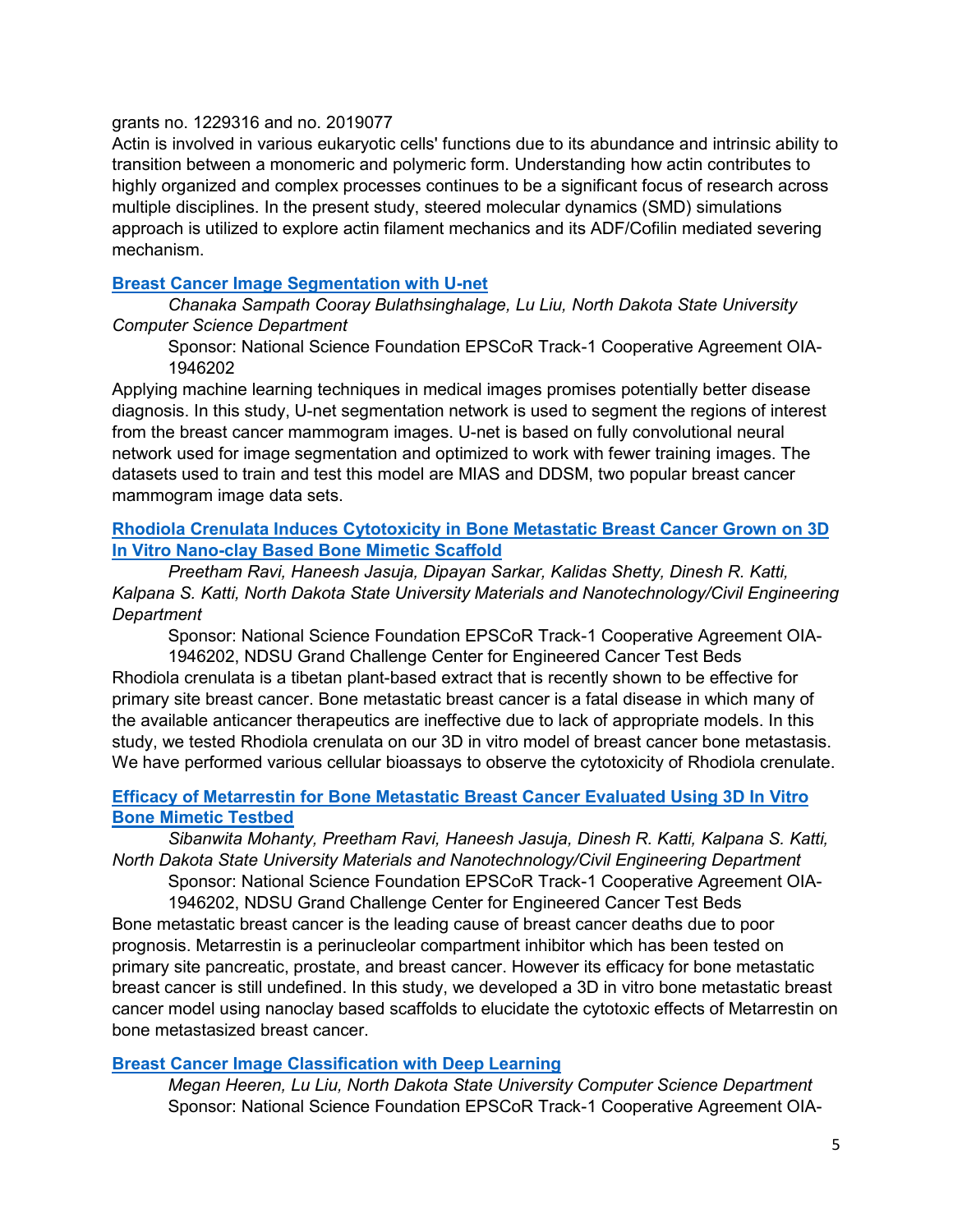grants no. 1229316 and no. 2019077

Actin is involved in various eukaryotic cells' functions due to its abundance and intrinsic ability to transition between a monomeric and polymeric form. Understanding how actin contributes to highly organized and complex processes continues to be a significant focus of research across multiple disciplines. In the present study, steered molecular dynamics (SMD) simulations approach is utilized to explore actin filament mechanics and its ADF/Cofilin mediated severing mechanism.

### **Breast Cancer Image Segmentation with U-net**

*Chanaka Sampath Cooray Bulathsinghalage, Lu Liu, North Dakota State University Computer Science Department*

Sponsor: National Science Foundation EPSCoR Track-1 Cooperative Agreement OIA-1946202

Applying machine learning techniques in medical images promises potentially better disease diagnosis. In this study, U-net segmentation network is used to segment the regions of interest from the breast cancer mammogram images. U-net is based on fully convolutional neural network used for image segmentation and optimized to work with fewer training images. The datasets used to train and test this model are MIAS and DDSM, two popular breast cancer mammogram image data sets.

### **Rhodiola Crenulata Induces Cytotoxicity in Bone Metastatic Breast Cancer Grown on 3D In Vitro Nano-clay Based Bone Mimetic Scaffold**

*Preetham Ravi, Haneesh Jasuja, Dipayan Sarkar, Kalidas Shetty, Dinesh R. Katti, Kalpana S. Katti, North Dakota State University Materials and Nanotechnology/Civil Engineering Department*

Sponsor: National Science Foundation EPSCoR Track-1 Cooperative Agreement OIA-1946202, NDSU Grand Challenge Center for Engineered Cancer Test Beds

Rhodiola crenulata is a tibetan plant-based extract that is recently shown to be effective for primary site breast cancer. Bone metastatic breast cancer is a fatal disease in which many of the available anticancer therapeutics are ineffective due to lack of appropriate models. In this study, we tested Rhodiola crenulata on our 3D in vitro model of breast cancer bone metastasis. We have performed various cellular bioassays to observe the cytotoxicity of Rhodiola crenulate.

### **Efficacy of Metarrestin for Bone Metastatic Breast Cancer Evaluated Using 3D In Vitro Bone Mimetic Testbed**

*Sibanwita Mohanty, Preetham Ravi, Haneesh Jasuja, Dinesh R. Katti, Kalpana S. Katti, North Dakota State University Materials and Nanotechnology/Civil Engineering Department*

Sponsor: National Science Foundation EPSCoR Track-1 Cooperative Agreement OIA-1946202, NDSU Grand Challenge Center for Engineered Cancer Test Beds

Bone metastatic breast cancer is the leading cause of breast cancer deaths due to poor prognosis. Metarrestin is a perinucleolar compartment inhibitor which has been tested on primary site pancreatic, prostate, and breast cancer. However its efficacy for bone metastatic breast cancer is still undefined. In this study, we developed a 3D in vitro bone metastatic breast cancer model using nanoclay based scaffolds to elucidate the cytotoxic effects of Metarrestin on bone metastasized breast cancer.

### **Breast Cancer Image Classification with Deep Learning**

*Megan Heeren, Lu Liu, North Dakota State University Computer Science Department*

Sponsor: National Science Foundation EPSCoR Track-1 Cooperative Agreement OIA-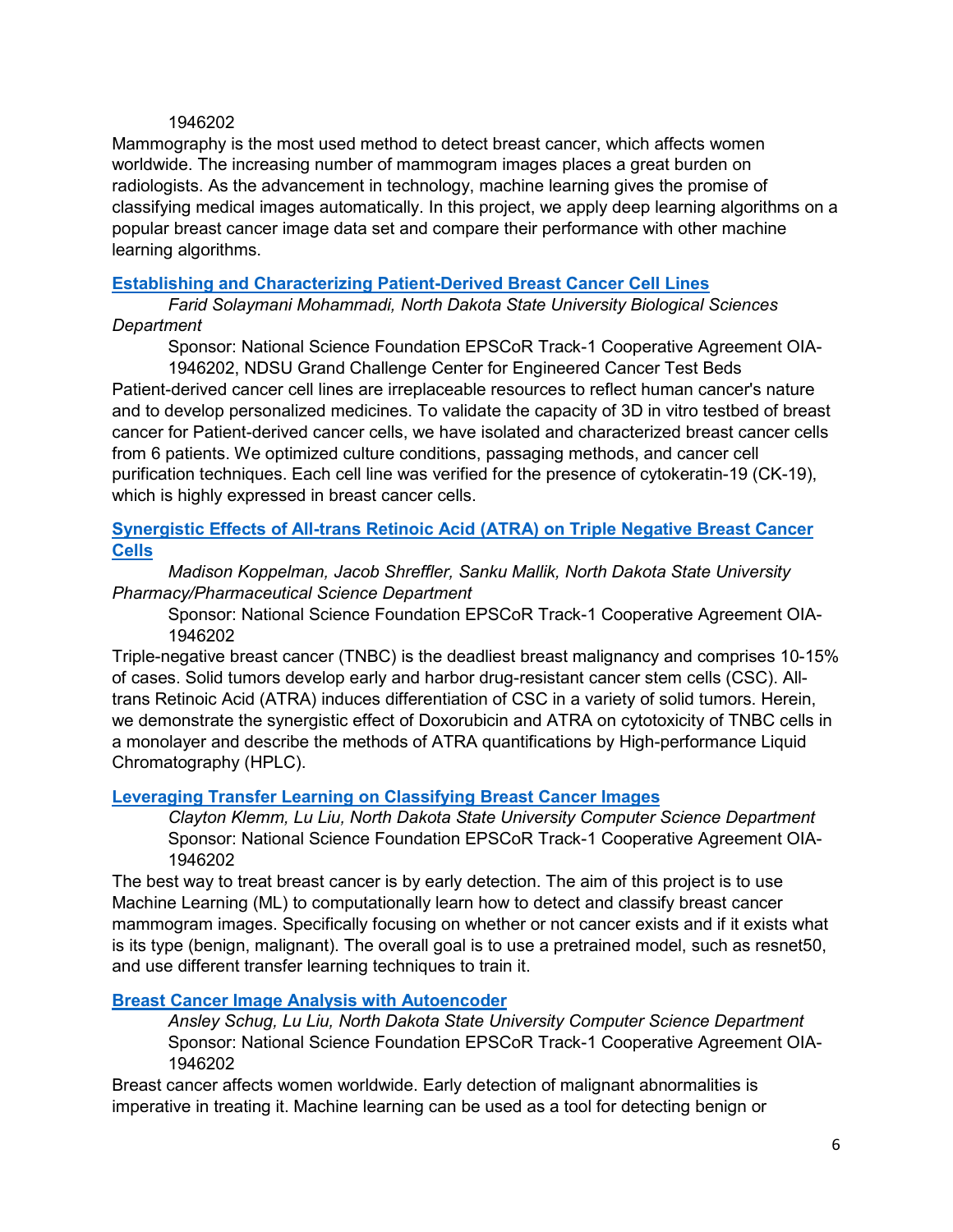1946202

Mammography is the most used method to detect breast cancer, which affects women worldwide. The increasing number of mammogram images places a great burden on radiologists. As the advancement in technology, machine learning gives the promise of classifying medical images automatically. In this project, we apply deep learning algorithms on a popular breast cancer image data set and compare their performance with other machine learning algorithms.

### [Establishing and Characterizing Patient-Derived Breast Cancer Cell Lines]()

*Farid Solaymani Mohammadi, North Dakota State University Biological Sciences Department*

Sponsor: National Science Foundation EPSCoR Track-1 Cooperative Agreement OIA-1946202, NDSU Grand Challenge Center for Engineered Cancer Test Beds

Patient-derived cancer cell lines are irreplaceable resources to reflect human cancer's nature and to develop personalized medicines. To validate the capacity of 3D in vitro testbed of breast cancer for Patient-derived cancer cells, we have isolated and characterized breast cancer cells from 6 patients. We optimized culture conditions, passaging methods, and cancer cell purification techniques. Each cell line was verified for the presence of cytokeratin-19 (CK-19), which is highly expressed in breast cancer cells.

### [Synergistic Effects of All-trans Retinoic Acid (ATRA) on Triple Negative Breast Cancer Cells]()

*Madison Koppelman, Jacob Shreffler, Sanku Mallik, North Dakota State University Pharmacy/Pharmaceutical Science Department*

Sponsor: National Science Foundation EPSCoR Track-1 Cooperative Agreement OIA-1946202

Triple-negative breast cancer (TNBC) is the deadliest breast malignancy and comprises 10-15% of cases. Solid tumors develop early and harbor drug-resistant cancer stem cells (CSC). All-trans Retinoic Acid (ATRA) induces differentiation of CSC in a variety of solid tumors. Herein, we demonstrate the synergistic effect of Doxorubicin and ATRA on cytotoxicity of TNBC cells in a monolayer and describe the methods of ATRA quantifications by High-performance Liquid Chromatography (HPLC).

### [Leveraging Transfer Learning on Classifying Breast Cancer Images]()

*Clayton Klemm, Lu Liu, North Dakota State University Computer Science Department*

Sponsor: National Science Foundation EPSCoR Track-1 Cooperative Agreement OIA-1946202

The best way to treat breast cancer is by early detection. The aim of this project is to use Machine Learning (ML) to computationally learn how to detect and classify breast cancer mammogram images. Specifically focusing on whether or not cancer exists and if it exists what is its type (benign, malignant). The overall goal is to use a pretrained model, such as resnet50, and use different transfer learning techniques to train it.

### [Breast Cancer Image Analysis with Autoencoder]()

*Ansley Schug, Lu Liu, North Dakota State University Computer Science Department*

Sponsor: National Science Foundation EPSCoR Track-1 Cooperative Agreement OIA-1946202

Breast cancer affects women worldwide. Early detection of malignant abnormalities is imperative in treating it. Machine learning can be used as a tool for detecting benign or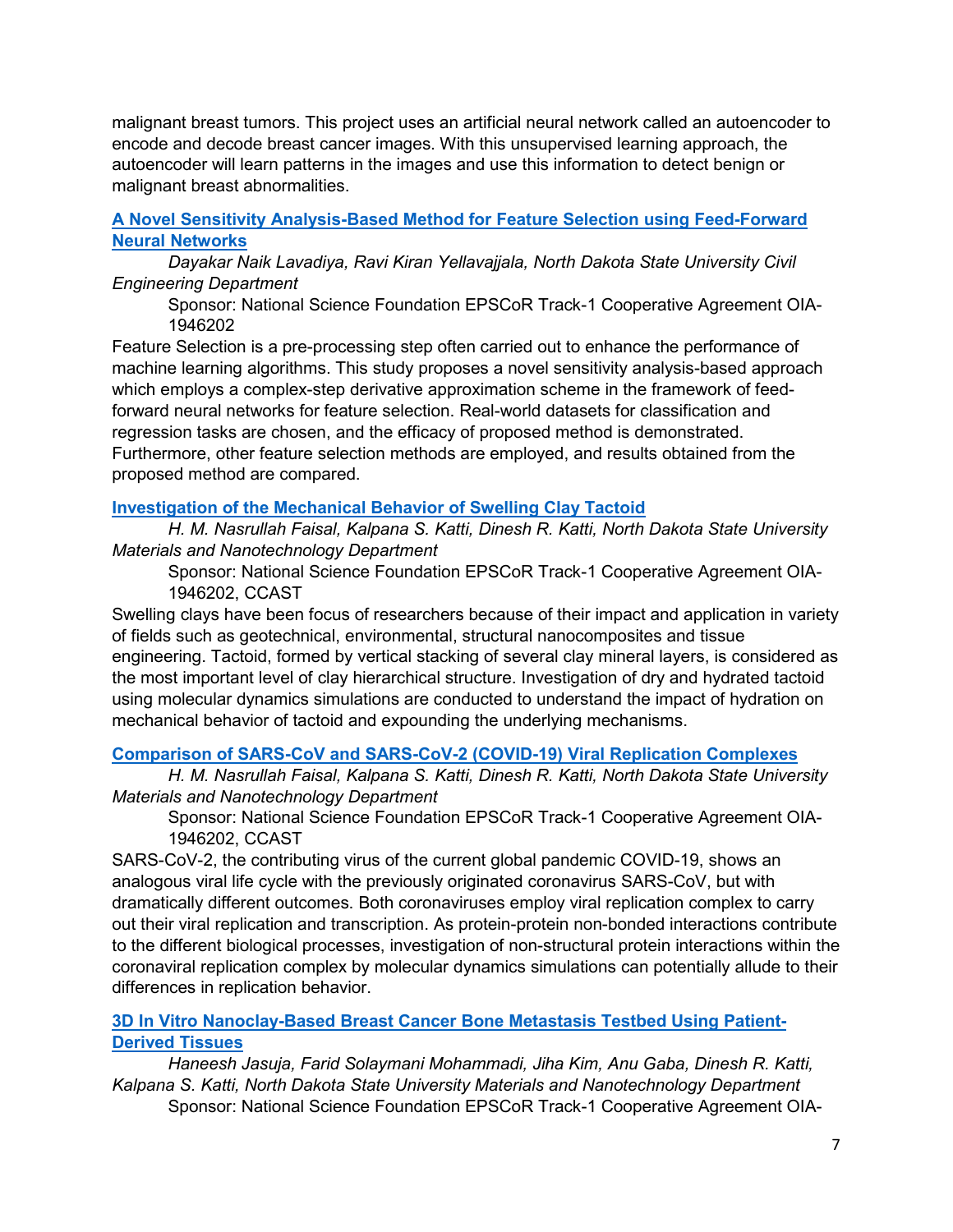malignant breast tumors. This project uses an artificial neural network called an autoencoder to encode and decode breast cancer images. With this unsupervised learning approach, the autoencoder will learn patterns in the images and use this information to detect benign or malignant breast abnormalities.

### [A Novel Sensitivity Analysis-Based Method for Feature Selection using Feed-Forward Neural Networks]

*Dayakar Naik Lavadiya, Ravi Kiran Yellavajjala, North Dakota State University Civil Engineering Department*

Sponsor: National Science Foundation EPSCoR Track-1 Cooperative Agreement OIA-1946202

Feature Selection is a pre-processing step often carried out to enhance the performance of machine learning algorithms. This study proposes a novel sensitivity analysis-based approach which employs a complex-step derivative approximation scheme in the framework of feed-forward neural networks for feature selection. Real-world datasets for classification and regression tasks are chosen, and the efficacy of proposed method is demonstrated. Furthermore, other feature selection methods are employed, and results obtained from the proposed method are compared.

### [Investigation of the Mechanical Behavior of Swelling Clay Tactoid]

*H. M. Nasrullah Faisal, Kalpana S. Katti, Dinesh R. Katti, North Dakota State University Materials and Nanotechnology Department*

Sponsor: National Science Foundation EPSCoR Track-1 Cooperative Agreement OIA-1946202, CCAST

Swelling clays have been focus of researchers because of their impact and application in variety of fields such as geotechnical, environmental, structural nanocomposites and tissue engineering. Tactoid, formed by vertical stacking of several clay mineral layers, is considered as the most important level of clay hierarchical structure. Investigation of dry and hydrated tactoid using molecular dynamics simulations are conducted to understand the impact of hydration on mechanical behavior of tactoid and expounding the underlying mechanisms.

### [Comparison of SARS-CoV and SARS-CoV-2 (COVID-19) Viral Replication Complexes]

*H. M. Nasrullah Faisal, Kalpana S. Katti, Dinesh R. Katti, North Dakota State University Materials and Nanotechnology Department*

Sponsor: National Science Foundation EPSCoR Track-1 Cooperative Agreement OIA-1946202, CCAST

SARS-CoV-2, the contributing virus of the current global pandemic COVID-19, shows an analogous viral life cycle with the previously originated coronavirus SARS-CoV, but with dramatically different outcomes. Both coronaviruses employ viral replication complex to carry out their viral replication and transcription. As protein-protein non-bonded interactions contribute to the different biological processes, investigation of non-structural protein interactions within the coronaviral replication complex by molecular dynamics simulations can potentially allude to their differences in replication behavior.

### [3D In Vitro Nanoclay-Based Breast Cancer Bone Metastasis Testbed Using Patient-Derived Tissues]

*Haneesh Jasuja, Farid Solaymani Mohammadi, Jiha Kim, Anu Gaba, Dinesh R. Katti, Kalpana S. Katti, North Dakota State University Materials and Nanotechnology Department*

Sponsor: National Science Foundation EPSCoR Track-1 Cooperative Agreement OIA-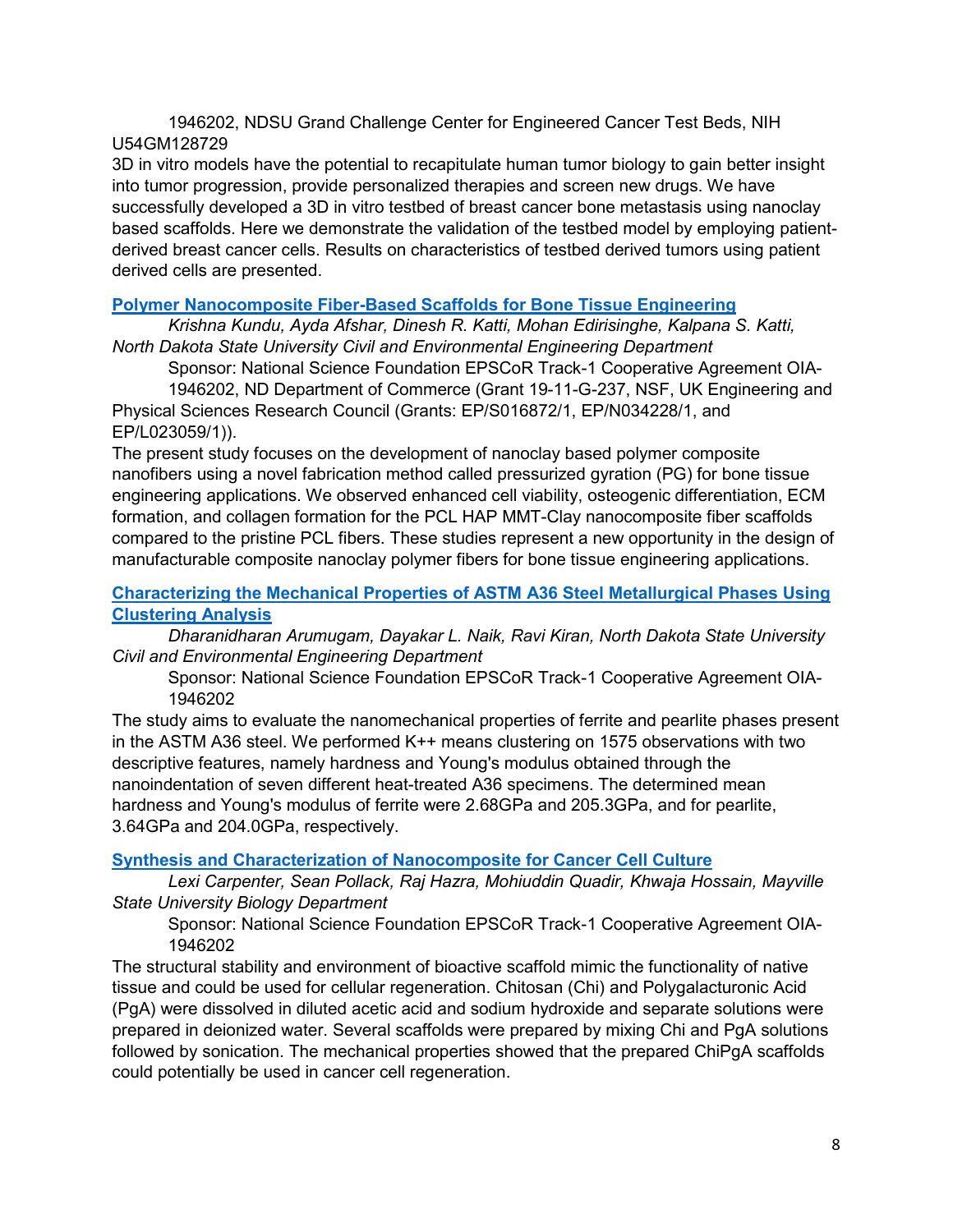1946202, NDSU Grand Challenge Center for Engineered Cancer Test Beds, NIH U54GM128729

3D in vitro models have the potential to recapitulate human tumor biology to gain better insight into tumor progression, provide personalized therapies and screen new drugs. We have successfully developed a 3D in vitro testbed of breast cancer bone metastasis using nanoclay based scaffolds. Here we demonstrate the validation of the testbed model by employing patient-derived breast cancer cells. Results on characteristics of testbed derived tumors using patient derived cells are presented.

### Polymer Nanocomposite Fiber-Based Scaffolds for Bone Tissue Engineering

*Krishna Kundu, Ayda Afshar, Dinesh R. Katti, Mohan Edirisinghe, Kalpana S. Katti, North Dakota State University Civil and Environmental Engineering Department*

Sponsor: National Science Foundation EPSCoR Track-1 Cooperative Agreement OIA-1946202, ND Department of Commerce (Grant 19-11-G-237, NSF, UK Engineering and Physical Sciences Research Council (Grants: EP/S016872/1, EP/N034228/1, and EP/L023059/1)).

The present study focuses on the development of nanoclay based polymer composite nanofibers using a novel fabrication method called pressurized gyration (PG) for bone tissue engineering applications. We observed enhanced cell viability, osteogenic differentiation, ECM formation, and collagen formation for the PCL HAP MMT-Clay nanocomposite fiber scaffolds compared to the pristine PCL fibers. These studies represent a new opportunity in the design of manufacturable composite nanoclay polymer fibers for bone tissue engineering applications.

### Characterizing the Mechanical Properties of ASTM A36 Steel Metallurgical Phases Using Clustering Analysis

*Dharanidharan Arumugam, Dayakar L. Naik, Ravi Kiran, North Dakota State University Civil and Environmental Engineering Department*

Sponsor: National Science Foundation EPSCoR Track-1 Cooperative Agreement OIA-1946202

The study aims to evaluate the nanomechanical properties of ferrite and pearlite phases present in the ASTM A36 steel. We performed K++ means clustering on 1575 observations with two descriptive features, namely hardness and Young's modulus obtained through the nanoindentation of seven different heat-treated A36 specimens. The determined mean hardness and Young's modulus of ferrite were 2.68GPa and 205.3GPa, and for pearlite, 3.64GPa and 204.0GPa, respectively.

### Synthesis and Characterization of Nanocomposite for Cancer Cell Culture

*Lexi Carpenter, Sean Pollack, Raj Hazra, Mohiuddin Quadir, Khwaja Hossain, Mayville State University Biology Department*

Sponsor: National Science Foundation EPSCoR Track-1 Cooperative Agreement OIA-1946202

The structural stability and environment of bioactive scaffold mimic the functionality of native tissue and could be used for cellular regeneration. Chitosan (Chi) and Polygalacturonic Acid (PgA) were dissolved in diluted acetic acid and sodium hydroxide and separate solutions were prepared in deionized water. Several scaffolds were prepared by mixing Chi and PgA solutions followed by sonication. The mechanical properties showed that the prepared ChiPgA scaffolds could potentially be used in cancer cell regeneration.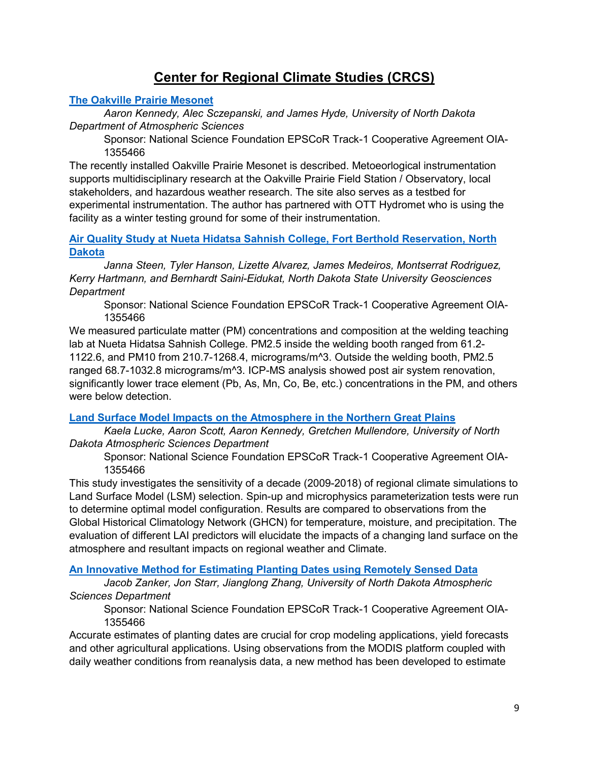# Center for Regional Climate Studies (CRCS)

## [The Oakville Prairie Mesonet]

*Aaron Kennedy, Alec Sczepanski, and James Hyde, University of North Dakota Department of Atmospheric Sciences*

Sponsor: National Science Foundation EPSCoR Track-1 Cooperative Agreement OIA-1355466

The recently installed Oakville Prairie Mesonet is described. Metoeorlogical instrumentation supports multidisciplinary research at the Oakville Prairie Field Station / Observatory, local stakeholders, and hazardous weather research. The site also serves as a testbed for experimental instrumentation. The author has partnered with OTT Hydromet who is using the facility as a winter testing ground for some of their instrumentation.

## [Air Quality Study at Nueta Hidatsa Sahnish College, Fort Berthold Reservation, North Dakota]

*Janna Steen, Tyler Hanson, Lizette Alvarez, James Medeiros, Montserrat Rodriguez, Kerry Hartmann, and Bernhardt Saini-Eidukat, North Dakota State University Geosciences Department*

Sponsor: National Science Foundation EPSCoR Track-1 Cooperative Agreement OIA-1355466

We measured particulate matter (PM) concentrations and composition at the welding teaching lab at Nueta Hidatsa Sahnish College. PM2.5 inside the welding booth ranged from 61.2-1122.6, and PM10 from 210.7-1268.4, micrograms/m^3. Outside the welding booth, PM2.5 ranged 68.7-1032.8 micrograms/m^3. ICP-MS analysis showed post air system renovation, significantly lower trace element (Pb, As, Mn, Co, Be, etc.) concentrations in the PM, and others were below detection.

## [Land Surface Model Impacts on the Atmosphere in the Northern Great Plains]

*Kaela Lucke, Aaron Scott, Aaron Kennedy, Gretchen Mullendore, University of North Dakota Atmospheric Sciences Department*

Sponsor: National Science Foundation EPSCoR Track-1 Cooperative Agreement OIA-1355466

This study investigates the sensitivity of a decade (2009-2018) of regional climate simulations to Land Surface Model (LSM) selection. Spin-up and microphysics parameterization tests were run to determine optimal model configuration. Results are compared to observations from the Global Historical Climatology Network (GHCN) for temperature, moisture, and precipitation. The evaluation of different LAI predictors will elucidate the impacts of a changing land surface on the atmosphere and resultant impacts on regional weather and Climate.

## [An Innovative Method for Estimating Planting Dates using Remotely Sensed Data]

*Jacob Zanker, Jon Starr, Jianglong Zhang, University of North Dakota Atmospheric Sciences Department*

Sponsor: National Science Foundation EPSCoR Track-1 Cooperative Agreement OIA-1355466

Accurate estimates of planting dates are crucial for crop modeling applications, yield forecasts and other agricultural applications. Using observations from the MODIS platform coupled with daily weather conditions from reanalysis data, a new method has been developed to estimate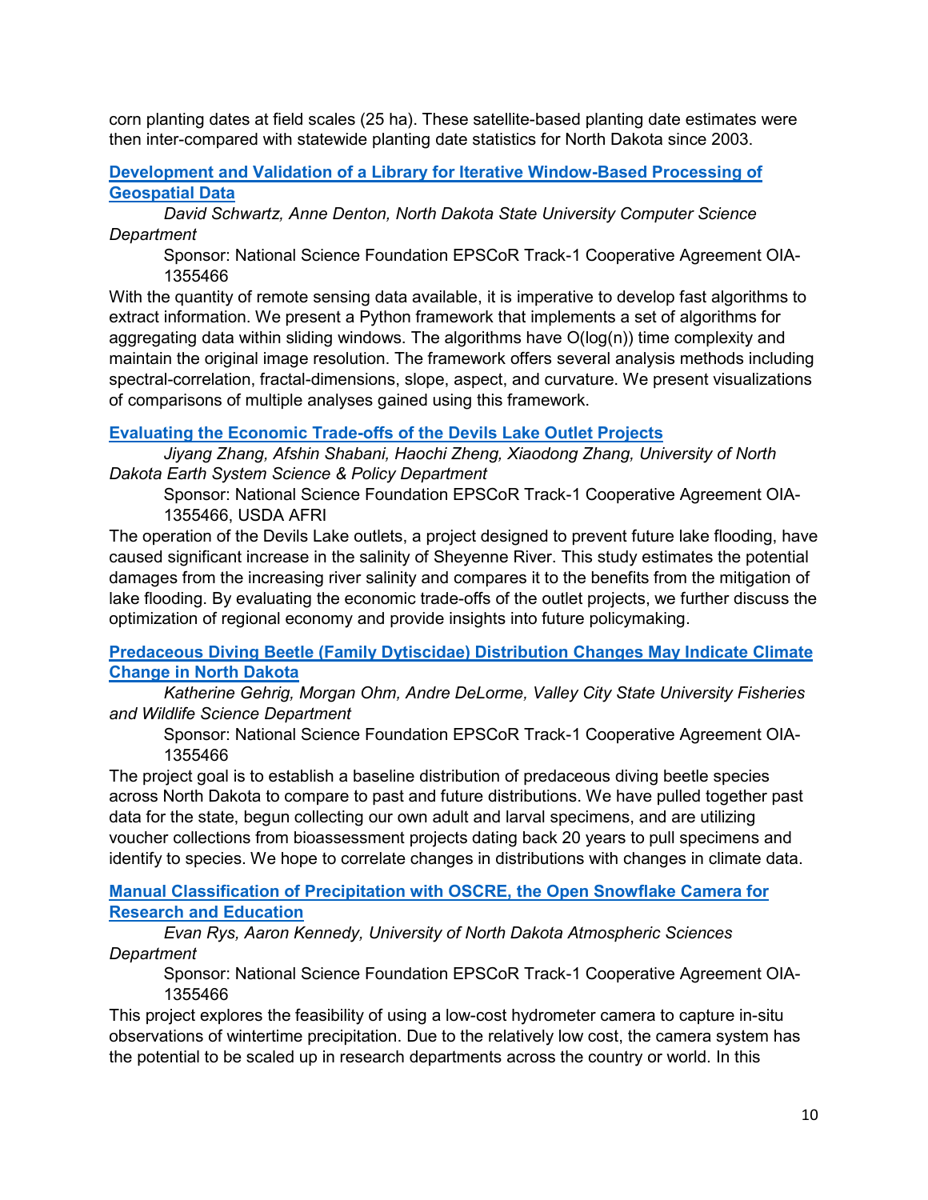corn planting dates at field scales (25 ha). These satellite-based planting date estimates were then inter-compared with statewide planting date statistics for North Dakota since 2003.

**Development and Validation of a Library for Iterative Window-Based Processing of Geospatial Data**

*David Schwartz, Anne Denton, North Dakota State University Computer Science Department*

Sponsor: National Science Foundation EPSCoR Track-1 Cooperative Agreement OIA-1355466

With the quantity of remote sensing data available, it is imperative to develop fast algorithms to extract information. We present a Python framework that implements a set of algorithms for aggregating data within sliding windows. The algorithms have $O(\log(n))$ time complexity and maintain the original image resolution. The framework offers several analysis methods including spectral-correlation, fractal-dimensions, slope, aspect, and curvature. We present visualizations of comparisons of multiple analyses gained using this framework.

**Evaluating the Economic Trade-offs of the Devils Lake Outlet Projects**

*Jiyang Zhang, Afshin Shabani, Haochi Zheng, Xiaodong Zhang, University of North Dakota Earth System Science & Policy Department*

Sponsor: National Science Foundation EPSCoR Track-1 Cooperative Agreement OIA-1355466, USDA AFRI

The operation of the Devils Lake outlets, a project designed to prevent future lake flooding, have caused significant increase in the salinity of Sheyenne River. This study estimates the potential damages from the increasing river salinity and compares it to the benefits from the mitigation of lake flooding. By evaluating the economic trade-offs of the outlet projects, we further discuss the optimization of regional economy and provide insights into future policymaking.

**Predaceous Diving Beetle (Family Dytiscidae) Distribution Changes May Indicate Climate Change in North Dakota**

*Katherine Gehrig, Morgan Ohm, Andre DeLorme, Valley City State University Fisheries and Wildlife Science Department*

Sponsor: National Science Foundation EPSCoR Track-1 Cooperative Agreement OIA-1355466

The project goal is to establish a baseline distribution of predaceous diving beetle species across North Dakota to compare to past and future distributions. We have pulled together past data for the state, begun collecting our own adult and larval specimens, and are utilizing voucher collections from bioassessment projects dating back 20 years to pull specimens and identify to species. We hope to correlate changes in distributions with changes in climate data.

**Manual Classification of Precipitation with OSCRE, the Open Snowflake Camera for Research and Education**

*Evan Rys, Aaron Kennedy, University of North Dakota Atmospheric Sciences Department*

Sponsor: National Science Foundation EPSCoR Track-1 Cooperative Agreement OIA-1355466

This project explores the feasibility of using a low-cost hydrometer camera to capture in-situ observations of wintertime precipitation. Due to the relatively low cost, the camera system has the potential to be scaled up in research departments across the country or world. In this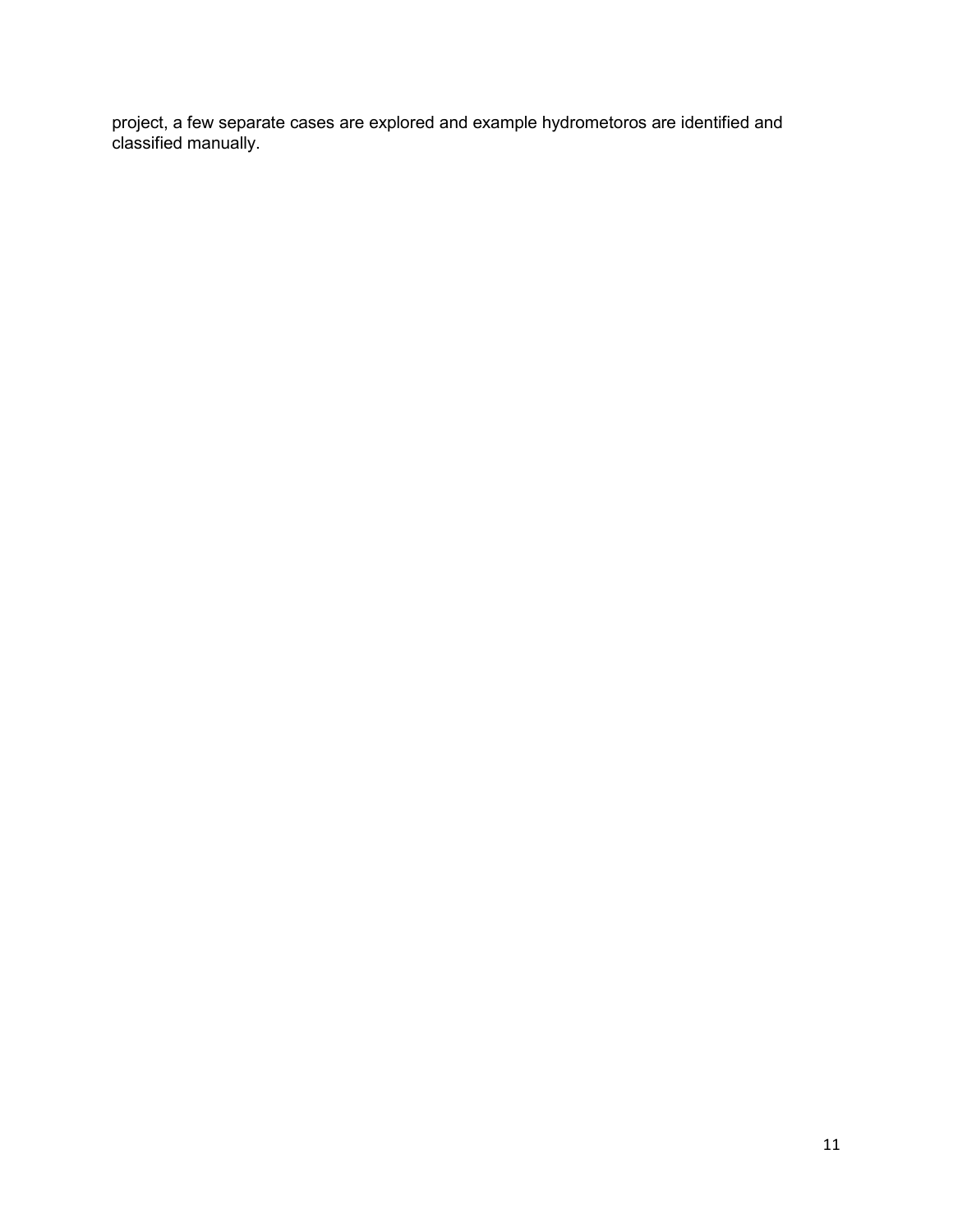project, a few separate cases are explored and example hydrometoros are identified and classified manually.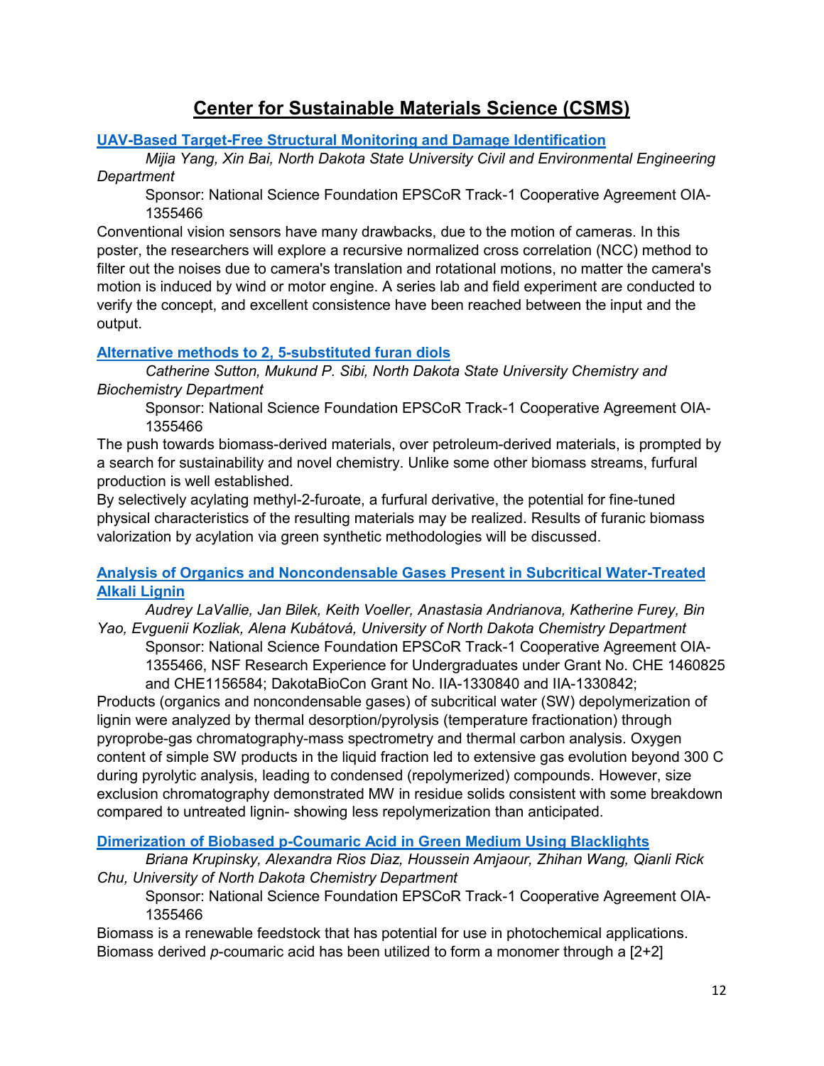# Center for Sustainable Materials Science (CSMS)

### UAV-Based Target-Free Structural Monitoring and Damage Identification

*Mijia Yang, Xin Bai, North Dakota State University Civil and Environmental Engineering Department*

Sponsor: National Science Foundation EPSCoR Track-1 Cooperative Agreement OIA-1355466

Conventional vision sensors have many drawbacks, due to the motion of cameras. In this poster, the researchers will explore a recursive normalized cross correlation (NCC) method to filter out the noises due to camera's translation and rotational motions, no matter the camera's motion is induced by wind or motor engine. A series lab and field experiment are conducted to verify the concept, and excellent consistence have been reached between the input and the output.

### Alternative methods to 2, 5-substituted furan diols

*Catherine Sutton, Mukund P. Sibi, North Dakota State University Chemistry and Biochemistry Department*

Sponsor: National Science Foundation EPSCoR Track-1 Cooperative Agreement OIA-1355466

The push towards biomass-derived materials, over petroleum-derived materials, is prompted by a search for sustainability and novel chemistry. Unlike some other biomass streams, furfural production is well established.

By selectively acylating methyl-2-furoate, a furfural derivative, the potential for fine-tuned physical characteristics of the resulting materials may be realized. Results of furanic biomass valorization by acylation via green synthetic methodologies will be discussed.

### Analysis of Organics and Noncondensable Gases Present in Subcritical Water-Treated Alkali Lignin

*Audrey LaVallie, Jan Bilek, Keith Voeller, Anastasia Andrianova, Katherine Furey, Bin Yao, Evguenii Kozliak, Alena Kubátová, University of North Dakota Chemistry Department*

Sponsor: National Science Foundation EPSCoR Track-1 Cooperative Agreement OIA-1355466, NSF Research Experience for Undergraduates under Grant No. CHE 1460825 and CHE1156584; DakotaBioCon Grant No. IIA-1330840 and IIA-1330842;

Products (organics and noncondensable gases) of subcritical water (SW) depolymerization of lignin were analyzed by thermal desorption/pyrolysis (temperature fractionation) through pyroprobe-gas chromatography-mass spectrometry and thermal carbon analysis. Oxygen content of simple SW products in the liquid fraction led to extensive gas evolution beyond 300 C during pyrolytic analysis, leading to condensed (repolymerized) compounds. However, size exclusion chromatography demonstrated MW in residue solids consistent with some breakdown compared to untreated lignin- showing less repolymerization than anticipated.

### Dimerization of Biobased p-Coumaric Acid in Green Medium Using Blacklights

*Briana Krupinsky, Alexandra Rios Diaz, Houssein Amjaour, Zhihan Wang, Qianli Rick Chu, University of North Dakota Chemistry Department*

Sponsor: National Science Foundation EPSCoR Track-1 Cooperative Agreement OIA-1355466

Biomass is a renewable feedstock that has potential for use in photochemical applications. Biomass derived *p*-coumaric acid has been utilized to form a monomer through a [2+2]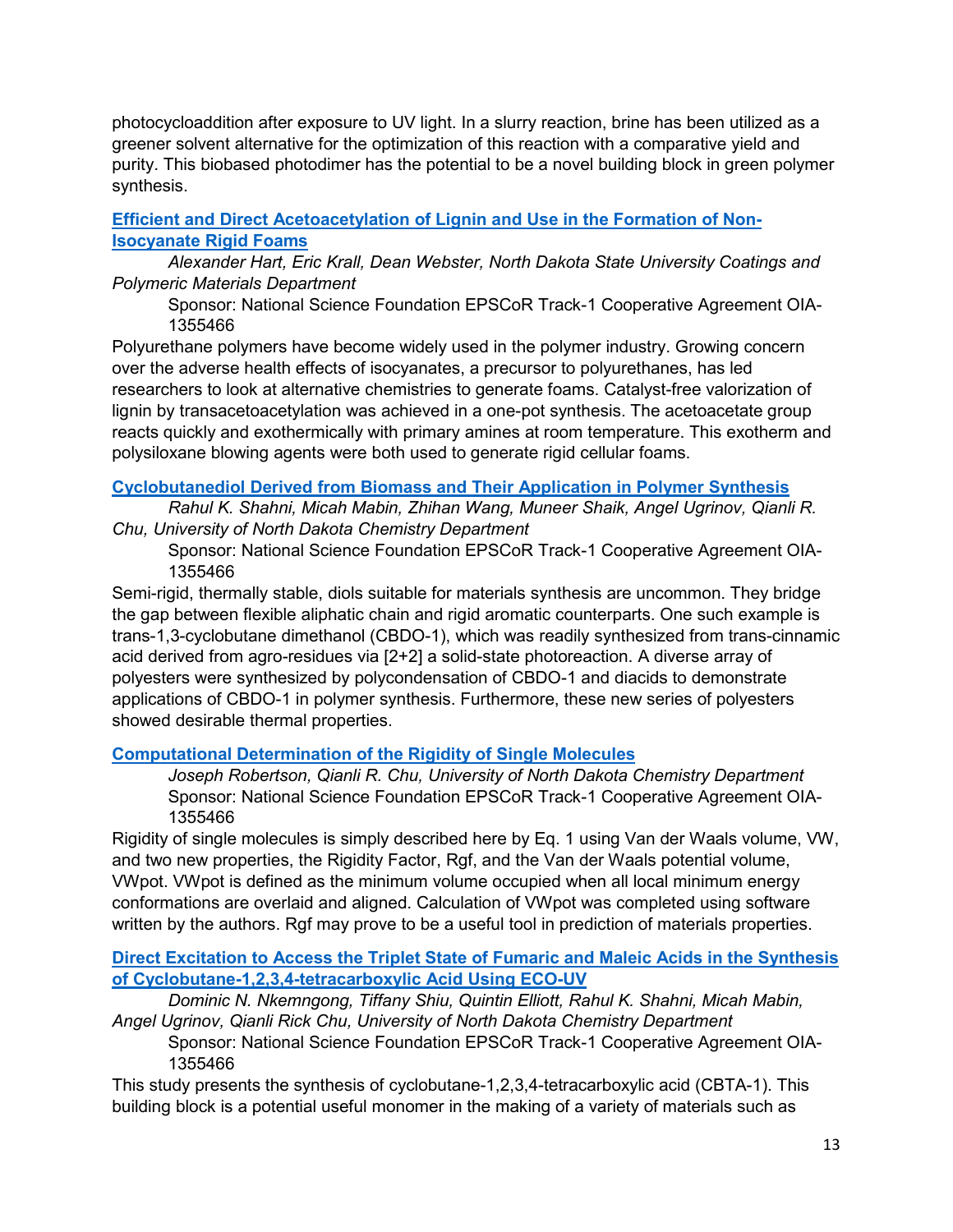photocycloaddition after exposure to UV light. In a slurry reaction, brine has been utilized as a greener solvent alternative for the optimization of this reaction with a comparative yield and purity. This biobased photodimer has the potential to be a novel building block in green polymer synthesis.

### Efficient and Direct Acetoacetylation of Lignin and Use in the Formation of Non-Isocyanate Rigid Foams

*Alexander Hart, Eric Krall, Dean Webster, North Dakota State University Coatings and Polymeric Materials Department*

Sponsor: National Science Foundation EPSCoR Track-1 Cooperative Agreement OIA-1355466

Polyurethane polymers have become widely used in the polymer industry. Growing concern over the adverse health effects of isocyanates, a precursor to polyurethanes, has led researchers to look at alternative chemistries to generate foams. Catalyst-free valorization of lignin by transacetoacetylation was achieved in a one-pot synthesis. The acetoacetate group reacts quickly and exothermically with primary amines at room temperature. This exotherm and polysiloxane blowing agents were both used to generate rigid cellular foams.

### Cyclobutanediol Derived from Biomass and Their Application in Polymer Synthesis

*Rahul K. Shahni, Micah Mabin, Zhihan Wang, Muneer Shaik, Angel Ugrinov, Qianli R. Chu, University of North Dakota Chemistry Department*

Sponsor: National Science Foundation EPSCoR Track-1 Cooperative Agreement OIA-1355466

Semi-rigid, thermally stable, diols suitable for materials synthesis are uncommon. They bridge the gap between flexible aliphatic chain and rigid aromatic counterparts. One such example is trans-1,3-cyclobutane dimethanol (CBDO-1), which was readily synthesized from trans-cinnamic acid derived from agro-residues via [2+2] a solid-state photoreaction. A diverse array of polyesters were synthesized by polycondensation of CBDO-1 and diacids to demonstrate applications of CBDO-1 in polymer synthesis. Furthermore, these new series of polyesters showed desirable thermal properties.

### Computational Determination of the Rigidity of Single Molecules

*Joseph Robertson, Qianli R. Chu, University of North Dakota Chemistry Department*

Sponsor: National Science Foundation EPSCoR Track-1 Cooperative Agreement OIA-1355466

Rigidity of single molecules is simply described here by Eq. 1 using Van der Waals volume, VW, and two new properties, the Rigidity Factor, Rgf, and the Van der Waals potential volume, VWpot. VWpot is defined as the minimum volume occupied when all local minimum energy conformations are overlaid and aligned. Calculation of VWpot was completed using software written by the authors. Rgf may prove to be a useful tool in prediction of materials properties.

### Direct Excitation to Access the Triplet State of Fumaric and Maleic Acids in the Synthesis of Cyclobutane-1,2,3,4-tetracarboxylic Acid Using ECO-UV

*Dominic N. Nkemngong, Tiffany Shiu, Quintin Elliott, Rahul K. Shahni, Micah Mabin, Angel Ugrinov, Qianli Rick Chu, University of North Dakota Chemistry Department*

Sponsor: National Science Foundation EPSCoR Track-1 Cooperative Agreement OIA-1355466

This study presents the synthesis of cyclobutane-1,2,3,4-tetracarboxylic acid (CBTA-1). This building block is a potential useful monomer in the making of a variety of materials such as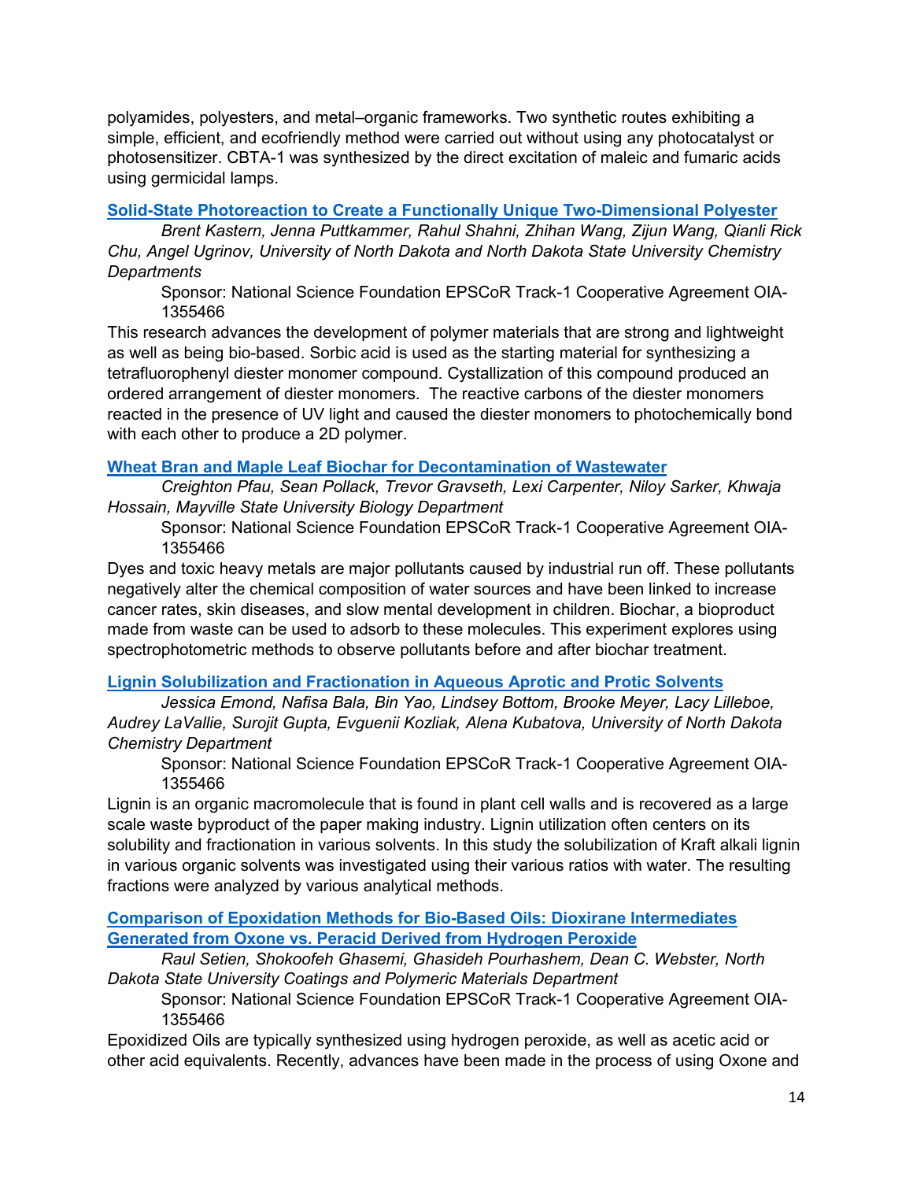polyamides, polyesters, and metal–organic frameworks. Two synthetic routes exhibiting a simple, efficient, and ecofriendly method were carried out without using any photocatalyst or photosensitizer. CBTA-1 was synthesized by the direct excitation of maleic and fumaric acids using germicidal lamps.

### Solid-State Photoreaction to Create a Functionally Unique Two-Dimensional Polyester

*Brent Kastern, Jenna Puttkammer, Rahul Shahni, Zhihan Wang, Zijun Wang, Qianli Rick Chu, Angel Ugrinov, University of North Dakota and North Dakota State University Chemistry Departments*

Sponsor: National Science Foundation EPSCoR Track-1 Cooperative Agreement OIA-1355466

This research advances the development of polymer materials that are strong and lightweight as well as being bio-based. Sorbic acid is used as the starting material for synthesizing a tetrafluorophenyl diester monomer compound. Cystallization of this compound produced an ordered arrangement of diester monomers. The reactive carbons of the diester monomers reacted in the presence of UV light and caused the diester monomers to photochemically bond with each other to produce a 2D polymer.

### Wheat Bran and Maple Leaf Biochar for Decontamination of Wastewater

*Creighton Pfau, Sean Pollack, Trevor Gravseth, Lexi Carpenter, Niloy Sarker, Khwaja Hossain, Mayville State University Biology Department*

Sponsor: National Science Foundation EPSCoR Track-1 Cooperative Agreement OIA-1355466

Dyes and toxic heavy metals are major pollutants caused by industrial run off. These pollutants negatively alter the chemical composition of water sources and have been linked to increase cancer rates, skin diseases, and slow mental development in children. Biochar, a bioproduct made from waste can be used to adsorb to these molecules. This experiment explores using spectrophotometric methods to observe pollutants before and after biochar treatment.

### Lignin Solubilization and Fractionation in Aqueous Aprotic and Protic Solvents

*Jessica Emond, Nafisa Bala, Bin Yao, Lindsey Bottom, Brooke Meyer, Lacy Lilleboe, Audrey LaVallie, Surojit Gupta, Evguenii Kozliak, Alena Kubatova, University of North Dakota Chemistry Department*

Sponsor: National Science Foundation EPSCoR Track-1 Cooperative Agreement OIA-1355466

Lignin is an organic macromolecule that is found in plant cell walls and is recovered as a large scale waste byproduct of the paper making industry. Lignin utilization often centers on its solubility and fractionation in various solvents. In this study the solubilization of Kraft alkali lignin in various organic solvents was investigated using their various ratios with water. The resulting fractions were analyzed by various analytical methods.

### Comparison of Epoxidation Methods for Bio-Based Oils: Dioxirane Intermediates Generated from Oxone vs. Peracid Derived from Hydrogen Peroxide

*Raul Setien, Shokoofeh Ghasemi, Ghasideh Pourhashem, Dean C. Webster, North Dakota State University Coatings and Polymeric Materials Department*

Sponsor: National Science Foundation EPSCoR Track-1 Cooperative Agreement OIA-1355466

Epoxidized Oils are typically synthesized using hydrogen peroxide, as well as acetic acid or other acid equivalents. Recently, advances have been made in the process of using Oxone and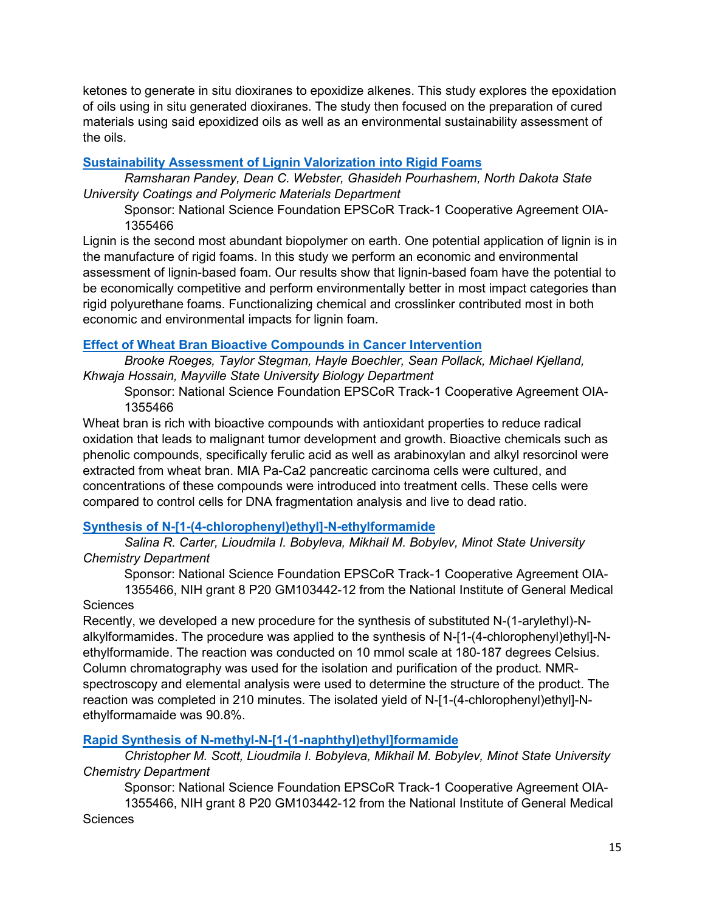ketones to generate in situ dioxiranes to epoxidize alkenes. This study explores the epoxidation of oils using in situ generated dioxiranes. The study then focused on the preparation of cured materials using said epoxidized oils as well as an environmental sustainability assessment of the oils.

### Sustainability Assessment of Lignin Valorization into Rigid Foams

*Ramsharan Pandey, Dean C. Webster, Ghasideh Pourhashem, North Dakota State University Coatings and Polymeric Materials Department*

Sponsor: National Science Foundation EPSCoR Track-1 Cooperative Agreement OIA-1355466

Lignin is the second most abundant biopolymer on earth. One potential application of lignin is in the manufacture of rigid foams. In this study we perform an economic and environmental assessment of lignin-based foam. Our results show that lignin-based foam have the potential to be economically competitive and perform environmentally better in most impact categories than rigid polyurethane foams. Functionalizing chemical and crosslinker contributed most in both economic and environmental impacts for lignin foam.

### Effect of Wheat Bran Bioactive Compounds in Cancer Intervention

*Brooke Roeges, Taylor Stegman, Hayle Boechler, Sean Pollack, Michael Kjelland, Khwaja Hossain, Mayville State University Biology Department*

Sponsor: National Science Foundation EPSCoR Track-1 Cooperative Agreement OIA-1355466

Wheat bran is rich with bioactive compounds with antioxidant properties to reduce radical oxidation that leads to malignant tumor development and growth. Bioactive chemicals such as phenolic compounds, specifically ferulic acid as well as arabinoxylan and alkyl resorcinol were extracted from wheat bran. MIA Pa-Ca2 pancreatic carcinoma cells were cultured, and concentrations of these compounds were introduced into treatment cells. These cells were compared to control cells for DNA fragmentation analysis and live to dead ratio.

### Synthesis of N-[1-(4-chlorophenyl)ethyl]-N-ethylformamide

*Salina R. Carter, Lioudmila I. Bobyleva, Mikhail M. Bobylev, Minot State University Chemistry Department*

Sponsor: National Science Foundation EPSCoR Track-1 Cooperative Agreement OIA-1355466, NIH grant 8 P20 GM103442-12 from the National Institute of General Medical Sciences

Recently, we developed a new procedure for the synthesis of substituted N-(1-arylethyl)-N-alkylformamides. The procedure was applied to the synthesis of N-[1-(4-chlorophenyl)ethyl]-N-ethylformamide. The reaction was conducted on 10 mmol scale at 180-187 degrees Celsius. Column chromatography was used for the isolation and purification of the product. NMR-spectroscopy and elemental analysis were used to determine the structure of the product. The reaction was completed in 210 minutes. The isolated yield of N-[1-(4-chlorophenyl)ethyl]-N-ethylformamaide was 90.8%.

### Rapid Synthesis of N-methyl-N-[1-(1-naphthyl)ethyl]formamide

*Christopher M. Scott, Lioudmila I. Bobyleva, Mikhail M. Bobylev, Minot State University Chemistry Department*

Sponsor: National Science Foundation EPSCoR Track-1 Cooperative Agreement OIA-1355466, NIH grant 8 P20 GM103442-12 from the National Institute of General Medical Sciences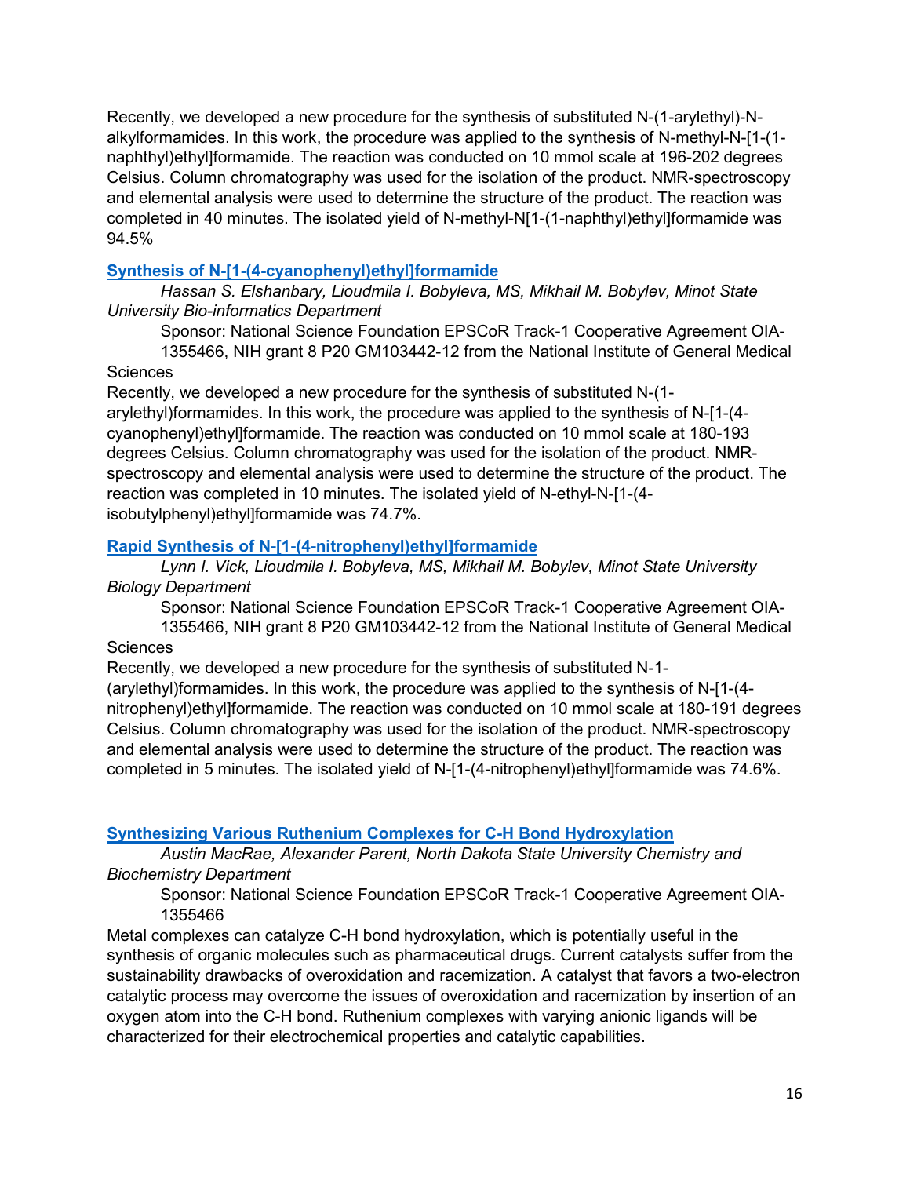Recently, we developed a new procedure for the synthesis of substituted N-(1-arylethyl)-N-alkylformamides. In this work, the procedure was applied to the synthesis of N-methyl-N-[1-(1-naphthyl)ethyl]formamide. The reaction was conducted on 10 mmol scale at 196-202 degrees Celsius. Column chromatography was used for the isolation of the product. NMR-spectroscopy and elemental analysis were used to determine the structure of the product. The reaction was completed in 40 minutes. The isolated yield of N-methyl-N[1-(1-naphthyl)ethyl]formamide was 94.5%

### Synthesis of N-[1-(4-cyanophenyl)ethyl]formamide

*Hassan S. Elshanbary, Lioudmila I. Bobyleva, MS, Mikhail M. Bobylev, Minot State University Bio-informatics Department*

Sponsor: National Science Foundation EPSCoR Track-1 Cooperative Agreement OIA-1355466, NIH grant 8 P20 GM103442-12 from the National Institute of General Medical Sciences

Recently, we developed a new procedure for the synthesis of substituted N-(1-arylethyl)formamides. In this work, the procedure was applied to the synthesis of N-[1-(4-cyanophenyl)ethyl]formamide. The reaction was conducted on 10 mmol scale at 180-193 degrees Celsius. Column chromatography was used for the isolation of the product. NMR-spectroscopy and elemental analysis were used to determine the structure of the product. The reaction was completed in 10 minutes. The isolated yield of N-ethyl-N-[1-(4-isobutylphenyl)ethyl]formamide was 74.7%.

### Rapid Synthesis of N-[1-(4-nitrophenyl)ethyl]formamide

*Lynn I. Vick, Lioudmila I. Bobyleva, MS, Mikhail M. Bobylev, Minot State University Biology Department*

Sponsor: National Science Foundation EPSCoR Track-1 Cooperative Agreement OIA-1355466, NIH grant 8 P20 GM103442-12 from the National Institute of General Medical Sciences

Recently, we developed a new procedure for the synthesis of substituted N-1-(arylethyl)formamides. In this work, the procedure was applied to the synthesis of N-[1-(4-nitrophenyl)ethyl]formamide. The reaction was conducted on 10 mmol scale at 180-191 degrees Celsius. Column chromatography was used for the isolation of the product. NMR-spectroscopy and elemental analysis were used to determine the structure of the product. The reaction was completed in 5 minutes. The isolated yield of N-[1-(4-nitrophenyl)ethyl]formamide was 74.6%.

### Synthesizing Various Ruthenium Complexes for C-H Bond Hydroxylation

*Austin MacRae, Alexander Parent, North Dakota State University Chemistry and Biochemistry Department*

Sponsor: National Science Foundation EPSCoR Track-1 Cooperative Agreement OIA-1355466

Metal complexes can catalyze C-H bond hydroxylation, which is potentially useful in the synthesis of organic molecules such as pharmaceutical drugs. Current catalysts suffer from the sustainability drawbacks of overoxidation and racemization. A catalyst that favors a two-electron catalytic process may overcome the issues of overoxidation and racemization by insertion of an oxygen atom into the C-H bond. Ruthenium complexes with varying anionic ligands will be characterized for their electrochemical properties and catalytic capabilities.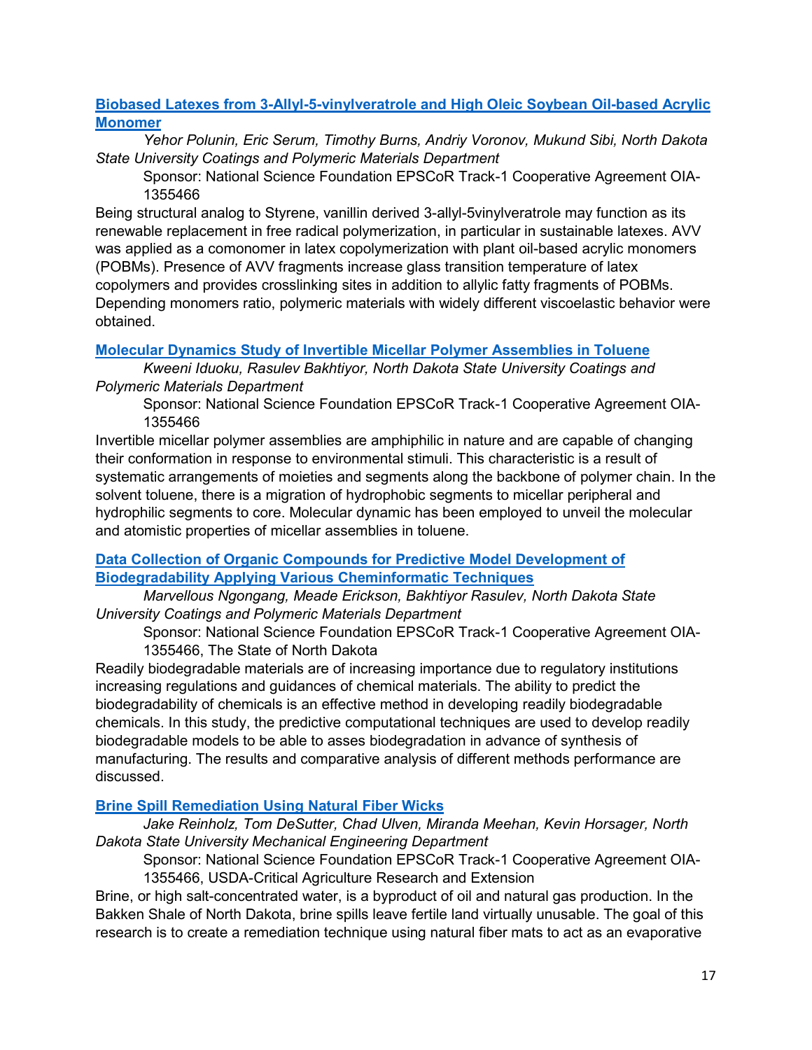### [Biobased Latexes from 3-Allyl-5-vinylveratrole and High Oleic Soybean Oil-based Acrylic Monomer]()

*Yehor Polunin, Eric Serum, Timothy Burns, Andriy Voronov, Mukund Sibi, North Dakota State University Coatings and Polymeric Materials Department*

Sponsor: National Science Foundation EPSCoR Track-1 Cooperative Agreement OIA-1355466

Being structural analog to Styrene, vanillin derived 3-allyl-5vinylveratrole may function as its renewable replacement in free radical polymerization, in particular in sustainable latexes. AVV was applied as a comonomer in latex copolymerization with plant oil-based acrylic monomers (POBMs). Presence of AVV fragments increase glass transition temperature of latex copolymers and provides crosslinking sites in addition to allylic fatty fragments of POBMs. Depending monomers ratio, polymeric materials with widely different viscoelastic behavior were obtained.

### [Molecular Dynamics Study of Invertible Micellar Polymer Assemblies in Toluene]()

*Kweeni Iduoku, Rasulev Bakhtiyor, North Dakota State University Coatings and Polymeric Materials Department*

Sponsor: National Science Foundation EPSCoR Track-1 Cooperative Agreement OIA-1355466

Invertible micellar polymer assemblies are amphiphilic in nature and are capable of changing their conformation in response to environmental stimuli. This characteristic is a result of systematic arrangements of moieties and segments along the backbone of polymer chain. In the solvent toluene, there is a migration of hydrophobic segments to micellar peripheral and hydrophilic segments to core. Molecular dynamic has been employed to unveil the molecular and atomistic properties of micellar assemblies in toluene.

### [Data Collection of Organic Compounds for Predictive Model Development of Biodegradability Applying Various Cheminformatic Techniques]()

*Marvellous Ngongang, Meade Erickson, Bakhtiyor Rasulev, North Dakota State University Coatings and Polymeric Materials Department*

Sponsor: National Science Foundation EPSCoR Track-1 Cooperative Agreement OIA-1355466, The State of North Dakota

Readily biodegradable materials are of increasing importance due to regulatory institutions increasing regulations and guidances of chemical materials. The ability to predict the biodegradability of chemicals is an effective method in developing readily biodegradable chemicals. In this study, the predictive computational techniques are used to develop readily biodegradable models to be able to asses biodegradation in advance of synthesis of manufacturing. The results and comparative analysis of different methods performance are discussed.

### [Brine Spill Remediation Using Natural Fiber Wicks]()

*Jake Reinholz, Tom DeSutter, Chad Ulven, Miranda Meehan, Kevin Horsager, North Dakota State University Mechanical Engineering Department*

Sponsor: National Science Foundation EPSCoR Track-1 Cooperative Agreement OIA-1355466, USDA-Critical Agriculture Research and Extension

Brine, or high salt-concentrated water, is a byproduct of oil and natural gas production. In the Bakken Shale of North Dakota, brine spills leave fertile land virtually unusable. The goal of this research is to create a remediation technique using natural fiber mats to act as an evaporative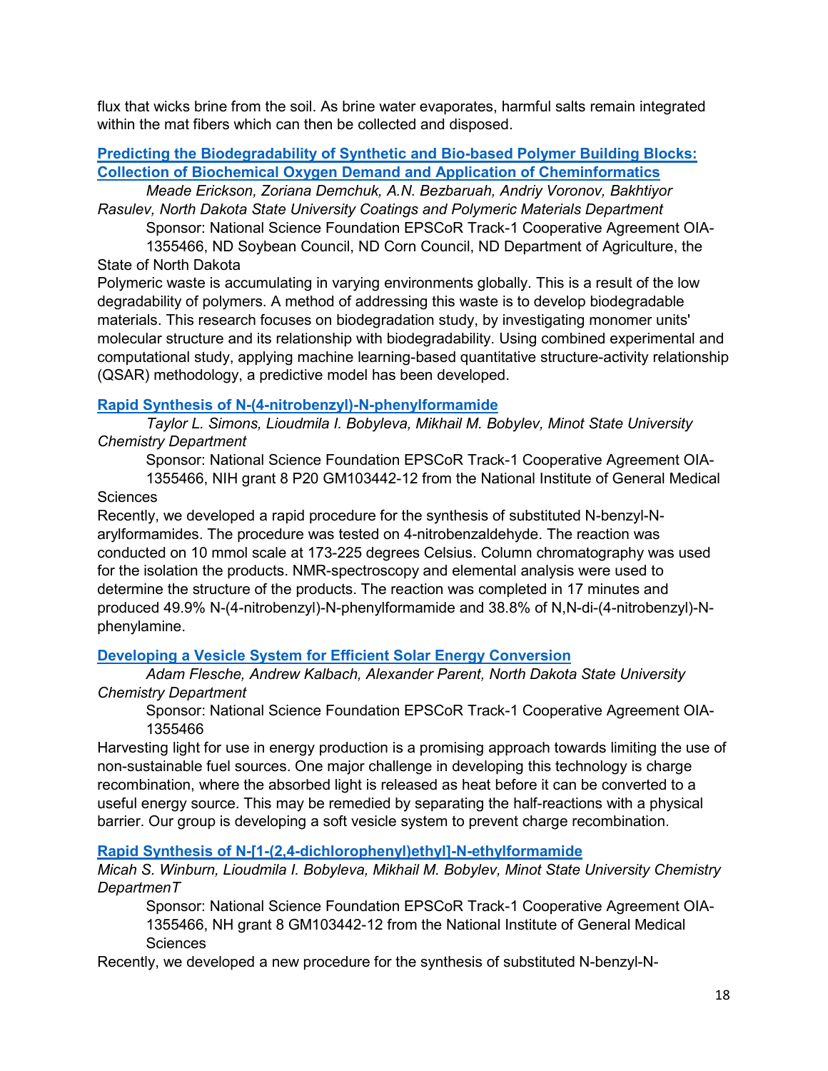flux that wicks brine from the soil. As brine water evaporates, harmful salts remain integrated within the mat fibers which can then be collected and disposed.

### Predicting the Biodegradability of Synthetic and Bio-based Polymer Building Blocks: Collection of Biochemical Oxygen Demand and Application of Cheminformatics

*Meade Erickson, Zoriana Demchuk, A.N. Bezbaruah, Andriy Voronov, Bakhtiyor Rasulev, North Dakota State University Coatings and Polymeric Materials Department*

Sponsor: National Science Foundation EPSCoR Track-1 Cooperative Agreement OIA-1355466, ND Soybean Council, ND Corn Council, ND Department of Agriculture, the State of North Dakota

Polymeric waste is accumulating in varying environments globally. This is a result of the low degradability of polymers. A method of addressing this waste is to develop biodegradable materials. This research focuses on biodegradation study, by investigating monomer units' molecular structure and its relationship with biodegradability. Using combined experimental and computational study, applying machine learning-based quantitative structure-activity relationship (QSAR) methodology, a predictive model has been developed.

### Rapid Synthesis of N-(4-nitrobenzyl)-N-phenylformamide

*Taylor L. Simons, Lioudmila I. Bobyleva, Mikhail M. Bobylev, Minot State University Chemistry Department*

Sponsor: National Science Foundation EPSCoR Track-1 Cooperative Agreement OIA-1355466, NIH grant 8 P20 GM103442-12 from the National Institute of General Medical Sciences

Recently, we developed a rapid procedure for the synthesis of substituted N-benzyl-N-arylformamides. The procedure was tested on 4-nitrobenzaldehyde. The reaction was conducted on 10 mmol scale at 173-225 degrees Celsius. Column chromatography was used for the isolation the products. NMR-spectroscopy and elemental analysis were used to determine the structure of the products. The reaction was completed in 17 minutes and produced 49.9% N-(4-nitrobenzyl)-N-phenylformamide and 38.8% of N,N-di-(4-nitrobenzyl)-N-phenylamine.

### Developing a Vesicle System for Efficient Solar Energy Conversion

*Adam Flesche, Andrew Kalbach, Alexander Parent, North Dakota State University Chemistry Department*

Sponsor: National Science Foundation EPSCoR Track-1 Cooperative Agreement OIA-1355466

Harvesting light for use in energy production is a promising approach towards limiting the use of non-sustainable fuel sources. One major challenge in developing this technology is charge recombination, where the absorbed light is released as heat before it can be converted to a useful energy source. This may be remedied by separating the half-reactions with a physical barrier. Our group is developing a soft vesicle system to prevent charge recombination.

### Rapid Synthesis of N-[1-(2,4-dichlorophenyl)ethyl]-N-ethylformamide

*Micah S. Winburn, Lioudmila I. Bobyleva, Mikhail M. Bobylev, Minot State University Chemistry DepartmenT*

Sponsor: National Science Foundation EPSCoR Track-1 Cooperative Agreement OIA-1355466, NH grant 8 GM103442-12 from the National Institute of General Medical Sciences

Recently, we developed a new procedure for the synthesis of substituted N-benzyl-N-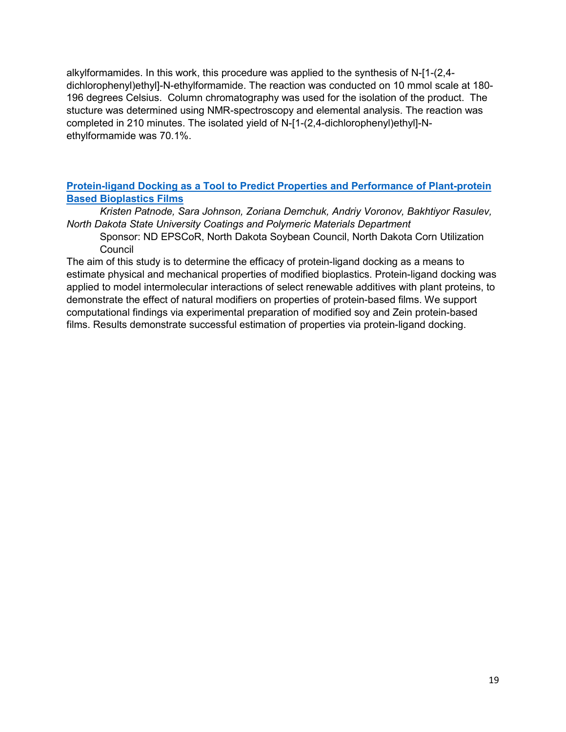alkylformamides. In this work, this procedure was applied to the synthesis of N-[1-(2,4-dichlorophenyl)ethyl]-N-ethylformamide. The reaction was conducted on 10 mmol scale at 180-196 degrees Celsius. Column chromatography was used for the isolation of the product. The stucture was determined using NMR-spectroscopy and elemental analysis. The reaction was completed in 210 minutes. The isolated yield of N-[1-(2,4-dichlorophenyl)ethyl]-N-ethylformamide was 70.1%.

### **Protein-ligand Docking as a Tool to Predict Properties and Performance of Plant-protein Based Bioplastics Films**

*Kristen Patnode, Sara Johnson, Zoriana Demchuk, Andriy Voronov, Bakhtiyor Rasulev, North Dakota State University Coatings and Polymeric Materials Department*

Sponsor: ND EPSCoR, North Dakota Soybean Council, North Dakota Corn Utilization Council

The aim of this study is to determine the efficacy of protein-ligand docking as a means to estimate physical and mechanical properties of modified bioplastics. Protein-ligand docking was applied to model intermolecular interactions of select renewable additives with plant proteins, to demonstrate the effect of natural modifiers on properties of protein-based films. We support computational findings via experimental preparation of modified soy and Zein protein-based films. Results demonstrate successful estimation of properties via protein-ligand docking.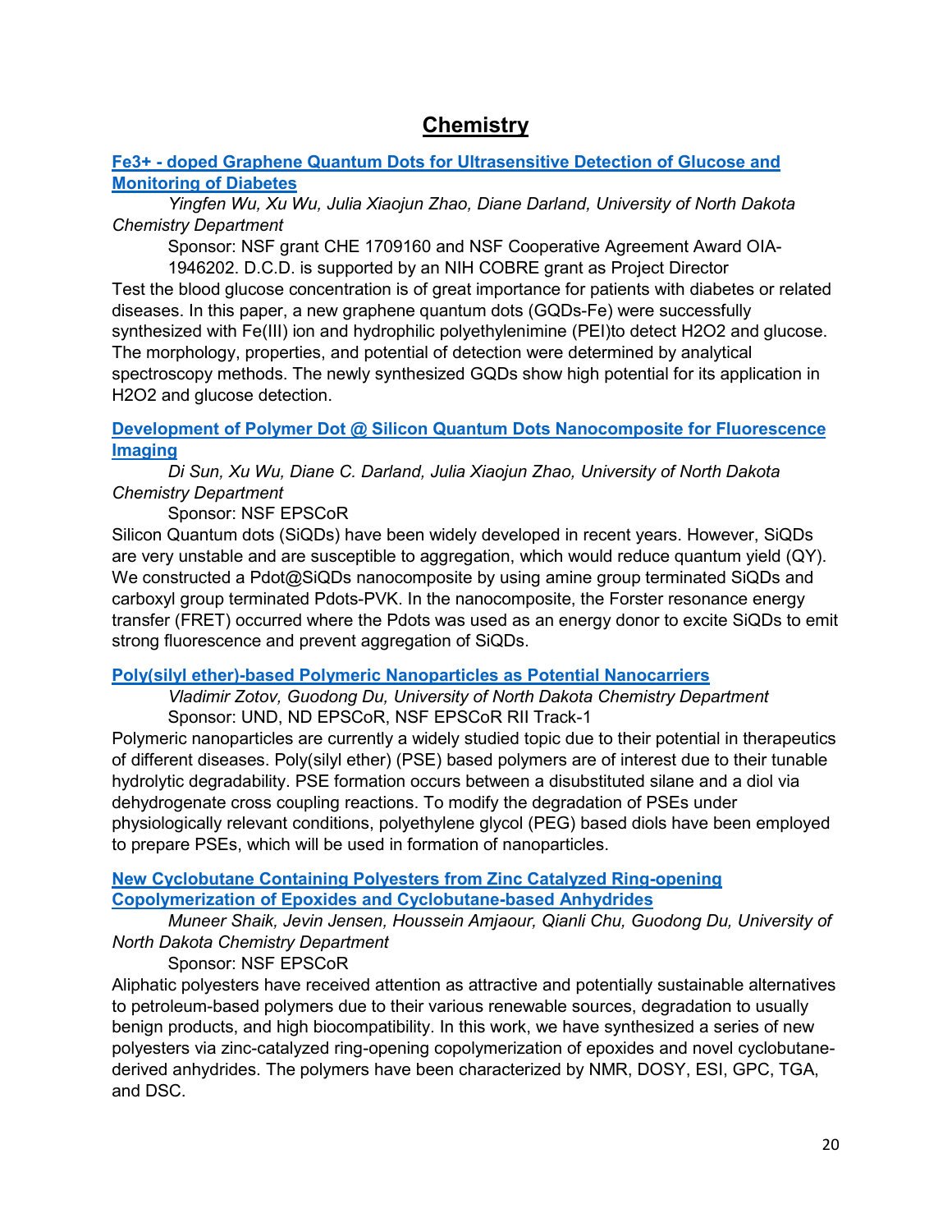# Chemistry

**Fe3+ - doped Graphene Quantum Dots for Ultrasensitive Detection of Glucose and Monitoring of Diabetes**

*Yingfen Wu, Xu Wu, Julia Xiaojun Zhao, Diane Darland, University of North Dakota Chemistry Department*

Sponsor: NSF grant CHE 1709160 and NSF Cooperative Agreement Award OIA-1946202. D.C.D. is supported by an NIH COBRE grant as Project Director

Test the blood glucose concentration is of great importance for patients with diabetes or related diseases. In this paper, a new graphene quantum dots (GQDs-Fe) were successfully synthesized with Fe(III) ion and hydrophilic polyethylenimine (PEI)to detect H2O2 and glucose. The morphology, properties, and potential of detection were determined by analytical spectroscopy methods. The newly synthesized GQDs show high potential for its application in H2O2 and glucose detection.

**Development of Polymer Dot @ Silicon Quantum Dots Nanocomposite for Fluorescence Imaging**

*Di Sun, Xu Wu, Diane C. Darland, Julia Xiaojun Zhao, University of North Dakota Chemistry Department*

Sponsor: NSF EPSCoR

Silicon Quantum dots (SiQDs) have been widely developed in recent years. However, SiQDs are very unstable and are susceptible to aggregation, which would reduce quantum yield (QY). We constructed a Pdot@SiQDs nanocomposite by using amine group terminated SiQDs and carboxyl group terminated Pdots-PVK. In the nanocomposite, the Forster resonance energy transfer (FRET) occurred where the Pdots was used as an energy donor to excite SiQDs to emit strong fluorescence and prevent aggregation of SiQDs.

**Poly(silyl ether)-based Polymeric Nanoparticles as Potential Nanocarriers**

*Vladimir Zotov, Guodong Du, University of North Dakota Chemistry Department*

Sponsor: UND, ND EPSCoR, NSF EPSCoR RII Track-1

Polymeric nanoparticles are currently a widely studied topic due to their potential in therapeutics of different diseases. Poly(silyl ether) (PSE) based polymers are of interest due to their tunable hydrolytic degradability. PSE formation occurs between a disubstituted silane and a diol via dehydrogenate cross coupling reactions. To modify the degradation of PSEs under physiologically relevant conditions, polyethylene glycol (PEG) based diols have been employed to prepare PSEs, which will be used in formation of nanoparticles.

**New Cyclobutane Containing Polyesters from Zinc Catalyzed Ring-opening Copolymerization of Epoxides and Cyclobutane-based Anhydrides**

*Muneer Shaik, Jevin Jensen, Houssein Amjaour, Qianli Chu, Guodong Du, University of North Dakota Chemistry Department*

Sponsor: NSF EPSCoR

Aliphatic polyesters have received attention as attractive and potentially sustainable alternatives to petroleum-based polymers due to their various renewable sources, degradation to usually benign products, and high biocompatibility. In this work, we have synthesized a series of new polyesters via zinc-catalyzed ring-opening copolymerization of epoxides and novel cyclobutane-derived anhydrides. The polymers have been characterized by NMR, DOSY, ESI, GPC, TGA, and DSC.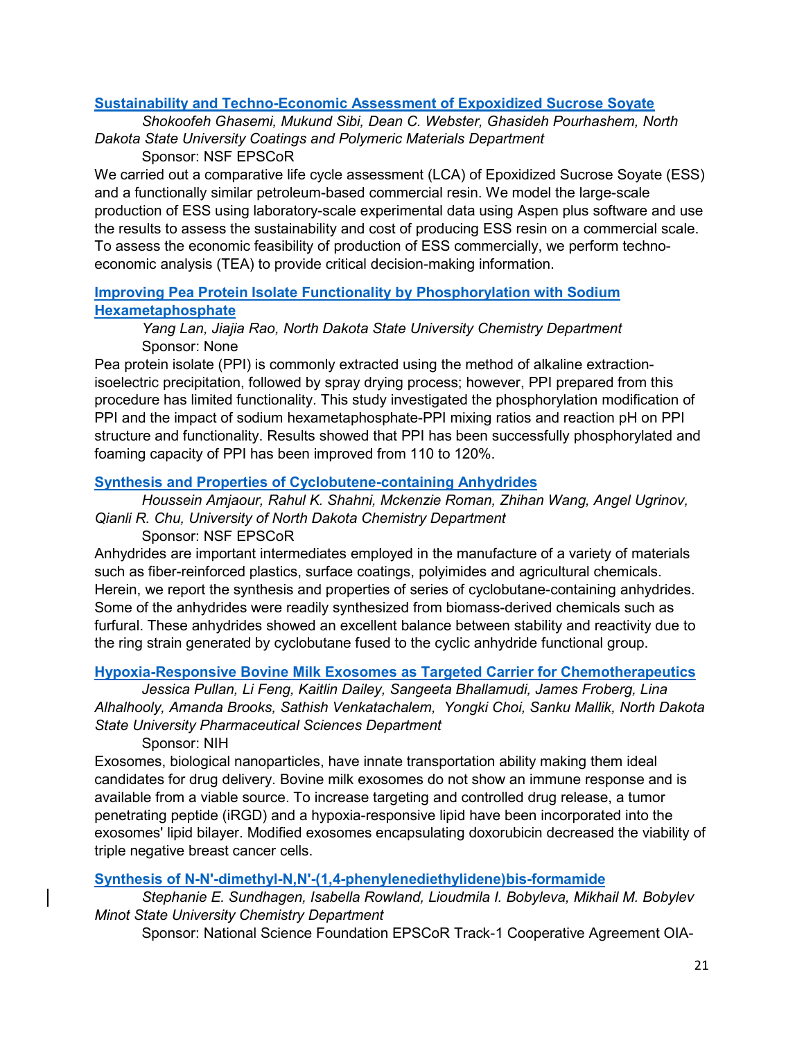### [Sustainability and Techno-Economic Assessment of Expoxidized Sucrose Soyate]()

*Shokoofeh Ghasemi, Mukund Sibi, Dean C. Webster, Ghasideh Pourhashem, North Dakota State University Coatings and Polymeric Materials Department*

Sponsor: NSF EPSCoR

We carried out a comparative life cycle assessment (LCA) of Epoxidized Sucrose Soyate (ESS) and a functionally similar petroleum-based commercial resin. We model the large-scale production of ESS using laboratory-scale experimental data using Aspen plus software and use the results to assess the sustainability and cost of producing ESS resin on a commercial scale. To assess the economic feasibility of production of ESS commercially, we perform techno-economic analysis (TEA) to provide critical decision-making information.

### [Improving Pea Protein Isolate Functionality by Phosphorylation with Sodium Hexametaphosphate]()

*Yang Lan, Jiajia Rao, North Dakota State University Chemistry Department*

Sponsor: None

Pea protein isolate (PPI) is commonly extracted using the method of alkaline extraction-isoelectric precipitation, followed by spray drying process; however, PPI prepared from this procedure has limited functionality. This study investigated the phosphorylation modification of PPI and the impact of sodium hexametaphosphate-PPI mixing ratios and reaction pH on PPI structure and functionality. Results showed that PPI has been successfully phosphorylated and foaming capacity of PPI has been improved from 110 to 120%.

### [Synthesis and Properties of Cyclobutene-containing Anhydrides]()

*Houssein Amjaour, Rahul K. Shahni, Mckenzie Roman, Zhihan Wang, Angel Ugrinov, Qianli R. Chu, University of North Dakota Chemistry Department*

Sponsor: NSF EPSCoR

Anhydrides are important intermediates employed in the manufacture of a variety of materials such as fiber-reinforced plastics, surface coatings, polyimides and agricultural chemicals. Herein, we report the synthesis and properties of series of cyclobutane-containing anhydrides. Some of the anhydrides were readily synthesized from biomass-derived chemicals such as furfural. These anhydrides showed an excellent balance between stability and reactivity due to the ring strain generated by cyclobutane fused to the cyclic anhydride functional group.

### [Hypoxia-Responsive Bovine Milk Exosomes as Targeted Carrier for Chemotherapeutics]()

*Jessica Pullan, Li Feng, Kaitlin Dailey, Sangeeta Bhallamudi, James Froberg, Lina Alhalhooly, Amanda Brooks, Sathish Venkatachalem, Yongki Choi, Sanku Mallik, North Dakota State University Pharmaceutical Sciences Department*

Sponsor: NIH

Exosomes, biological nanoparticles, have innate transportation ability making them ideal candidates for drug delivery. Bovine milk exosomes do not show an immune response and is available from a viable source. To increase targeting and controlled drug release, a tumor penetrating peptide (iRGD) and a hypoxia-responsive lipid have been incorporated into the exosomes' lipid bilayer. Modified exosomes encapsulating doxorubicin decreased the viability of triple negative breast cancer cells.

### [Synthesis of N-N'-dimethyl-N,N'-(1,4-phenylenediethylidene)bis-formamide]()

*Stephanie E. Sundhagen, Isabella Rowland, Lioudmila I. Bobyleva, Mikhail M. Bobylev Minot State University Chemistry Department*

Sponsor: National Science Foundation EPSCoR Track-1 Cooperative Agreement OIA-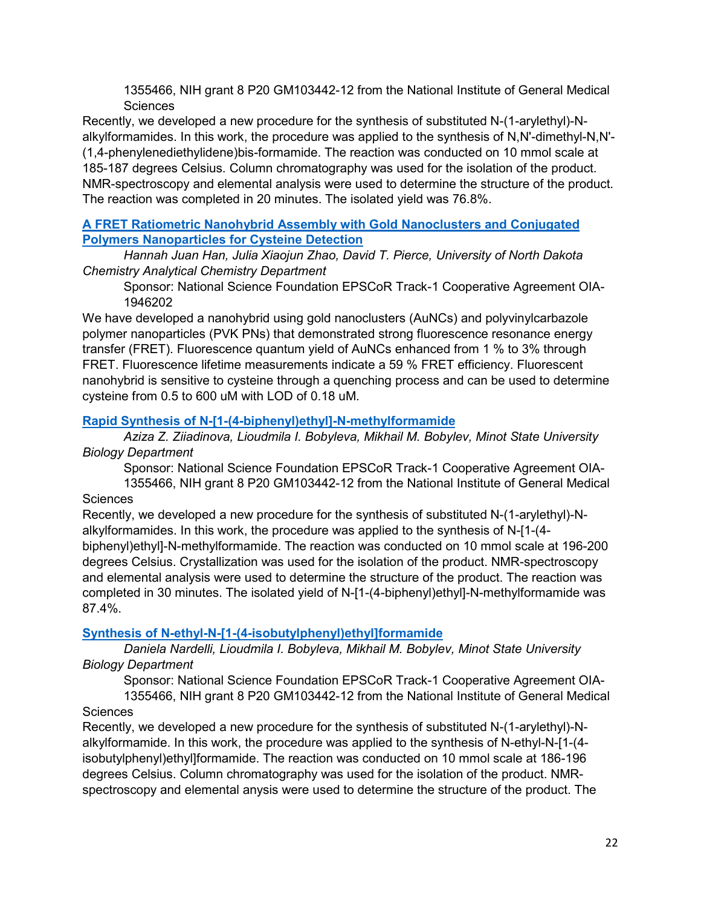1355466, NIH grant 8 P20 GM103442-12 from the National Institute of General Medical Sciences

Recently, we developed a new procedure for the synthesis of substituted N-(1-arylethyl)-N-alkylformamides. In this work, the procedure was applied to the synthesis of N,N'-dimethyl-N,N'-(1,4-phenylenediethylidene)bis-formamide. The reaction was conducted on 10 mmol scale at 185-187 degrees Celsius. Column chromatography was used for the isolation of the product. NMR-spectroscopy and elemental analysis were used to determine the structure of the product. The reaction was completed in 20 minutes. The isolated yield was 76.8%.

### A FRET Ratiometric Nanohybrid Assembly with Gold Nanoclusters and Conjugated Polymers Nanoparticles for Cysteine Detection

*Hannah Juan Han, Julia Xiaojun Zhao, David T. Pierce, University of North Dakota Chemistry Analytical Chemistry Department*

Sponsor: National Science Foundation EPSCoR Track-1 Cooperative Agreement OIA-1946202

We have developed a nanohybrid using gold nanoclusters (AuNCs) and polyvinylcarbazole polymer nanoparticles (PVK PNs) that demonstrated strong fluorescence resonance energy transfer (FRET). Fluorescence quantum yield of AuNCs enhanced from 1 % to 3% through FRET. Fluorescence lifetime measurements indicate a 59 % FRET efficiency. Fluorescent nanohybrid is sensitive to cysteine through a quenching process and can be used to determine cysteine from 0.5 to 600 uM with LOD of 0.18 uM.

### Rapid Synthesis of N-[1-(4-biphenyl)ethyl]-N-methylformamide

*Aziza Z. Ziiadinova, Lioudmila I. Bobyleva, Mikhail M. Bobylev, Minot State University Biology Department*

Sponsor: National Science Foundation EPSCoR Track-1 Cooperative Agreement OIA-1355466, NIH grant 8 P20 GM103442-12 from the National Institute of General Medical Sciences

Recently, we developed a new procedure for the synthesis of substituted N-(1-arylethyl)-N-alkylformamides. In this work, the procedure was applied to the synthesis of N-[1-(4-biphenyl)ethyl]-N-methylformamide. The reaction was conducted on 10 mmol scale at 196-200 degrees Celsius. Crystallization was used for the isolation of the product. NMR-spectroscopy and elemental analysis were used to determine the structure of the product. The reaction was completed in 30 minutes. The isolated yield of N-[1-(4-biphenyl)ethyl]-N-methylformamide was 87.4%.

### Synthesis of N-ethyl-N-[1-(4-isobutylphenyl)ethyl]formamide

*Daniela Nardelli, Lioudmila I. Bobyleva, Mikhail M. Bobylev, Minot State University Biology Department*

Sponsor: National Science Foundation EPSCoR Track-1 Cooperative Agreement OIA-1355466, NIH grant 8 P20 GM103442-12 from the National Institute of General Medical Sciences

Recently, we developed a new procedure for the synthesis of substituted N-(1-arylethyl)-N-alkylformamide. In this work, the procedure was applied to the synthesis of N-ethyl-N-[1-(4-isobutylphenyl)ethyl]formamide. The reaction was conducted on 10 mmol scale at 186-196 degrees Celsius. Column chromatography was used for the isolation of the product. NMR-spectroscopy and elemental anysis were used to determine the structure of the product. The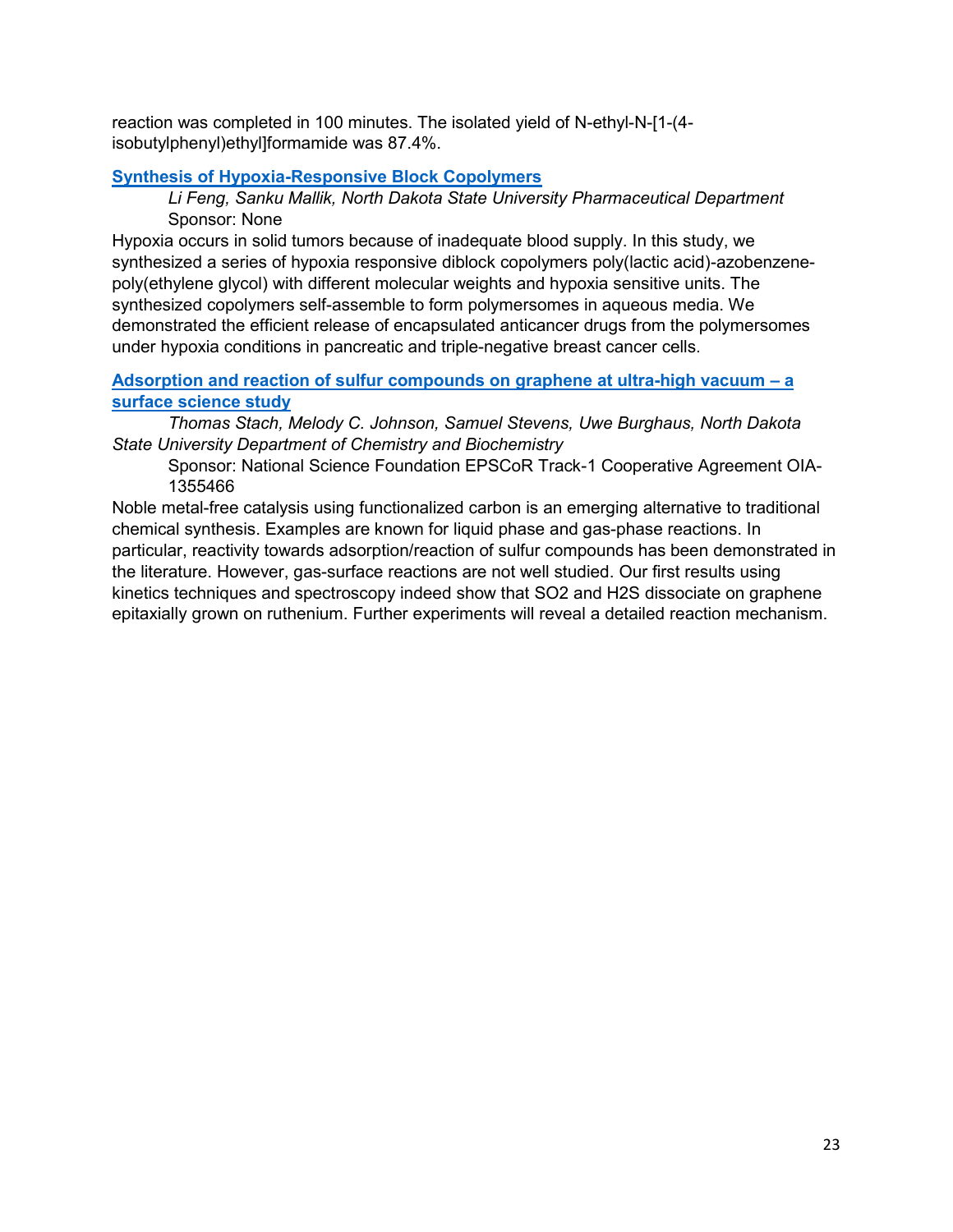reaction was completed in 100 minutes. The isolated yield of N-ethyl-N-[1-(4-isobutylphenyl)ethyl]formamide was 87.4%.

### Synthesis of Hypoxia-Responsive Block Copolymers

*Li Feng, Sanku Mallik, North Dakota State University Pharmaceutical Department*
Sponsor: None

Hypoxia occurs in solid tumors because of inadequate blood supply. In this study, we synthesized a series of hypoxia responsive diblock copolymers poly(lactic acid)-azobenzene-poly(ethylene glycol) with different molecular weights and hypoxia sensitive units. The synthesized copolymers self-assemble to form polymersomes in aqueous media. We demonstrated the efficient release of encapsulated anticancer drugs from the polymersomes under hypoxia conditions in pancreatic and triple-negative breast cancer cells.

### Adsorption and reaction of sulfur compounds on graphene at ultra-high vacuum – a surface science study

*Thomas Stach, Melody C. Johnson, Samuel Stevens, Uwe Burghaus, North Dakota State University Department of Chemistry and Biochemistry*
Sponsor: National Science Foundation EPSCoR Track-1 Cooperative Agreement OIA-1355466

Noble metal-free catalysis using functionalized carbon is an emerging alternative to traditional chemical synthesis. Examples are known for liquid phase and gas-phase reactions. In particular, reactivity towards adsorption/reaction of sulfur compounds has been demonstrated in the literature. However, gas-surface reactions are not well studied. Our first results using kinetics techniques and spectroscopy indeed show that $SO_2$ and $H_2S$ dissociate on graphene epitaxially grown on ruthenium. Further experiments will reveal a detailed reaction mechanism.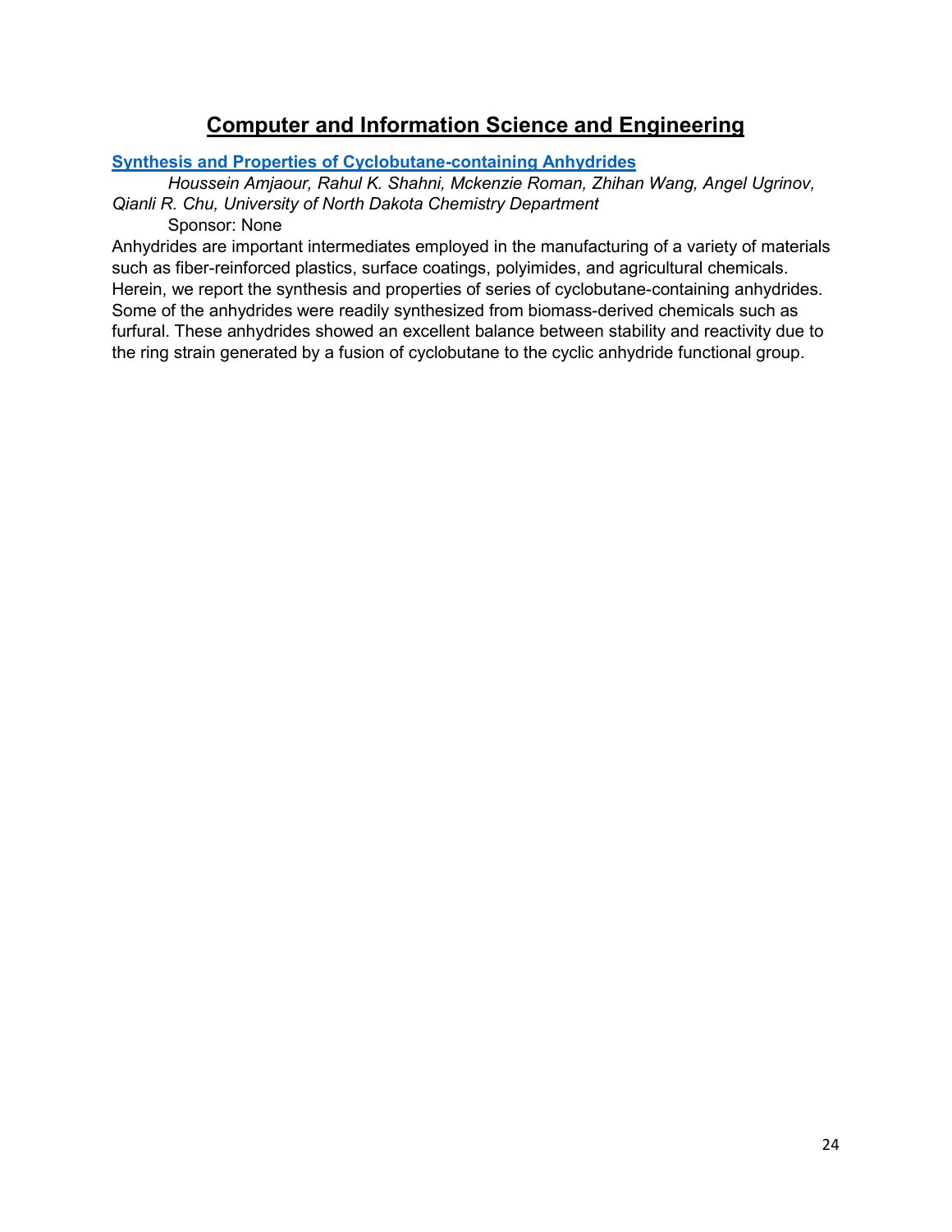# Computer and Information Science and Engineering

## Synthesis and Properties of Cyclobutane-containing Anhydrides

*Houssein Amjaour, Rahul K. Shahni, Mckenzie Roman, Zhihan Wang, Angel Ugrinov, Qianli R. Chu, University of North Dakota Chemistry Department*

Sponsor: None

Anhydrides are important intermediates employed in the manufacturing of a variety of materials such as fiber-reinforced plastics, surface coatings, polyimides, and agricultural chemicals. Herein, we report the synthesis and properties of series of cyclobutane-containing anhydrides. Some of the anhydrides were readily synthesized from biomass-derived chemicals such as furfural. These anhydrides showed an excellent balance between stability and reactivity due to the ring strain generated by a fusion of cyclobutane to the cyclic anhydride functional group.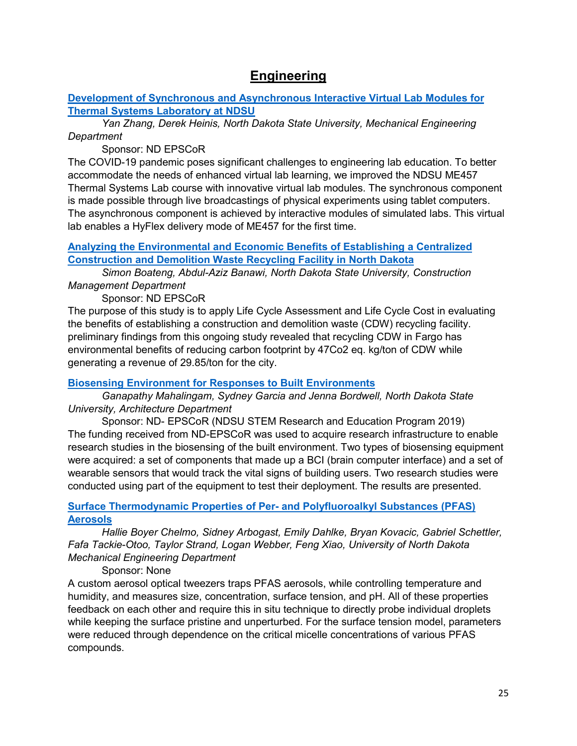# Engineering

### [Development of Synchronous and Asynchronous Interactive Virtual Lab Modules for Thermal Systems Laboratory at NDSU]

*Yan Zhang, Derek Heinis, North Dakota State University, Mechanical Engineering Department*

Sponsor: ND EPSCoR

The COVID-19 pandemic poses significant challenges to engineering lab education. To better accommodate the needs of enhanced virtual lab learning, we improved the NDSU ME457 Thermal Systems Lab course with innovative virtual lab modules. The synchronous component is made possible through live broadcastings of physical experiments using tablet computers. The asynchronous component is achieved by interactive modules of simulated labs. This virtual lab enables a HyFlex delivery mode of ME457 for the first time.

### [Analyzing the Environmental and Economic Benefits of Establishing a Centralized Construction and Demolition Waste Recycling Facility in North Dakota]

*Simon Boateng, Abdul-Aziz Banawi, North Dakota State University, Construction Management Department*

Sponsor: ND EPSCoR

The purpose of this study is to apply Life Cycle Assessment and Life Cycle Cost in evaluating the benefits of establishing a construction and demolition waste (CDW) recycling facility. preliminary findings from this ongoing study revealed that recycling CDW in Fargo has environmental benefits of reducing carbon footprint by 47Co2 eq. kg/ton of CDW while generating a revenue of 29.85/ton for the city.

### [Biosensing Environment for Responses to Built Environments]

*Ganapathy Mahalingam, Sydney Garcia and Jenna Bordwell, North Dakota State University, Architecture Department*

Sponsor: ND- EPSCoR (NDSU STEM Research and Education Program 2019)

The funding received from ND-EPSCoR was used to acquire research infrastructure to enable research studies in the biosensing of the built environment. Two types of biosensing equipment were acquired: a set of components that made up a BCI (brain computer interface) and a set of wearable sensors that would track the vital signs of building users. Two research studies were conducted using part of the equipment to test their deployment. The results are presented.

### [Surface Thermodynamic Properties of Per- and Polyfluoroalkyl Substances (PFAS) Aerosols]

*Hallie Boyer Chelmo, Sidney Arbogast, Emily Dahlke, Bryan Kovacic, Gabriel Schettler, Fafa Tackie-Otoo, Taylor Strand, Logan Webber, Feng Xiao, University of North Dakota Mechanical Engineering Department*

Sponsor: None

A custom aerosol optical tweezers traps PFAS aerosols, while controlling temperature and humidity, and measures size, concentration, surface tension, and pH. All of these properties feedback on each other and require this in situ technique to directly probe individual droplets while keeping the surface pristine and unperturbed. For the surface tension model, parameters were reduced through dependence on the critical micelle concentrations of various PFAS compounds.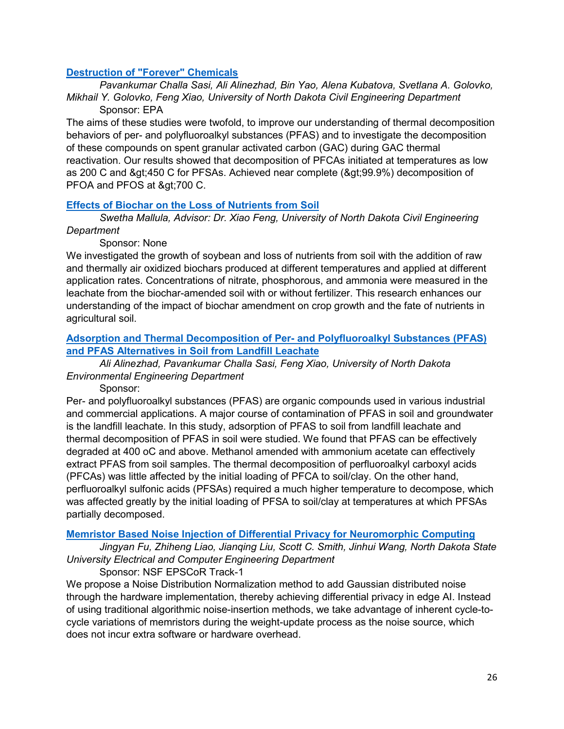### Destruction of "Forever" Chemicals

*Pavankumar Challa Sasi, Ali Alinezhad, Bin Yao, Alena Kubatova, Svetlana A. Golovko, Mikhail Y. Golovko, Feng Xiao, University of North Dakota Civil Engineering Department*

Sponsor: EPA

The aims of these studies were twofold, to improve our understanding of thermal decomposition behaviors of per- and polyfluoroalkyl substances (PFAS) and to investigate the decomposition of these compounds on spent granular activated carbon (GAC) during GAC thermal reactivation. Our results showed that decomposition of PFCAs initiated at temperatures as low as 200 C and &gt;450 C for PFSAs. Achieved near complete (&gt;99.9%) decomposition of PFOA and PFOS at &gt;700 C.

### Effects of Biochar on the Loss of Nutrients from Soil

*Swetha Mallula, Advisor: Dr. Xiao Feng, University of North Dakota Civil Engineering Department*

Sponsor: None

We investigated the growth of soybean and loss of nutrients from soil with the addition of raw and thermally air oxidized biochars produced at different temperatures and applied at different application rates. Concentrations of nitrate, phosphorous, and ammonia were measured in the leachate from the biochar-amended soil with or without fertilizer. This research enhances our understanding of the impact of biochar amendment on crop growth and the fate of nutrients in agricultural soil.

### Adsorption and Thermal Decomposition of Per- and Polyfluoroalkyl Substances (PFAS) and PFAS Alternatives in Soil from Landfill Leachate

*Ali Alinezhad, Pavankumar Challa Sasi, Feng Xiao, University of North Dakota Environmental Engineering Department*

Sponsor:

Per- and polyfluoroalkyl substances (PFAS) are organic compounds used in various industrial and commercial applications. A major course of contamination of PFAS in soil and groundwater is the landfill leachate. In this study, adsorption of PFAS to soil from landfill leachate and thermal decomposition of PFAS in soil were studied. We found that PFAS can be effectively degraded at 400 oC and above. Methanol amended with ammonium acetate can effectively extract PFAS from soil samples. The thermal decomposition of perfluoroalkyl carboxyl acids (PFCAs) was little affected by the initial loading of PFCA to soil/clay. On the other hand, perfluoroalkyl sulfonic acids (PFSAs) required a much higher temperature to decompose, which was affected greatly by the initial loading of PFSA to soil/clay at temperatures at which PFSAs partially decomposed.

### Memristor Based Noise Injection of Differential Privacy for Neuromorphic Computing

*Jingyan Fu, Zhiheng Liao, Jianqing Liu, Scott C. Smith, Jinhui Wang, North Dakota State University Electrical and Computer Engineering Department*

Sponsor: NSF EPSCoR Track-1

We propose a Noise Distribution Normalization method to add Gaussian distributed noise through the hardware implementation, thereby achieving differential privacy in edge AI. Instead of using traditional algorithmic noise-insertion methods, we take advantage of inherent cycle-to-cycle variations of memristors during the weight-update process as the noise source, which does not incur extra software or hardware overhead.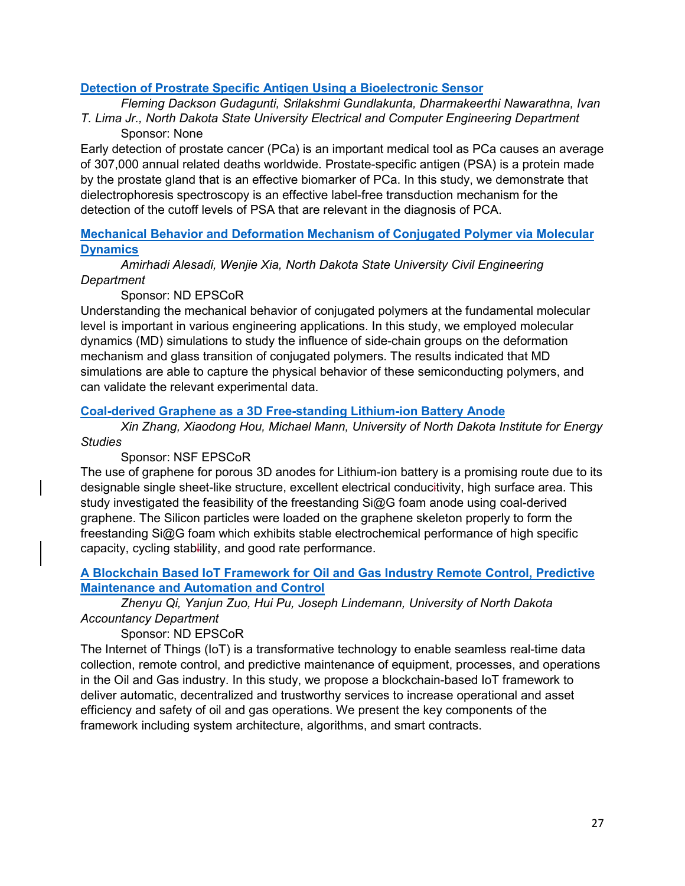### [Detection of Prostrate Specific Antigen Using a Bioelectronic Sensor]

*Fleming Dackson Gudagunti, Srilakshmi Gundlakunta, Dharmakeerthi Nawarathna, Ivan T. Lima Jr., North Dakota State University Electrical and Computer Engineering Department*

Sponsor: None

Early detection of prostate cancer (PCa) is an important medical tool as PCa causes an average of 307,000 annual related deaths worldwide. Prostate-specific antigen (PSA) is a protein made by the prostate gland that is an effective biomarker of PCa. In this study, we demonstrate that dielectrophoresis spectroscopy is an effective label-free transduction mechanism for the detection of the cutoff levels of PSA that are relevant in the diagnosis of PCA.

### [Mechanical Behavior and Deformation Mechanism of Conjugated Polymer via Molecular Dynamics]

*Amirhadi Alesadi, Wenjie Xia, North Dakota State University Civil Engineering Department*

Sponsor: ND EPSCoR

Understanding the mechanical behavior of conjugated polymers at the fundamental molecular level is important in various engineering applications. In this study, we employed molecular dynamics (MD) simulations to study the influence of side-chain groups on the deformation mechanism and glass transition of conjugated polymers. The results indicated that MD simulations are able to capture the physical behavior of these semiconducting polymers, and can validate the relevant experimental data.

### [Coal-derived Graphene as a 3D Free-standing Lithium-ion Battery Anode]

*Xin Zhang, Xiaodong Hou, Michael Mann, University of North Dakota Institute for Energy Studies*

Sponsor: NSF EPSCoR

The use of graphene for porous 3D anodes for Lithium-ion battery is a promising route due to its designable single sheet-like structure, excellent electrical conductivity, high surface area. This study investigated the feasibility of the freestanding Si@G foam anode using coal-derived graphene. The Silicon particles were loaded on the graphene skeleton properly to form the freestanding Si@G foam which exhibits stable electrochemical performance of high specific capacity, cycling stability, and good rate performance.

### [A Blockchain Based IoT Framework for Oil and Gas Industry Remote Control, Predictive Maintenance and Automation and Control]

*Zhenyu Qi, Yanjun Zuo, Hui Pu, Joseph Lindemann, University of North Dakota Accountancy Department*

Sponsor: ND EPSCoR

The Internet of Things (IoT) is a transformative technology to enable seamless real-time data collection, remote control, and predictive maintenance of equipment, processes, and operations in the Oil and Gas industry. In this study, we propose a blockchain-based IoT framework to deliver automatic, decentralized and trustworthy services to increase operational and asset efficiency and safety of oil and gas operations. We present the key components of the framework including system architecture, algorithms, and smart contracts.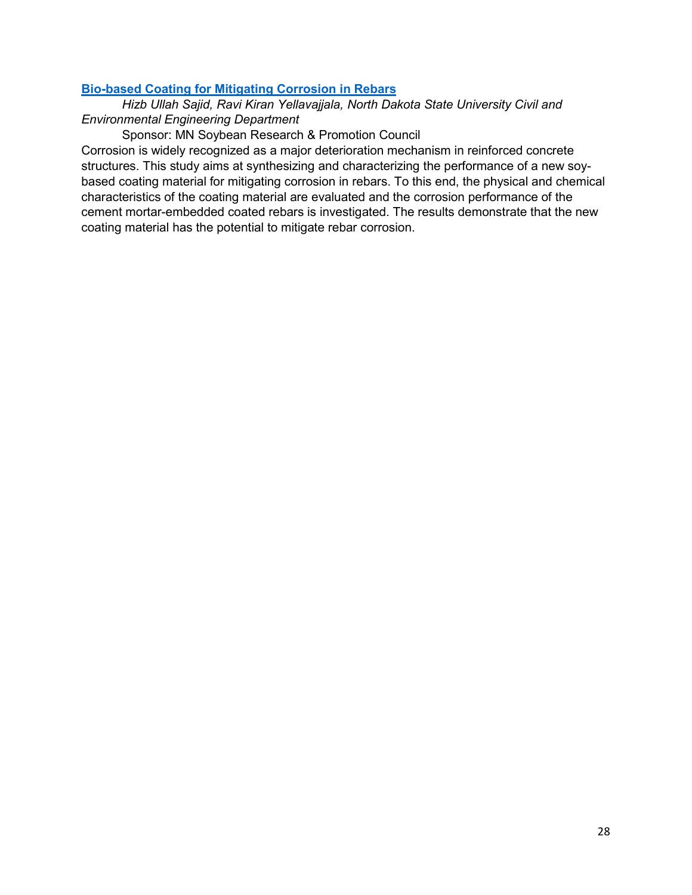### [Bio-based Coating for Mitigating Corrosion in Rebars]

*Hizb Ullah Sajid, Ravi Kiran Yellavajjala, North Dakota State University Civil and Environmental Engineering Department*

Sponsor: MN Soybean Research & Promotion Council

Corrosion is widely recognized as a major deterioration mechanism in reinforced concrete structures. This study aims at synthesizing and characterizing the performance of a new soy-based coating material for mitigating corrosion in rebars. To this end, the physical and chemical characteristics of the coating material are evaluated and the corrosion performance of the cement mortar-embedded coated rebars is investigated. The results demonstrate that the new coating material has the potential to mitigate rebar corrosion.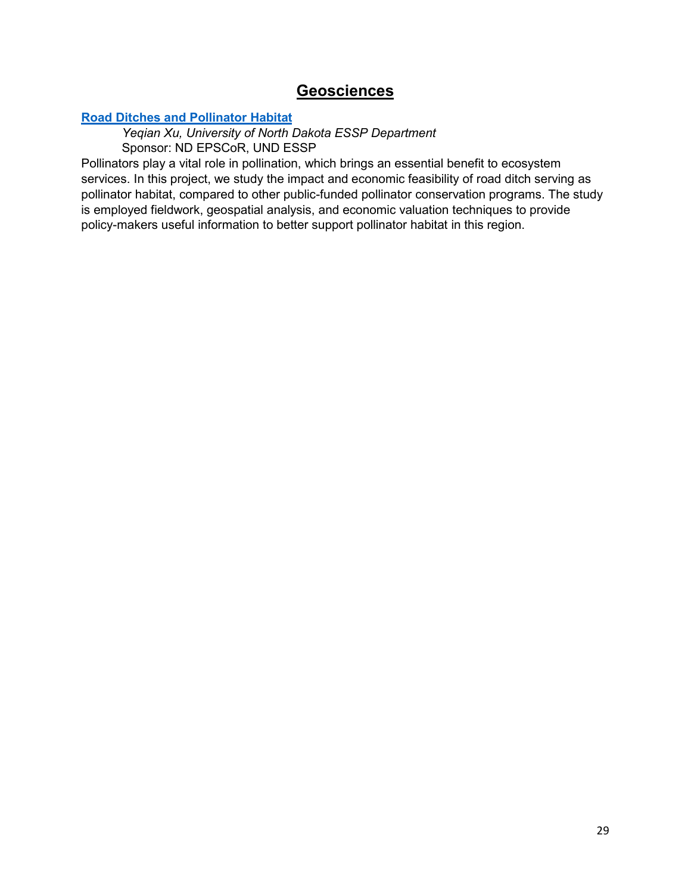## Geosciences

**Road Ditches and Pollinator Habitat**

*Yeqian Xu, University of North Dakota ESSP Department*

Sponsor: ND EPSCoR, UND ESSP

Pollinators play a vital role in pollination, which brings an essential benefit to ecosystem services. In this project, we study the impact and economic feasibility of road ditch serving as pollinator habitat, compared to other public-funded pollinator conservation programs. The study is employed fieldwork, geospatial analysis, and economic valuation techniques to provide policy-makers useful information to better support pollinator habitat in this region.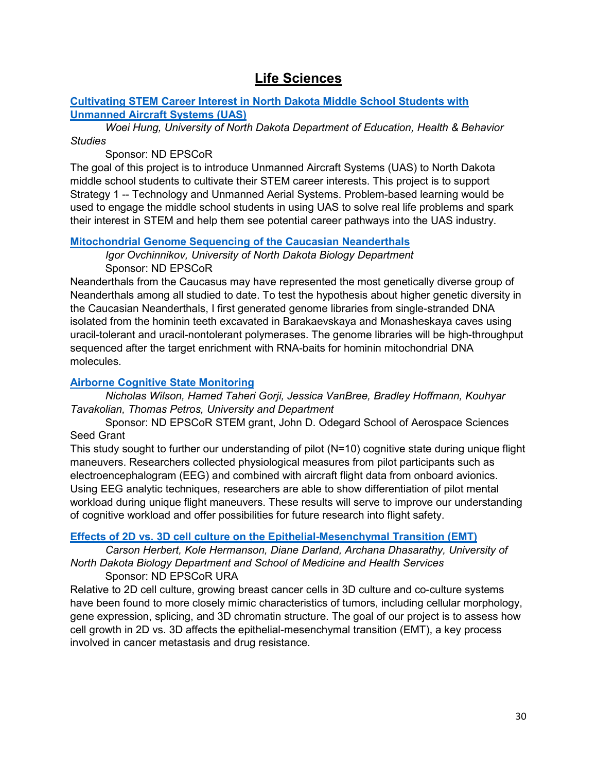# Life Sciences

### [Cultivating STEM Career Interest in North Dakota Middle School Students with Unmanned Aircraft Systems (UAS)]

*Woei Hung, University of North Dakota Department of Education, Health & Behavior Studies*

Sponsor: ND EPSCoR

The goal of this project is to introduce Unmanned Aircraft Systems (UAS) to North Dakota middle school students to cultivate their STEM career interests. This project is to support Strategy 1 -- Technology and Unmanned Aerial Systems. Problem-based learning would be used to engage the middle school students in using UAS to solve real life problems and spark their interest in STEM and help them see potential career pathways into the UAS industry.

### [Mitochondrial Genome Sequencing of the Caucasian Neanderthals]

*Igor Ovchinnikov, University of North Dakota Biology Department*

Sponsor: ND EPSCoR

Neanderthals from the Caucasus may have represented the most genetically diverse group of Neanderthals among all studied to date. To test the hypothesis about higher genetic diversity in the Caucasian Neanderthals, I first generated genome libraries from single-stranded DNA isolated from the hominin teeth excavated in Barakaevskaya and Monasheskaya caves using uracil-tolerant and uracil-nontolerant polymerases. The genome libraries will be high-throughput sequenced after the target enrichment with RNA-baits for hominin mitochondrial DNA molecules.

### [Airborne Cognitive State Monitoring]

*Nicholas Wilson, Hamed Taheri Gorji, Jessica VanBree, Bradley Hoffmann, Kouhyar Tavakolian, Thomas Petros, University and Department*

Sponsor: ND EPSCoR STEM grant, John D. Odegard School of Aerospace Sciences Seed Grant

This study sought to further our understanding of pilot (N=10) cognitive state during unique flight maneuvers. Researchers collected physiological measures from pilot participants such as electroencephalogram (EEG) and combined with aircraft flight data from onboard avionics. Using EEG analytic techniques, researchers are able to show differentiation of pilot mental workload during unique flight maneuvers. These results will serve to improve our understanding of cognitive workload and offer possibilities for future research into flight safety.

### [Effects of 2D vs. 3D cell culture on the Epithelial-Mesenchymal Transition (EMT)]

*Carson Herbert, Kole Hermanson, Diane Darland, Archana Dhasarathy, University of North Dakota Biology Department and School of Medicine and Health Services*

Sponsor: ND EPSCoR URA

Relative to 2D cell culture, growing breast cancer cells in 3D culture and co-culture systems have been found to more closely mimic characteristics of tumors, including cellular morphology, gene expression, splicing, and 3D chromatin structure. The goal of our project is to assess how cell growth in 2D vs. 3D affects the epithelial-mesenchymal transition (EMT), a key process involved in cancer metastasis and drug resistance.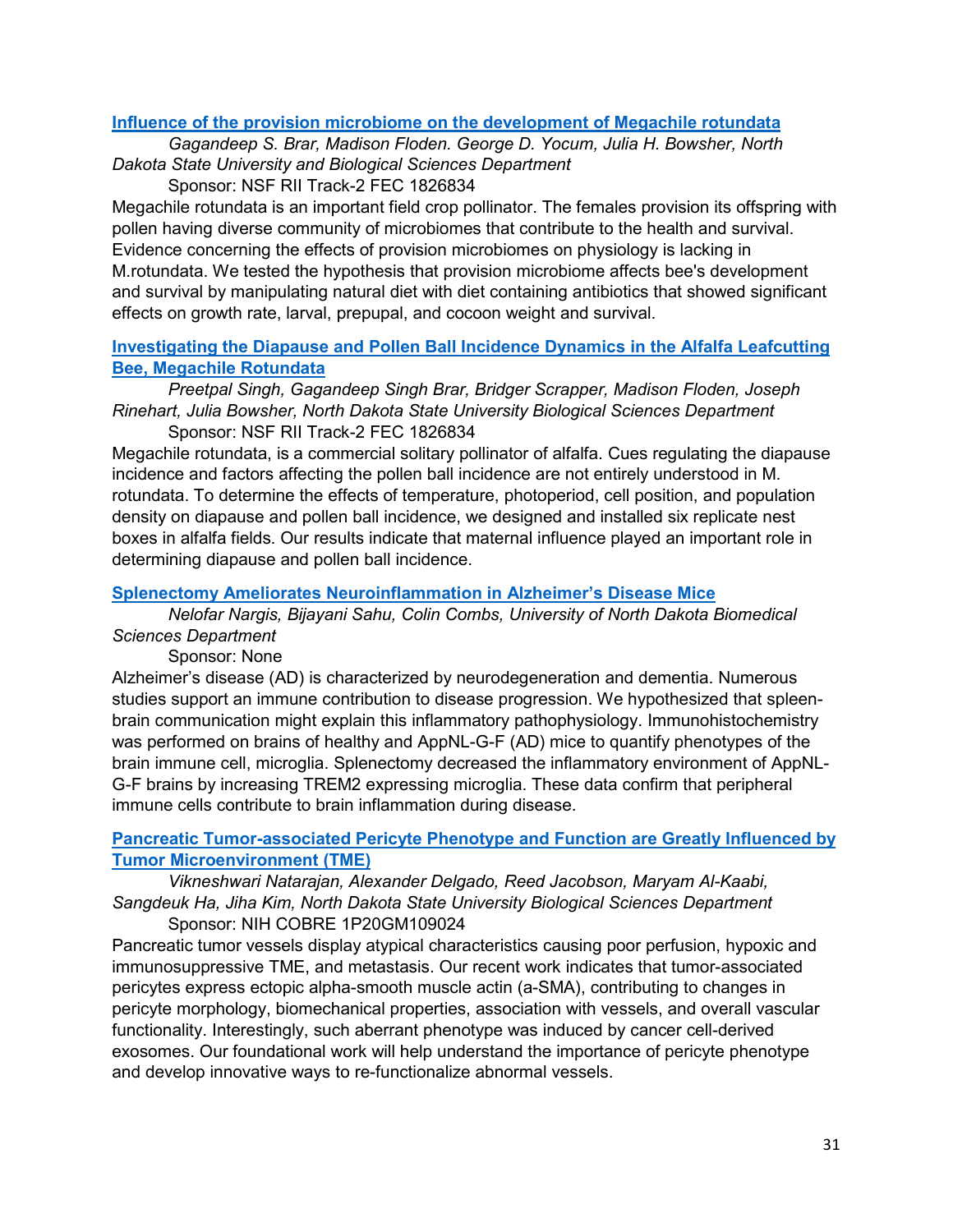### [Influence of the provision microbiome on the development of Megachile rotundata]()

*Gagandeep S. Brar, Madison Floden. George D. Yocum, Julia H. Bowsher, North Dakota State University and Biological Sciences Department*

Sponsor: NSF RII Track-2 FEC 1826834

Megachile rotundata is an important field crop pollinator. The females provision its offspring with pollen having diverse community of microbiomes that contribute to the health and survival. Evidence concerning the effects of provision microbiomes on physiology is lacking in M.rotundata. We tested the hypothesis that provision microbiome affects bee's development and survival by manipulating natural diet with diet containing antibiotics that showed significant effects on growth rate, larval, prepupal, and cocoon weight and survival.

### [Investigating the Diapause and Pollen Ball Incidence Dynamics in the Alfalfa Leafcutting Bee, Megachile Rotundata]()

*Preetpal Singh, Gagandeep Singh Brar, Bridger Scrapper, Madison Floden, Joseph Rinehart, Julia Bowsher, North Dakota State University Biological Sciences Department*

Sponsor: NSF RII Track-2 FEC 1826834

Megachile rotundata, is a commercial solitary pollinator of alfalfa. Cues regulating the diapause incidence and factors affecting the pollen ball incidence are not entirely understood in M. rotundata. To determine the effects of temperature, photoperiod, cell position, and population density on diapause and pollen ball incidence, we designed and installed six replicate nest boxes in alfalfa fields. Our results indicate that maternal influence played an important role in determining diapause and pollen ball incidence.

### [Splenectomy Ameliorates Neuroinflammation in Alzheimer's Disease Mice]()

*Nelofar Nargis, Bijayani Sahu, Colin Combs, University of North Dakota Biomedical Sciences Department*

Sponsor: None

Alzheimer's disease (AD) is characterized by neurodegeneration and dementia. Numerous studies support an immune contribution to disease progression. We hypothesized that spleen-brain communication might explain this inflammatory pathophysiology. Immunohistochemistry was performed on brains of healthy and AppNL-G-F (AD) mice to quantify phenotypes of the brain immune cell, microglia. Splenectomy decreased the inflammatory environment of AppNL-G-F brains by increasing TREM2 expressing microglia. These data confirm that peripheral immune cells contribute to brain inflammation during disease.

### [Pancreatic Tumor-associated Pericyte Phenotype and Function are Greatly Influenced by Tumor Microenvironment (TME)]()

*Vikneshwari Natarajan, Alexander Delgado, Reed Jacobson, Maryam Al-Kaabi, Sangdeuk Ha, Jiha Kim, North Dakota State University Biological Sciences Department*

Sponsor: NIH COBRE 1P20GM109024

Pancreatic tumor vessels display atypical characteristics causing poor perfusion, hypoxic and immunosuppressive TME, and metastasis. Our recent work indicates that tumor-associated pericytes express ectopic alpha-smooth muscle actin (a-SMA), contributing to changes in pericyte morphology, biomechanical properties, association with vessels, and overall vascular functionality. Interestingly, such aberrant phenotype was induced by cancer cell-derived exosomes. Our foundational work will help understand the importance of pericyte phenotype and develop innovative ways to re-functionalize abnormal vessels.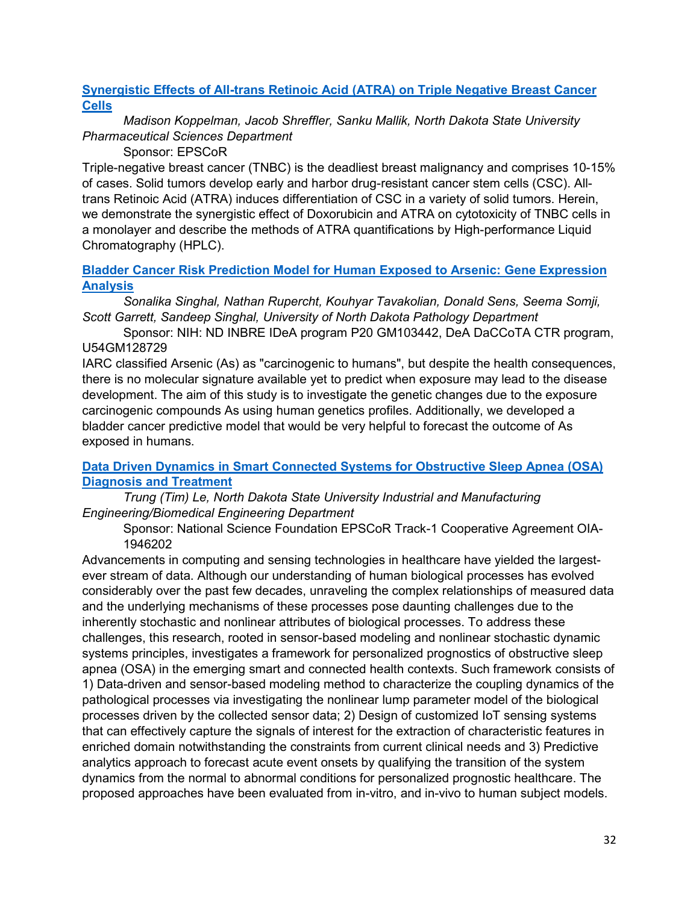### [Synergistic Effects of All-trans Retinoic Acid (ATRA) on Triple Negative Breast Cancer Cells]()

*Madison Koppelman, Jacob Shreffler, Sanku Mallik, North Dakota State University Pharmaceutical Sciences Department*

Sponsor: EPSCoR

Triple-negative breast cancer (TNBC) is the deadliest breast malignancy and comprises 10-15% of cases. Solid tumors develop early and harbor drug-resistant cancer stem cells (CSC). All-trans Retinoic Acid (ATRA) induces differentiation of CSC in a variety of solid tumors. Herein, we demonstrate the synergistic effect of Doxorubicin and ATRA on cytotoxicity of TNBC cells in a monolayer and describe the methods of ATRA quantifications by High-performance Liquid Chromatography (HPLC).

### [Bladder Cancer Risk Prediction Model for Human Exposed to Arsenic: Gene Expression Analysis]()

*Sonalika Singhal, Nathan Rupercht, Kouhyar Tavakolian, Donald Sens, Seema Somji, Scott Garrett, Sandeep Singhal, University of North Dakota Pathology Department*

Sponsor: NIH: ND INBRE IDeA program P20 GM103442, DeA DaCCoTA CTR program, U54GM128729

IARC classified Arsenic (As) as "carcinogenic to humans", but despite the health consequences, there is no molecular signature available yet to predict when exposure may lead to the disease development. The aim of this study is to investigate the genetic changes due to the exposure carcinogenic compounds As using human genetics profiles. Additionally, we developed a bladder cancer predictive model that would be very helpful to forecast the outcome of As exposed in humans.

### [Data Driven Dynamics in Smart Connected Systems for Obstructive Sleep Apnea (OSA) Diagnosis and Treatment]()

*Trung (Tim) Le, North Dakota State University Industrial and Manufacturing Engineering/Biomedical Engineering Department*

Sponsor: National Science Foundation EPSCoR Track-1 Cooperative Agreement OIA-1946202

Advancements in computing and sensing technologies in healthcare have yielded the largest-ever stream of data. Although our understanding of human biological processes has evolved considerably over the past few decades, unraveling the complex relationships of measured data and the underlying mechanisms of these processes pose daunting challenges due to the inherently stochastic and nonlinear attributes of biological processes. To address these challenges, this research, rooted in sensor-based modeling and nonlinear stochastic dynamic systems principles, investigates a framework for personalized prognostics of obstructive sleep apnea (OSA) in the emerging smart and connected health contexts. Such framework consists of 1) Data-driven and sensor-based modeling method to characterize the coupling dynamics of the pathological processes via investigating the nonlinear lump parameter model of the biological processes driven by the collected sensor data; 2) Design of customized IoT sensing systems that can effectively capture the signals of interest for the extraction of characteristic features in enriched domain notwithstanding the constraints from current clinical needs and 3) Predictive analytics approach to forecast acute event onsets by qualifying the transition of the system dynamics from the normal to abnormal conditions for personalized prognostic healthcare. The proposed approaches have been evaluated from in-vitro, and in-vivo to human subject models.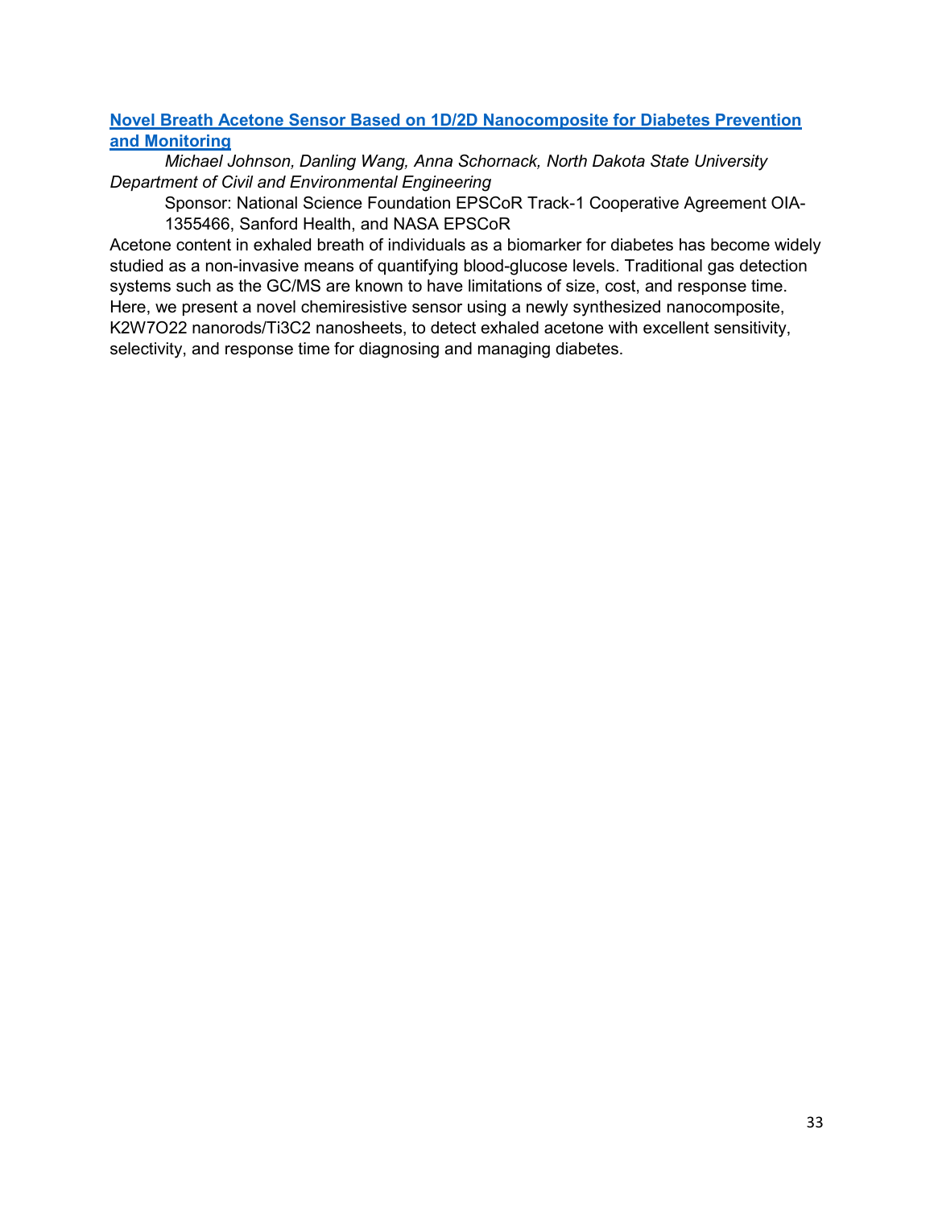**Novel Breath Acetone Sensor Based on 1D/2D Nanocomposite for Diabetes Prevention and Monitoring**

*Michael Johnson, Danling Wang, Anna Schornack, North Dakota State University Department of Civil and Environmental Engineering*

Sponsor: National Science Foundation EPSCoR Track-1 Cooperative Agreement OIA-1355466, Sanford Health, and NASA EPSCoR

Acetone content in exhaled breath of individuals as a biomarker for diabetes has become widely studied as a non-invasive means of quantifying blood-glucose levels. Traditional gas detection systems such as the GC/MS are known to have limitations of size, cost, and response time. Here, we present a novel chemiresistive sensor using a newly synthesized nanocomposite, $K_2W_7O_{22}$ nanorods/$Ti_3C_2$ nanosheets, to detect exhaled acetone with excellent sensitivity, selectivity, and response time for diagnosing and managing diabetes.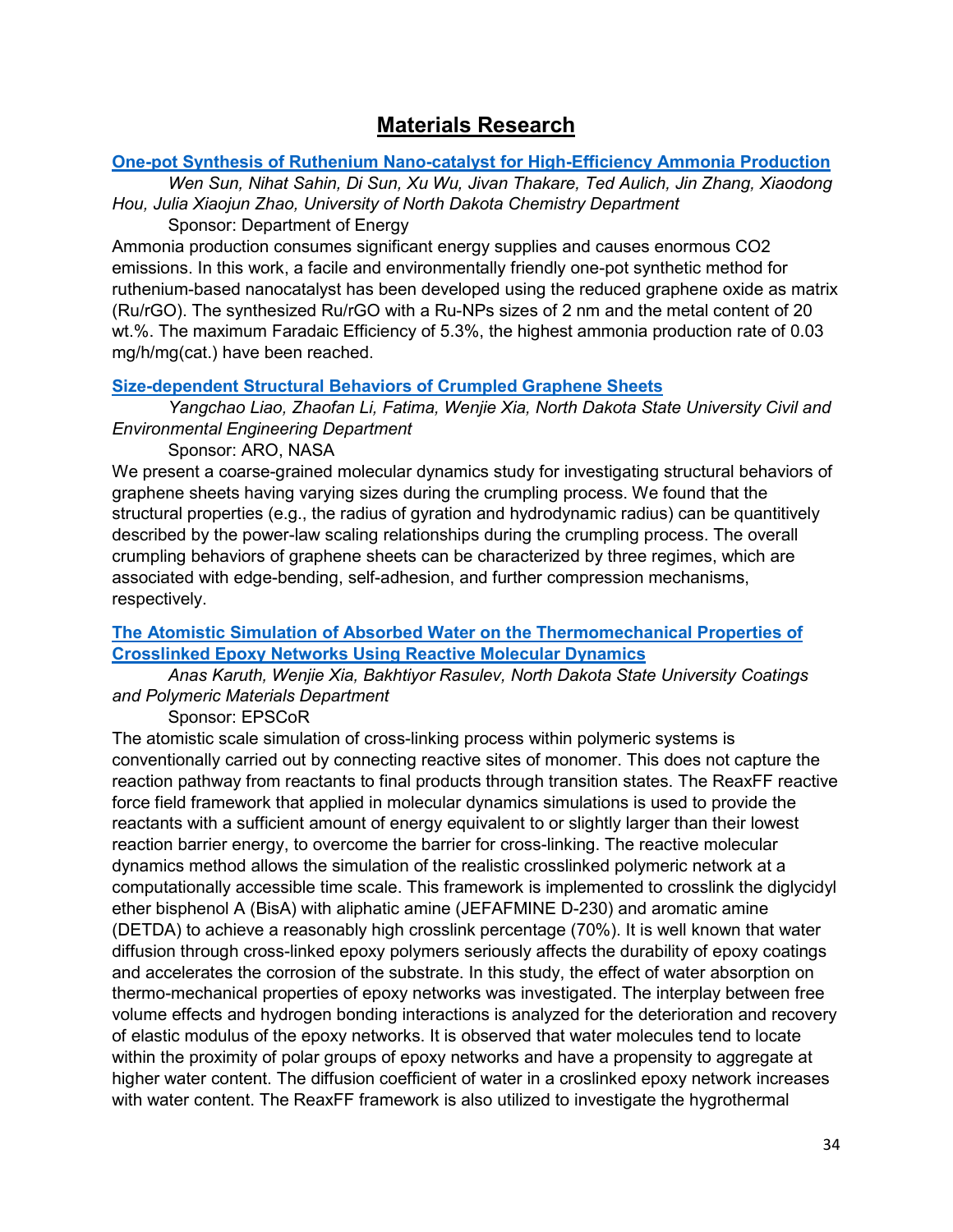# Materials Research

### [One-pot Synthesis of Ruthenium Nano-catalyst for High-Efficiency Ammonia Production]

*Wen Sun, Nihat Sahin, Di Sun, Xu Wu, Jivan Thakare, Ted Aulich, Jin Zhang, Xiaodong Hou, Julia Xiaojun Zhao, University of North Dakota Chemistry Department*

Sponsor: Department of Energy

Ammonia production consumes significant energy supplies and causes enormous $CO_2$ emissions. In this work, a facile and environmentally friendly one-pot synthetic method for ruthenium-based nanocatalyst has been developed using the reduced graphene oxide as matrix (Ru/rGO). The synthesized Ru/rGO with a Ru-NPs sizes of 2 nm and the metal content of 20 wt.%. The maximum Faradaic Efficiency of 5.3%, the highest ammonia production rate of 0.03 mg/h/mg(cat.) have been reached.

### [Size-dependent Structural Behaviors of Crumpled Graphene Sheets]

*Yangchao Liao, Zhaofan Li, Fatima, Wenjie Xia, North Dakota State University Civil and Environmental Engineering Department*

Sponsor: ARO, NASA

We present a coarse-grained molecular dynamics study for investigating structural behaviors of graphene sheets having varying sizes during the crumpling process. We found that the structural properties (e.g., the radius of gyration and hydrodynamic radius) can be quantitively described by the power-law scaling relationships during the crumpling process. The overall crumpling behaviors of graphene sheets can be characterized by three regimes, which are associated with edge-bending, self-adhesion, and further compression mechanisms, respectively.

### [The Atomistic Simulation of Absorbed Water on the Thermomechanical Properties of Crosslinked Epoxy Networks Using Reactive Molecular Dynamics]

*Anas Karuth, Wenjie Xia, Bakhtiyor Rasulev, North Dakota State University Coatings and Polymeric Materials Department*

Sponsor: EPSCoR

The atomistic scale simulation of cross-linking process within polymeric systems is conventionally carried out by connecting reactive sites of monomer. This does not capture the reaction pathway from reactants to final products through transition states. The ReaxFF reactive force field framework that applied in molecular dynamics simulations is used to provide the reactants with a sufficient amount of energy equivalent to or slightly larger than their lowest reaction barrier energy, to overcome the barrier for cross-linking. The reactive molecular dynamics method allows the simulation of the realistic crosslinked polymeric network at a computationally accessible time scale. This framework is implemented to crosslink the diglycidyl ether bisphenol A (BisA) with aliphatic amine (JEFAFMINE D-230) and aromatic amine (DETDA) to achieve a reasonably high crosslink percentage (70%). It is well known that water diffusion through cross-linked epoxy polymers seriously affects the durability of epoxy coatings and accelerates the corrosion of the substrate. In this study, the effect of water absorption on thermo-mechanical properties of epoxy networks was investigated. The interplay between free volume effects and hydrogen bonding interactions is analyzed for the deterioration and recovery of elastic modulus of the epoxy networks. It is observed that water molecules tend to locate within the proximity of polar groups of epoxy networks and have a propensity to aggregate at higher water content. The diffusion coefficient of water in a croslinked epoxy network increases with water content. The ReaxFF framework is also utilized to investigate the hygrothermal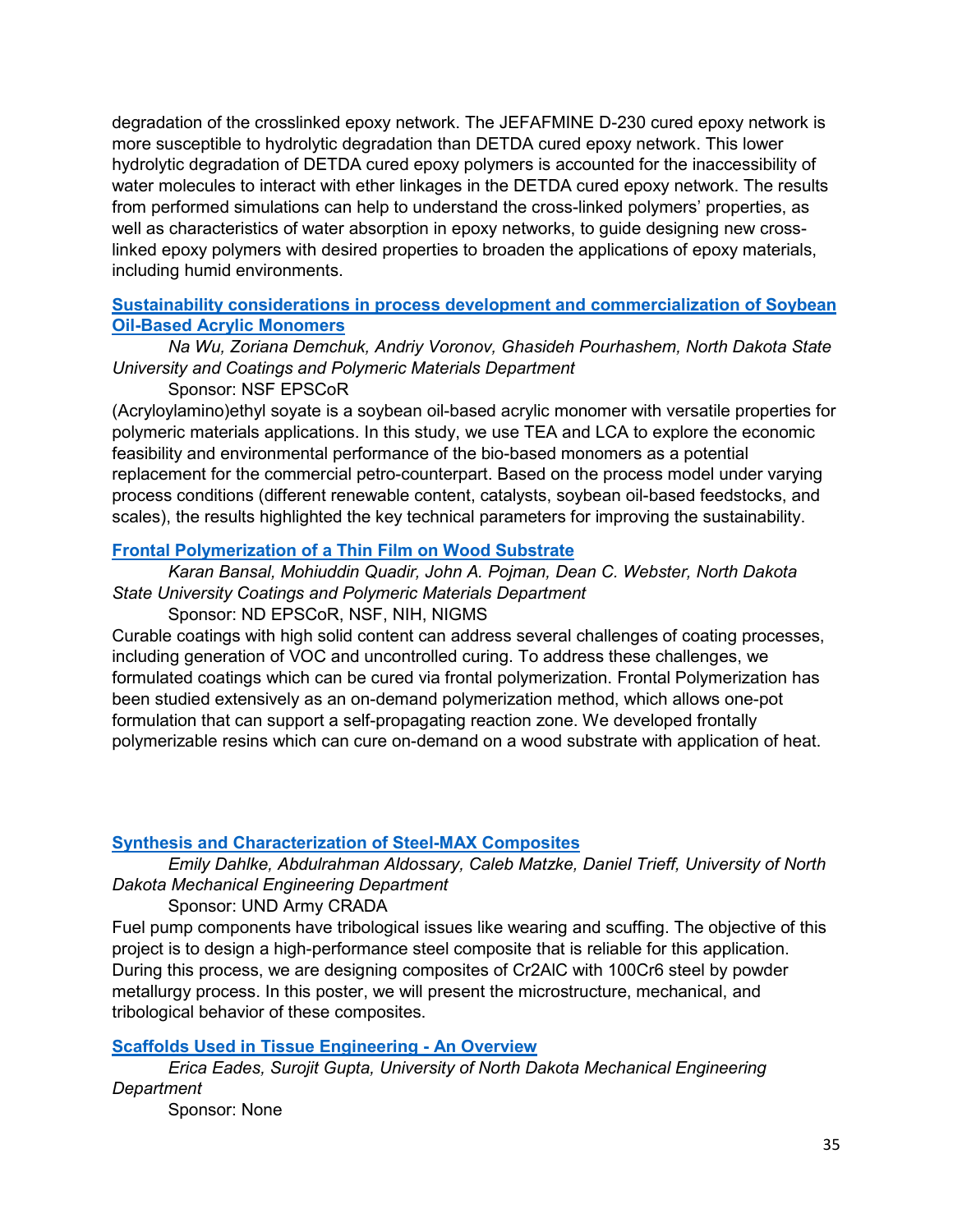degradation of the crosslinked epoxy network. The JEFAFMINE D-230 cured epoxy network is more susceptible to hydrolytic degradation than DETDA cured epoxy network. This lower hydrolytic degradation of DETDA cured epoxy polymers is accounted for the inaccessibility of water molecules to interact with ether linkages in the DETDA cured epoxy network. The results from performed simulations can help to understand the cross-linked polymers' properties, as well as characteristics of water absorption in epoxy networks, to guide designing new cross-linked epoxy polymers with desired properties to broaden the applications of epoxy materials, including humid environments.

### Sustainability considerations in process development and commercialization of Soybean Oil-Based Acrylic Monomers

*Na Wu, Zoriana Demchuk, Andriy Voronov, Ghasideh Pourhashem, North Dakota State University and Coatings and Polymeric Materials Department*

Sponsor: NSF EPSCoR

(Acryloylamino)ethyl soyate is a soybean oil-based acrylic monomer with versatile properties for polymeric materials applications. In this study, we use TEA and LCA to explore the economic feasibility and environmental performance of the bio-based monomers as a potential replacement for the commercial petro-counterpart. Based on the process model under varying process conditions (different renewable content, catalysts, soybean oil-based feedstocks, and scales), the results highlighted the key technical parameters for improving the sustainability.

### Frontal Polymerization of a Thin Film on Wood Substrate

*Karan Bansal, Mohiuddin Quadir, John A. Pojman, Dean C. Webster, North Dakota State University Coatings and Polymeric Materials Department*

Sponsor: ND EPSCoR, NSF, NIH, NIGMS

Curable coatings with high solid content can address several challenges of coating processes, including generation of VOC and uncontrolled curing. To address these challenges, we formulated coatings which can be cured via frontal polymerization. Frontal Polymerization has been studied extensively as an on-demand polymerization method, which allows one-pot formulation that can support a self-propagating reaction zone. We developed frontally polymerizable resins which can cure on-demand on a wood substrate with application of heat.

### Synthesis and Characterization of Steel-MAX Composites

*Emily Dahlke, Abdulrahman Aldossary, Caleb Matzke, Daniel Trieff, University of North Dakota Mechanical Engineering Department*

Sponsor: UND Army CRADA

Fuel pump components have tribological issues like wearing and scuffing. The objective of this project is to design a high-performance steel composite that is reliable for this application. During this process, we are designing composites of $Cr_2AlC$ with 100Cr6 steel by powder metallurgy process. In this poster, we will present the microstructure, mechanical, and tribological behavior of these composites.

### Scaffolds Used in Tissue Engineering - An Overview

*Erica Eades, Surojit Gupta, University of North Dakota Mechanical Engineering Department*

Sponsor: None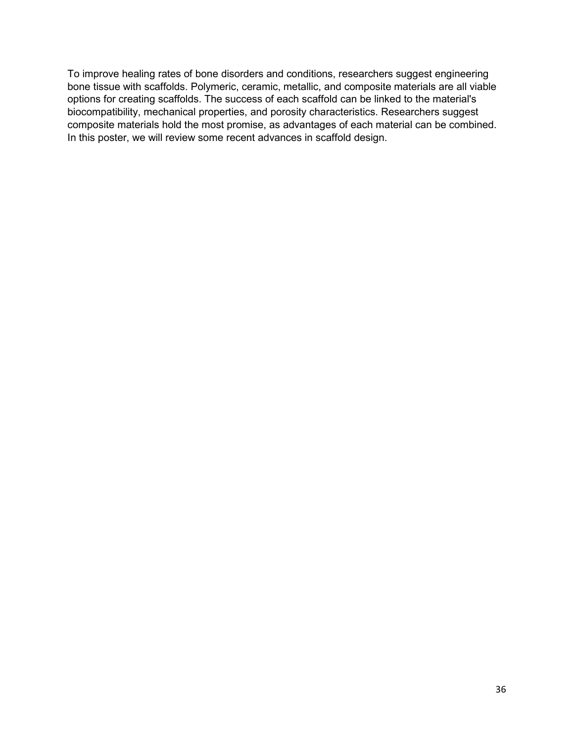To improve healing rates of bone disorders and conditions, researchers suggest engineering bone tissue with scaffolds. Polymeric, ceramic, metallic, and composite materials are all viable options for creating scaffolds. The success of each scaffold can be linked to the material's biocompatibility, mechanical properties, and porosity characteristics. Researchers suggest composite materials hold the most promise, as advantages of each material can be combined. In this poster, we will review some recent advances in scaffold design.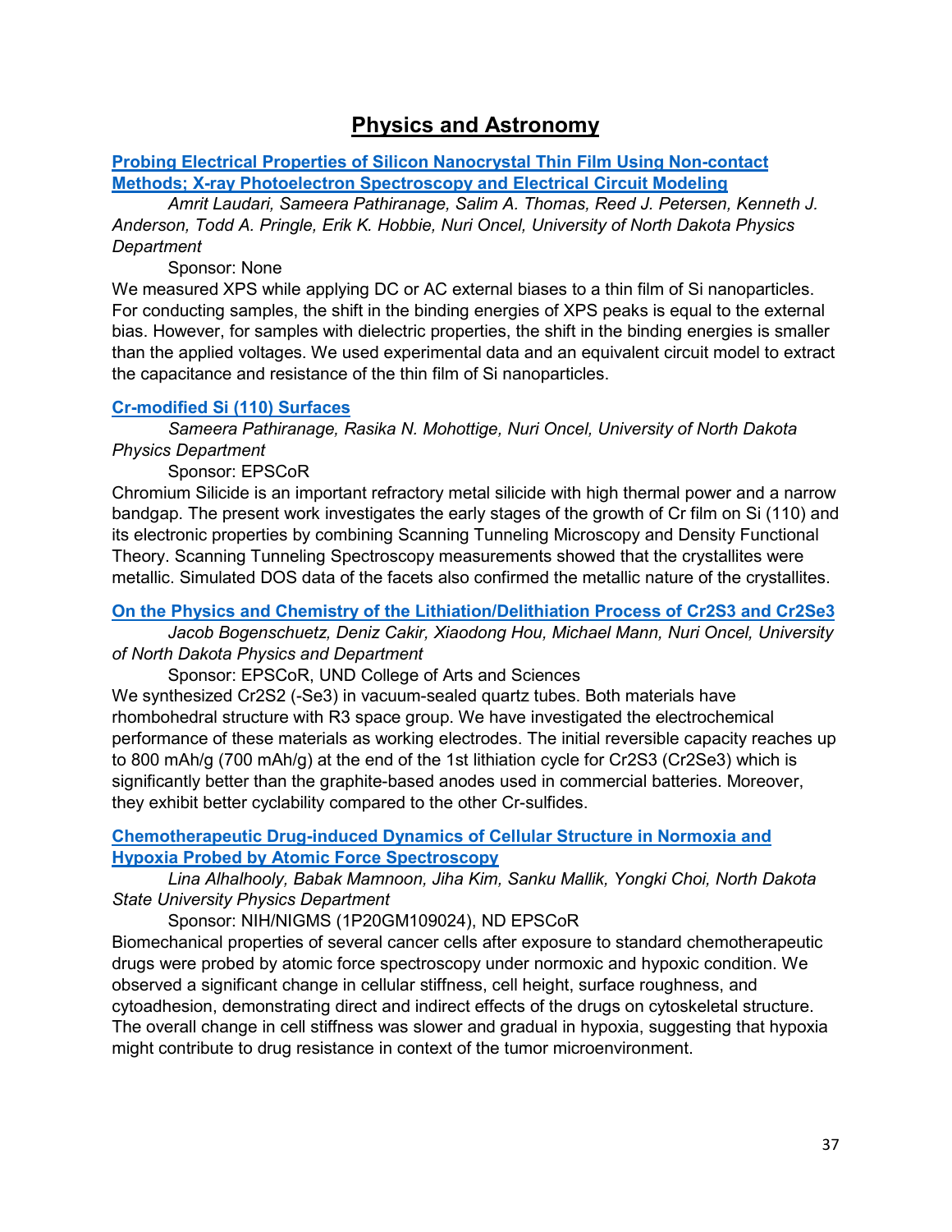# Physics and Astronomy

### Probing Electrical Properties of Silicon Nanocrystal Thin Film Using Non-contact Methods; X-ray Photoelectron Spectroscopy and Electrical Circuit Modeling

*Amrit Laudari, Sameera Pathiranage, Salim A. Thomas, Reed J. Petersen, Kenneth J. Anderson, Todd A. Pringle, Erik K. Hobbie, Nuri Oncel, University of North Dakota Physics Department*

Sponsor: None

We measured XPS while applying DC or AC external biases to a thin film of Si nanoparticles. For conducting samples, the shift in the binding energies of XPS peaks is equal to the external bias. However, for samples with dielectric properties, the shift in the binding energies is smaller than the applied voltages. We used experimental data and an equivalent circuit model to extract the capacitance and resistance of the thin film of Si nanoparticles.

### Cr-modified Si (110) Surfaces

*Sameera Pathiranage, Rasika N. Mohottige, Nuri Oncel, University of North Dakota Physics Department*

Sponsor: EPSCoR

Chromium Silicide is an important refractory metal silicide with high thermal power and a narrow bandgap. The present work investigates the early stages of the growth of Cr film on Si (110) and its electronic properties by combining Scanning Tunneling Microscopy and Density Functional Theory. Scanning Tunneling Spectroscopy measurements showed that the crystallites were metallic. Simulated DOS data of the facets also confirmed the metallic nature of the crystallites.

### On the Physics and Chemistry of the Lithiation/Delithiation Process of $Cr_2S_3$ and $Cr_2Se_3$

*Jacob Bogenschuetz, Deniz Cakir, Xiaodong Hou, Michael Mann, Nuri Oncel, University of North Dakota Physics and Department*

Sponsor: EPSCoR, UND College of Arts and Sciences

We synthesized $Cr_2S_2$ (-$Se_3$) in vacuum-sealed quartz tubes. Both materials have rhombohedral structure with R3 space group. We have investigated the electrochemical performance of these materials as working electrodes. The initial reversible capacity reaches up to 800 mAh/g (700 mAh/g) at the end of the 1st lithiation cycle for $Cr_2S_3$ ($Cr_2Se_3$) which is significantly better than the graphite-based anodes used in commercial batteries. Moreover, they exhibit better cyclability compared to the other Cr-sulfides.

### Chemotherapeutic Drug-induced Dynamics of Cellular Structure in Normoxia and Hypoxia Probed by Atomic Force Spectroscopy

*Lina Alhalhooly, Babak Mamnoon, Jiha Kim, Sanku Mallik, Yongki Choi, North Dakota State University Physics Department*

Sponsor: NIH/NIGMS (1P20GM109024), ND EPSCoR

Biomechanical properties of several cancer cells after exposure to standard chemotherapeutic drugs were probed by atomic force spectroscopy under normoxic and hypoxic condition. We observed a significant change in cellular stiffness, cell height, surface roughness, and cytoadhesion, demonstrating direct and indirect effects of the drugs on cytoskeletal structure. The overall change in cell stiffness was slower and gradual in hypoxia, suggesting that hypoxia might contribute to drug resistance in context of the tumor microenvironment.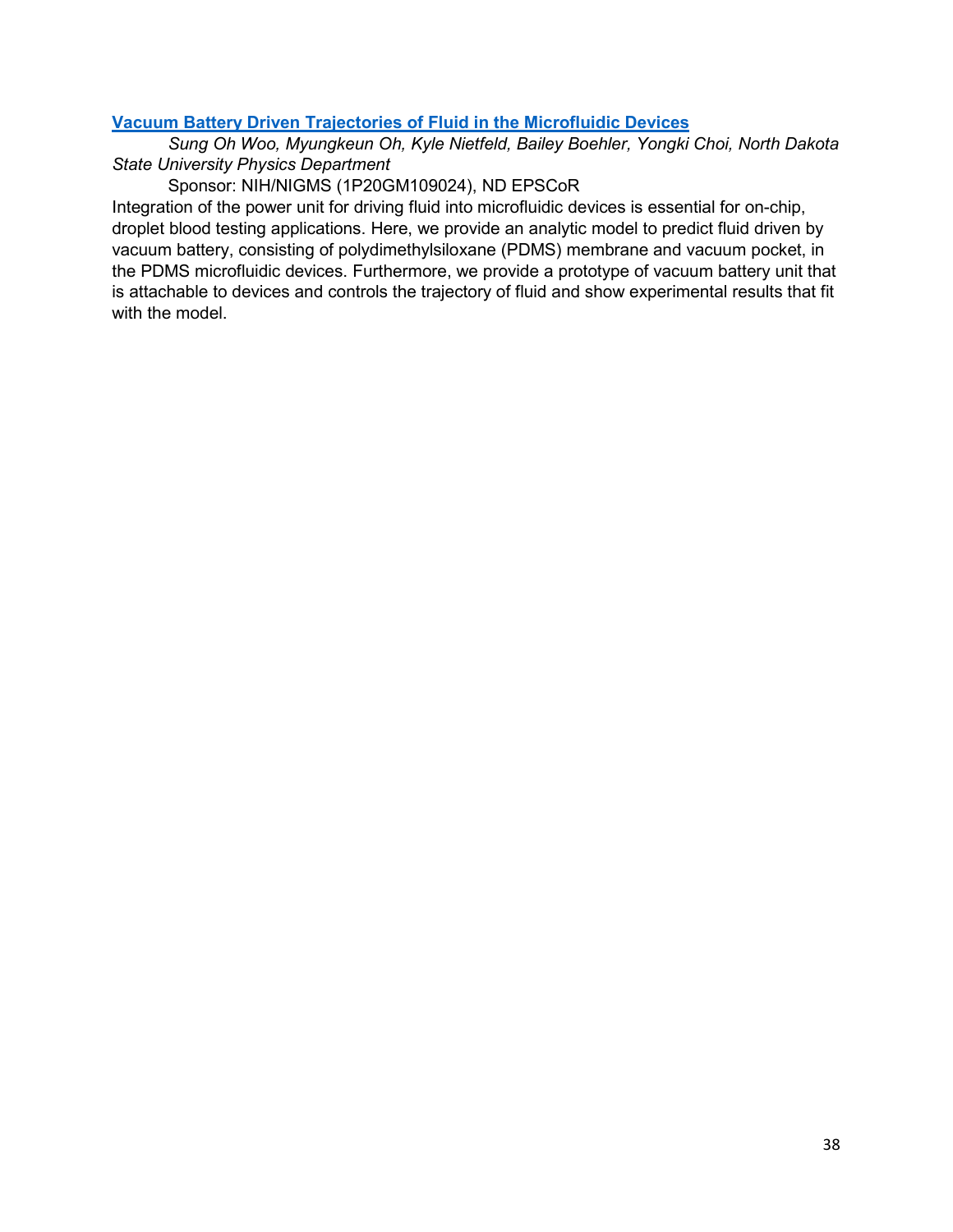### [Vacuum Battery Driven Trajectories of Fluid in the Microfluidic Devices]

*Sung Oh Woo, Myungkeun Oh, Kyle Nietfeld, Bailey Boehler, Yongki Choi, North Dakota State University Physics Department*

Sponsor: NIH/NIGMS (1P20GM109024), ND EPSCoR

Integration of the power unit for driving fluid into microfluidic devices is essential for on-chip, droplet blood testing applications. Here, we provide an analytic model to predict fluid driven by vacuum battery, consisting of polydimethylsiloxane (PDMS) membrane and vacuum pocket, in the PDMS microfluidic devices. Furthermore, we provide a prototype of vacuum battery unit that is attachable to devices and controls the trajectory of fluid and show experimental results that fit with the model.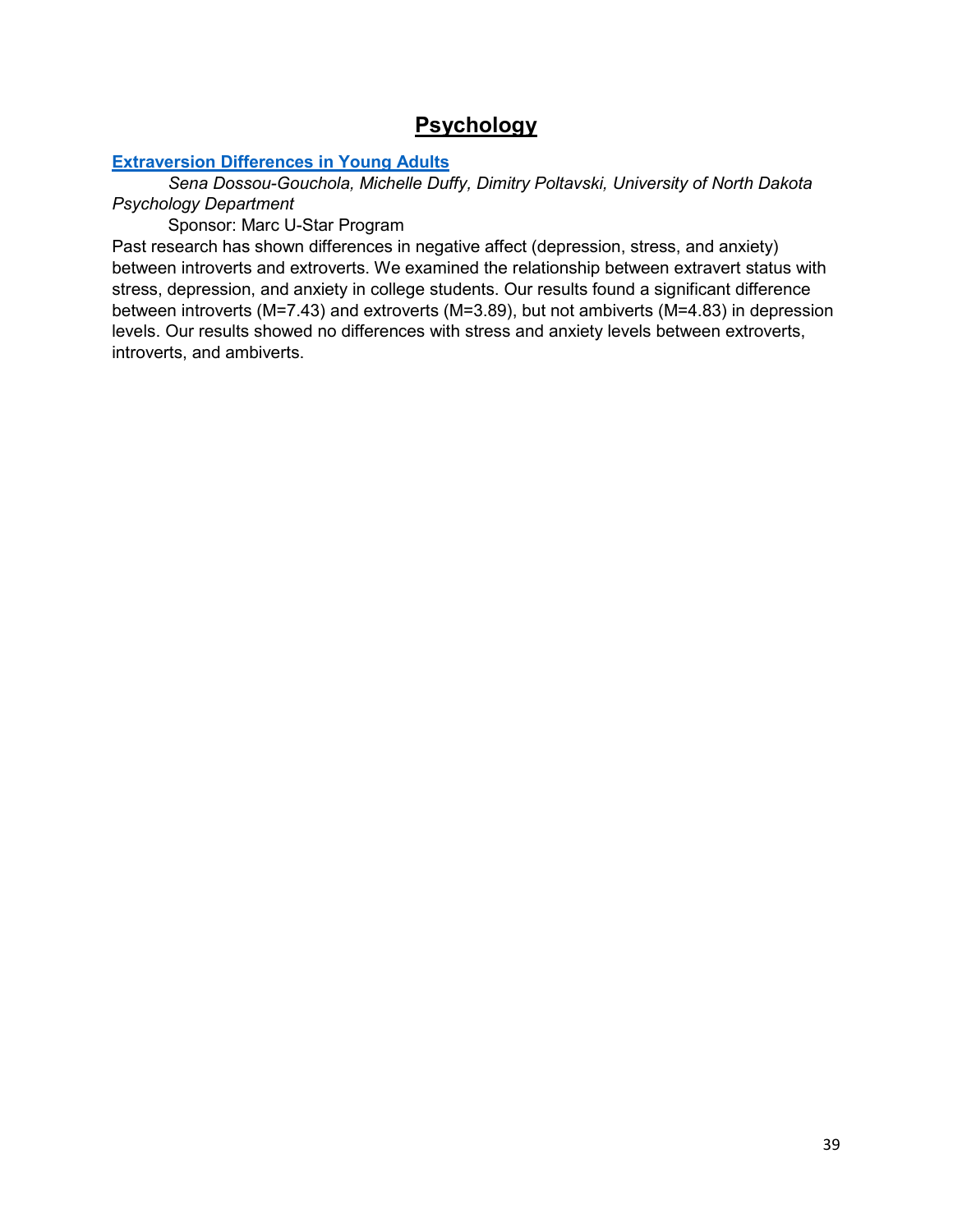# Psychology

**Extraversion Differences in Young Adults**

*Sena Dossou-Gouchola, Michelle Duffy, Dimitry Poltavski, University of North Dakota Psychology Department*

Sponsor: Marc U-Star Program

Past research has shown differences in negative affect (depression, stress, and anxiety) between introverts and extroverts. We examined the relationship between extravert status with stress, depression, and anxiety in college students. Our results found a significant difference between introverts (M=7.43) and extroverts (M=3.89), but not ambiverts (M=4.83) in depression levels. Our results showed no differences with stress and anxiety levels between extroverts, introverts, and ambiverts.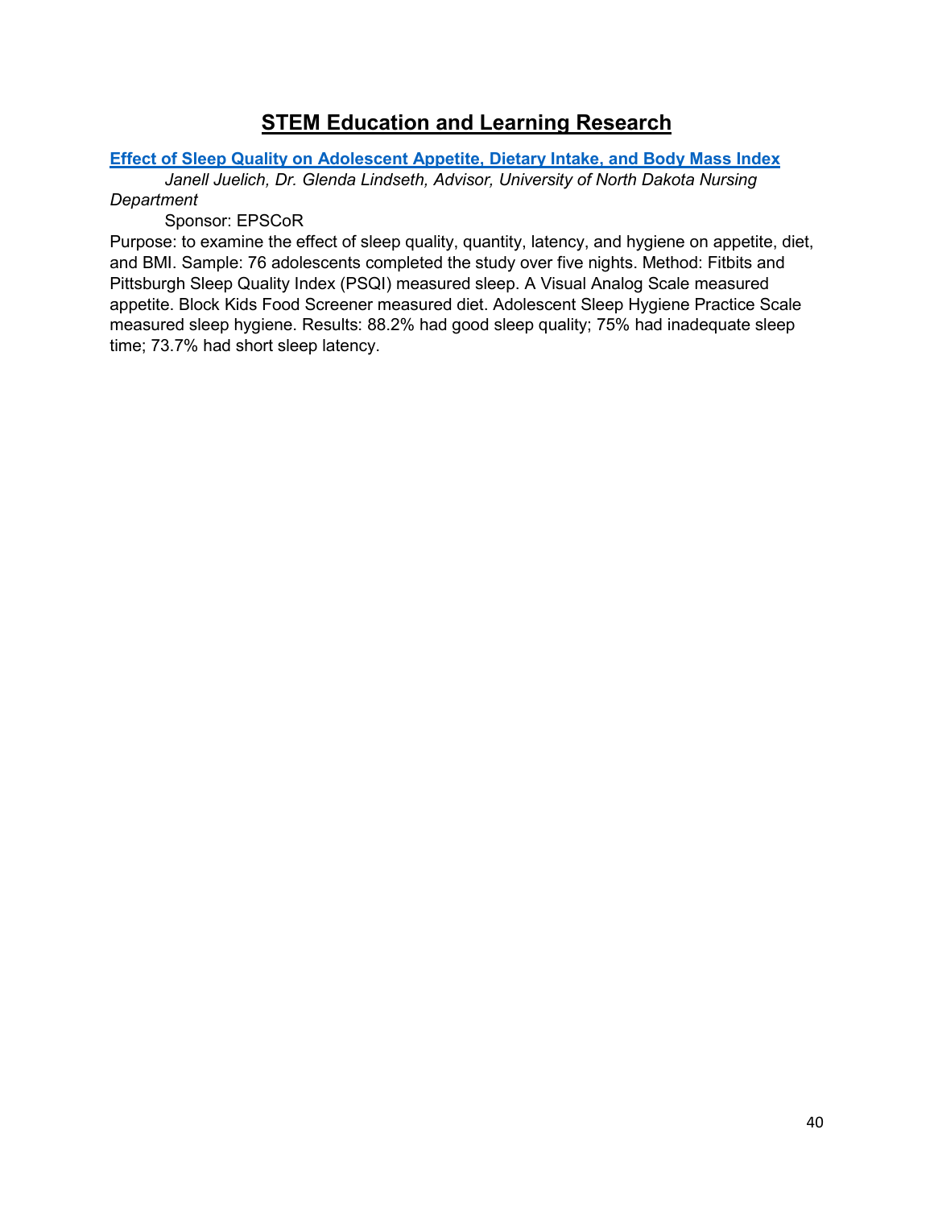## STEM Education and Learning Research

**Effect of Sleep Quality on Adolescent Appetite, Dietary Intake, and Body Mass Index**

*Janell Juelich, Dr. Glenda Lindseth, Advisor, University of North Dakota Nursing Department*

Sponsor: EPSCoR

Purpose: to examine the effect of sleep quality, quantity, latency, and hygiene on appetite, diet, and BMI. Sample: 76 adolescents completed the study over five nights. Method: Fitbits and Pittsburgh Sleep Quality Index (PSQI) measured sleep. A Visual Analog Scale measured appetite. Block Kids Food Screener measured diet. Adolescent Sleep Hygiene Practice Scale measured sleep hygiene. Results: 88.2% had good sleep quality; 75% had inadequate sleep time; 73.7% had short sleep latency.